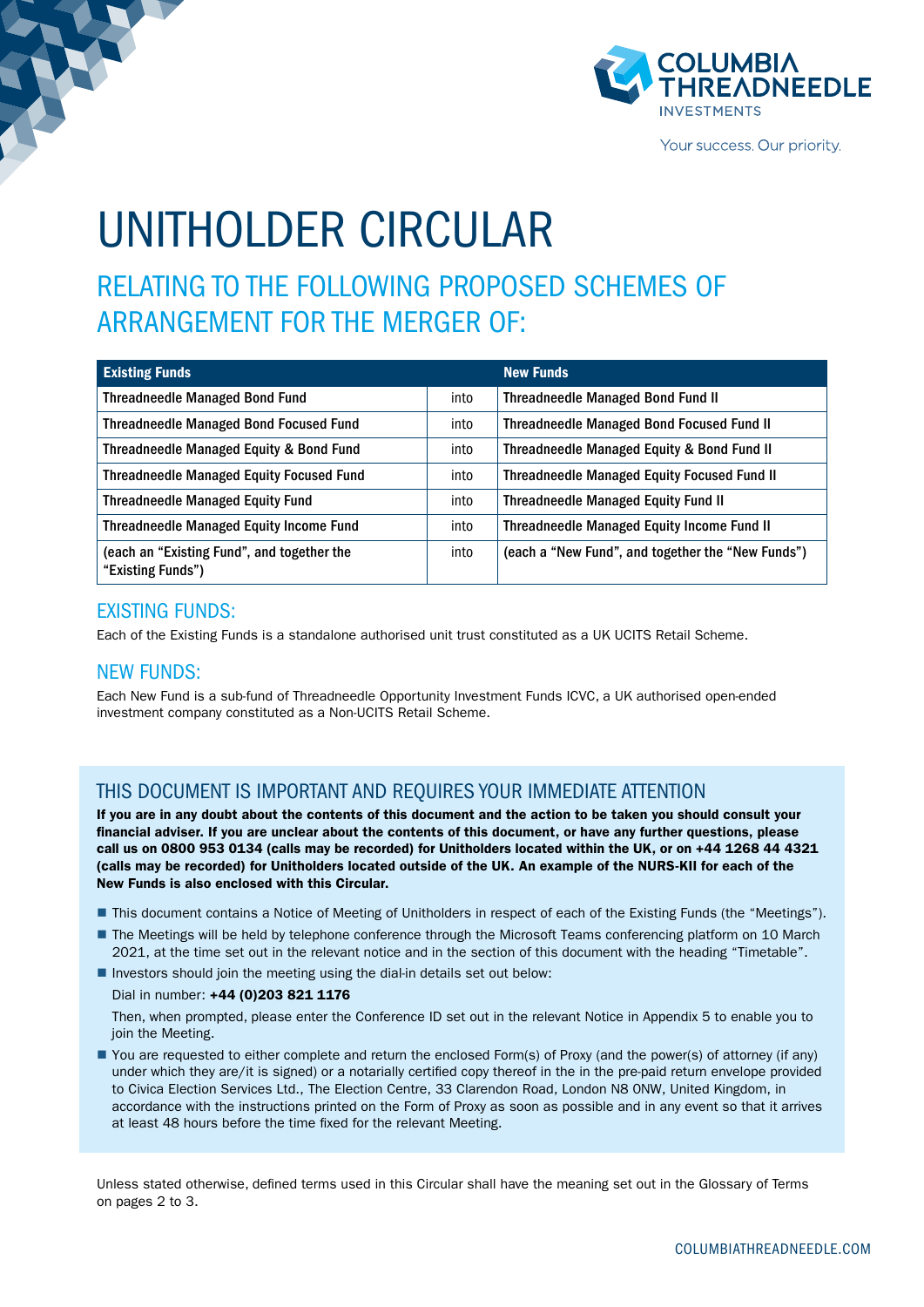COLUMBIA THREADNEEDLE INVESTMENTS

Your success. Our priority.

# UNITHOLDER CIRCULAR

## RELATING TO THE FOLLOWING PROPOSED SCHEMES OF ARRANGEMENT FOR THE MERGER OF:

| Existing Funds | | New Funds |
|---|---|---|
| Threadneedle Managed Bond Fund | into | Threadneedle Managed Bond Fund II |
| Threadneedle Managed Bond Focused Fund | into | Threadneedle Managed Bond Focused Fund II |
| Threadneedle Managed Equity & Bond Fund | into | Threadneedle Managed Equity & Bond Fund II |
| Threadneedle Managed Equity Focused Fund | into | Threadneedle Managed Equity Focused Fund II |
| Threadneedle Managed Equity Fund | into | Threadneedle Managed Equity Fund II |
| Threadneedle Managed Equity Income Fund | into | Threadneedle Managed Equity Income Fund II |
| (each an "Existing Fund", and together the "Existing Funds") | into | (each a "New Fund", and together the "New Funds") |

## EXISTING FUNDS:

Each of the Existing Funds is a standalone authorised unit trust constituted as a UK UCITS Retail Scheme.

## NEW FUNDS:

Each New Fund is a sub-fund of Threadneedle Opportunity Investment Funds ICVC, a UK authorised open-ended investment company constituted as a Non-UCITS Retail Scheme.

## THIS DOCUMENT IS IMPORTANT AND REQUIRES YOUR IMMEDIATE ATTENTION

**If you are in any doubt about the contents of this document and the action to be taken you should consult your financial adviser. If you are unclear about the contents of this document, or have any further questions, please call us on 0800 953 0134 (calls may be recorded) for Unitholders located within the UK, or on +44 1268 44 4321 (calls may be recorded) for Unitholders located outside of the UK. An example of the NURS-KII for each of the New Funds is also enclosed with this Circular.**

- This document contains a Notice of Meeting of Unitholders in respect of each of the Existing Funds (the "Meetings").
- The Meetings will be held by telephone conference through the Microsoft Teams conferencing platform on 10 March 2021, at the time set out in the relevant notice and in the section of this document with the heading "Timetable".
- Investors should join the meeting using the dial-in details set out below:

  Dial in number: **+44 (0)203 821 1176**

  Then, when prompted, please enter the Conference ID set out in the relevant Notice in Appendix 5 to enable you to join the Meeting.
- You are requested to either complete and return the enclosed Form(s) of Proxy (and the power(s) of attorney (if any) under which they are/it is signed) or a notarially certified copy thereof in the in the pre-paid return envelope provided to Civica Election Services Ltd., The Election Centre, 33 Clarendon Road, London N8 0NW, United Kingdom, in accordance with the instructions printed on the Form of Proxy as soon as possible and in any event so that it arrives at least 48 hours before the time fixed for the relevant Meeting.

Unless stated otherwise, defined terms used in this Circular shall have the meaning set out in the Glossary of Terms on pages 2 to 3.

COLUMBIATHREADNEEDLE.COM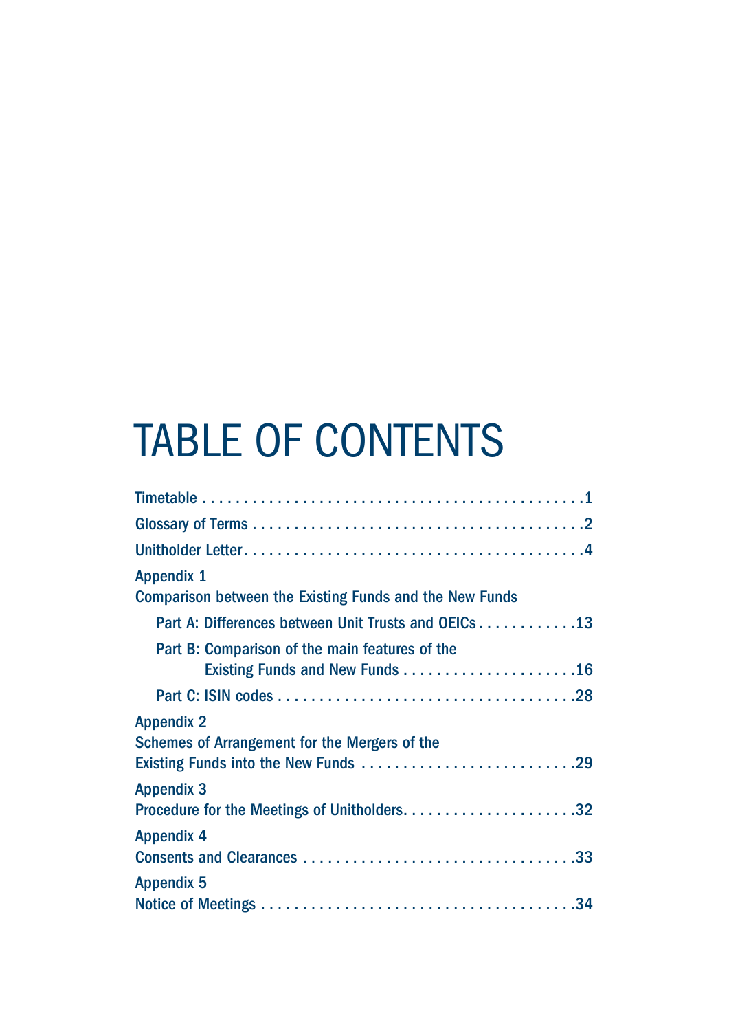# TABLE OF CONTENTS

Timetable . . . . . . . . . . . . . . . . . . . . . . . . . . . . . . . . . . . . . . . . . . . . . .1

Glossary of Terms . . . . . . . . . . . . . . . . . . . . . . . . . . . . . . . . . . . . . . . .2

Unitholder Letter . . . . . . . . . . . . . . . . . . . . . . . . . . . . . . . . . . . . . . . . .4

Appendix 1
Comparison between the Existing Funds and the New Funds

- Part A: Differences between Unit Trusts and OEICs . . . . . . . . . . . .13
- Part B: Comparison of the main features of the Existing Funds and New Funds . . . . . . . . . . . . . . . . . . . . .16
- Part C: ISIN codes . . . . . . . . . . . . . . . . . . . . . . . . . . . . . . . . . . .28

Appendix 2
Schemes of Arrangement for the Mergers of the Existing Funds into the New Funds . . . . . . . . . . . . . . . . . . . . . . . . . .29

Appendix 3
Procedure for the Meetings of Unitholders. . . . . . . . . . . . . . . . . . . . .32

Appendix 4
Consents and Clearances . . . . . . . . . . . . . . . . . . . . . . . . . . . . . . . .33

Appendix 5
Notice of Meetings . . . . . . . . . . . . . . . . . . . . . . . . . . . . . . . . . . . . .34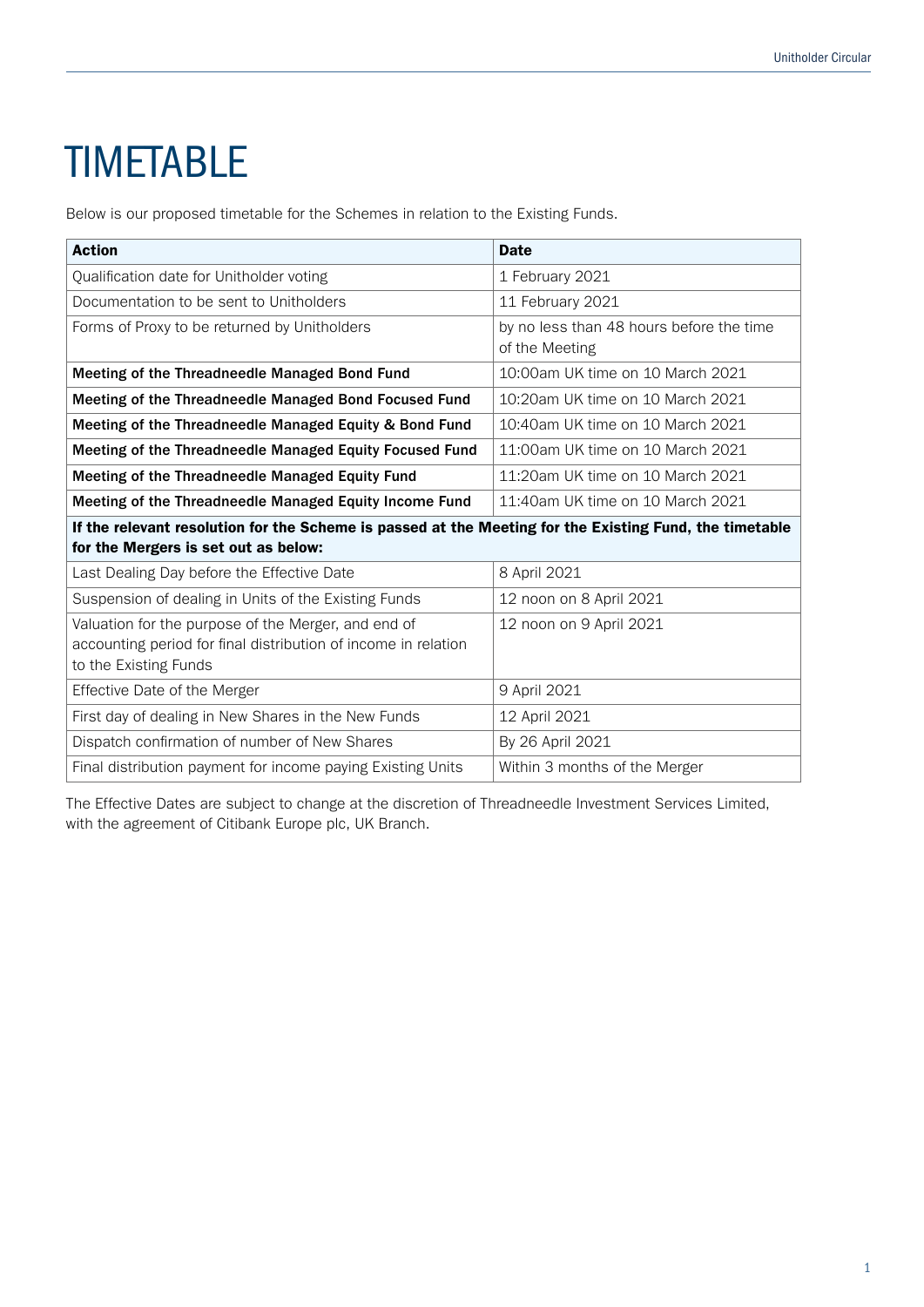# TIMETABLE

Below is our proposed timetable for the Schemes in relation to the Existing Funds.

| Action | Date |
|---|---|
| Qualification date for Unitholder voting | 1 February 2021 |
| Documentation to be sent to Unitholders | 11 February 2021 |
| Forms of Proxy to be returned by Unitholders | by no less than 48 hours before the time of the Meeting |
| **Meeting of the Threadneedle Managed Bond Fund** | 10:00am UK time on 10 March 2021 |
| **Meeting of the Threadneedle Managed Bond Focused Fund** | 10:20am UK time on 10 March 2021 |
| **Meeting of the Threadneedle Managed Equity & Bond Fund** | 10:40am UK time on 10 March 2021 |
| **Meeting of the Threadneedle Managed Equity Focused Fund** | 11:00am UK time on 10 March 2021 |
| **Meeting of the Threadneedle Managed Equity Fund** | 11:20am UK time on 10 March 2021 |
| **Meeting of the Threadneedle Managed Equity Income Fund** | 11:40am UK time on 10 March 2021 |
| **If the relevant resolution for the Scheme is passed at the Meeting for the Existing Fund, the timetable for the Mergers is set out as below:** | |
| Last Dealing Day before the Effective Date | 8 April 2021 |
| Suspension of dealing in Units of the Existing Funds | 12 noon on 8 April 2021 |
| Valuation for the purpose of the Merger, and end of accounting period for final distribution of income in relation to the Existing Funds | 12 noon on 9 April 2021 |
| Effective Date of the Merger | 9 April 2021 |
| First day of dealing in New Shares in the New Funds | 12 April 2021 |
| Dispatch confirmation of number of New Shares | By 26 April 2021 |
| Final distribution payment for income paying Existing Units | Within 3 months of the Merger |

The Effective Dates are subject to change at the discretion of Threadneedle Investment Services Limited, with the agreement of Citibank Europe plc, UK Branch.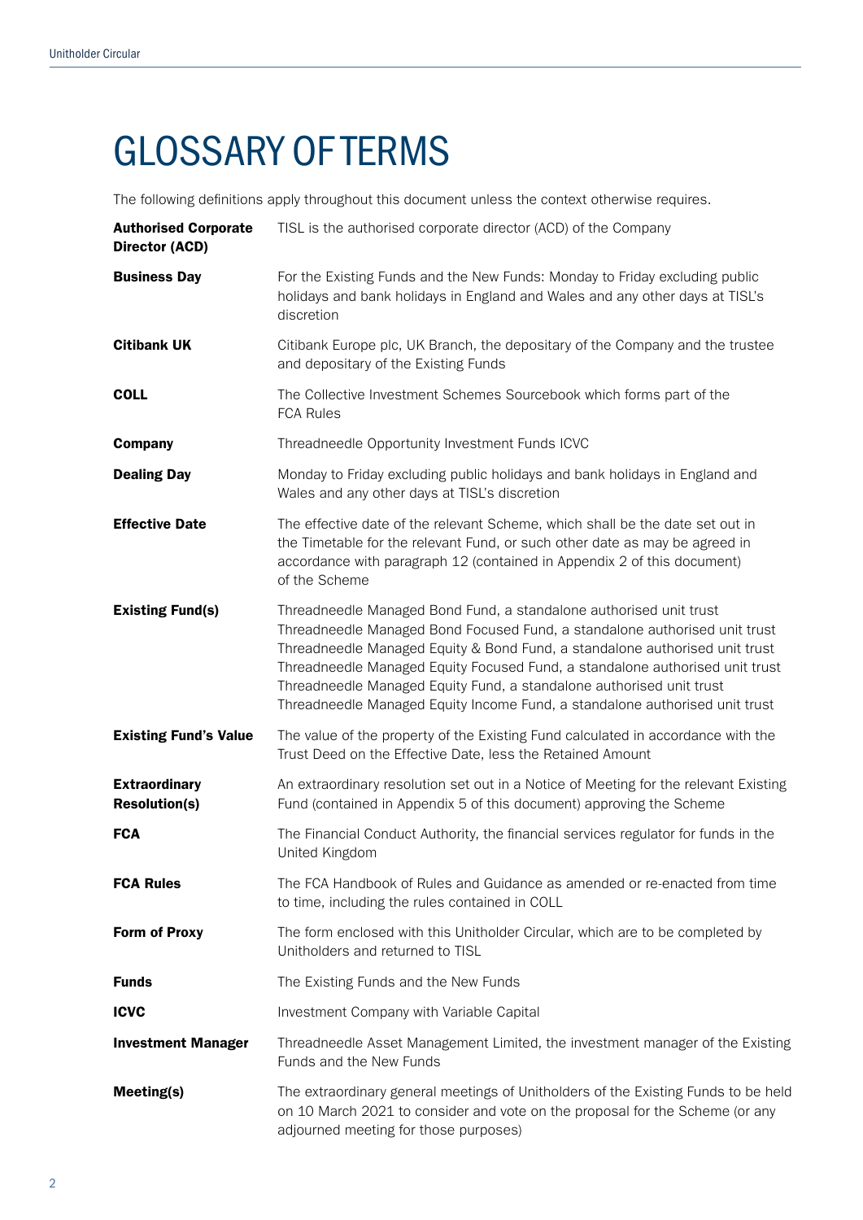# GLOSSARY OF TERMS

The following definitions apply throughout this document unless the context otherwise requires.

| | |
|---|---|
| **Authorised Corporate Director (ACD)** | TISL is the authorised corporate director (ACD) of the Company |
| **Business Day** | For the Existing Funds and the New Funds: Monday to Friday excluding public holidays and bank holidays in England and Wales and any other days at TISL's discretion |
| **Citibank UK** | Citibank Europe plc, UK Branch, the depositary of the Company and the trustee and depositary of the Existing Funds |
| **COLL** | The Collective Investment Schemes Sourcebook which forms part of the FCA Rules |
| **Company** | Threadneedle Opportunity Investment Funds ICVC |
| **Dealing Day** | Monday to Friday excluding public holidays and bank holidays in England and Wales and any other days at TISL's discretion |
| **Effective Date** | The effective date of the relevant Scheme, which shall be the date set out in the Timetable for the relevant Fund, or such other date as may be agreed in accordance with paragraph 12 (contained in Appendix 2 of this document) of the Scheme |
| **Existing Fund(s)** | Threadneedle Managed Bond Fund, a standalone authorised unit trust<br>Threadneedle Managed Bond Focused Fund, a standalone authorised unit trust<br>Threadneedle Managed Equity & Bond Fund, a standalone authorised unit trust<br>Threadneedle Managed Equity Focused Fund, a standalone authorised unit trust<br>Threadneedle Managed Equity Fund, a standalone authorised unit trust<br>Threadneedle Managed Equity Income Fund, a standalone authorised unit trust |
| **Existing Fund's Value** | The value of the property of the Existing Fund calculated in accordance with the Trust Deed on the Effective Date, less the Retained Amount |
| **Extraordinary Resolution(s)** | An extraordinary resolution set out in a Notice of Meeting for the relevant Existing Fund (contained in Appendix 5 of this document) approving the Scheme |
| **FCA** | The Financial Conduct Authority, the financial services regulator for funds in the United Kingdom |
| **FCA Rules** | The FCA Handbook of Rules and Guidance as amended or re-enacted from time to time, including the rules contained in COLL |
| **Form of Proxy** | The form enclosed with this Unitholder Circular, which are to be completed by Unitholders and returned to TISL |
| **Funds** | The Existing Funds and the New Funds |
| **ICVC** | Investment Company with Variable Capital |
| **Investment Manager** | Threadneedle Asset Management Limited, the investment manager of the Existing Funds and the New Funds |
| **Meeting(s)** | The extraordinary general meetings of Unitholders of the Existing Funds to be held on 10 March 2021 to consider and vote on the proposal for the Scheme (or any adjourned meeting for those purposes) |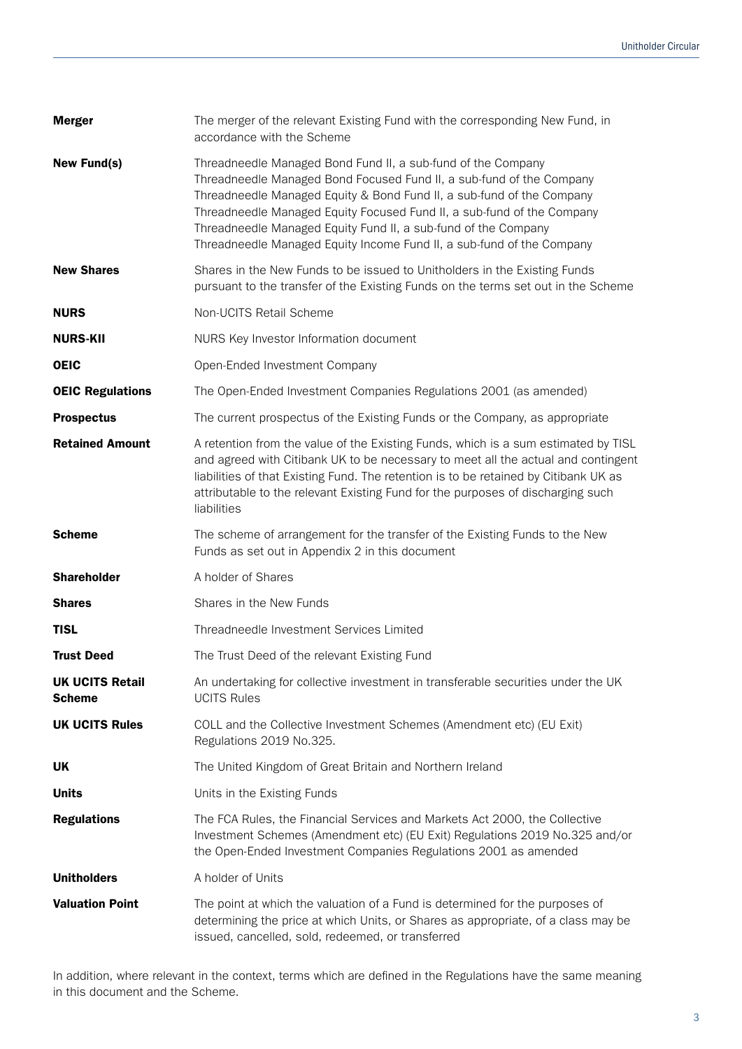| | |
|---|---|
| **Merger** | The merger of the relevant Existing Fund with the corresponding New Fund, in accordance with the Scheme |
| **New Fund(s)** | Threadneedle Managed Bond Fund II, a sub-fund of the Company<br>Threadneedle Managed Bond Focused Fund II, a sub-fund of the Company<br>Threadneedle Managed Equity & Bond Fund II, a sub-fund of the Company<br>Threadneedle Managed Equity Focused Fund II, a sub-fund of the Company<br>Threadneedle Managed Equity Fund II, a sub-fund of the Company<br>Threadneedle Managed Equity Income Fund II, a sub-fund of the Company |
| **New Shares** | Shares in the New Funds to be issued to Unitholders in the Existing Funds pursuant to the transfer of the Existing Funds on the terms set out in the Scheme |
| **NURS** | Non-UCITS Retail Scheme |
| **NURS-KII** | NURS Key Investor Information document |
| **OEIC** | Open-Ended Investment Company |
| **OEIC Regulations** | The Open-Ended Investment Companies Regulations 2001 (as amended) |
| **Prospectus** | The current prospectus of the Existing Funds or the Company, as appropriate |
| **Retained Amount** | A retention from the value of the Existing Funds, which is a sum estimated by TISL and agreed with Citibank UK to be necessary to meet all the actual and contingent liabilities of that Existing Fund. The retention is to be retained by Citibank UK as attributable to the relevant Existing Fund for the purposes of discharging such liabilities |
| **Scheme** | The scheme of arrangement for the transfer of the Existing Funds to the New Funds as set out in Appendix 2 in this document |
| **Shareholder** | A holder of Shares |
| **Shares** | Shares in the New Funds |
| **TISL** | Threadneedle Investment Services Limited |
| **Trust Deed** | The Trust Deed of the relevant Existing Fund |
| **UK UCITS Retail Scheme** | An undertaking for collective investment in transferable securities under the UK UCITS Rules |
| **UK UCITS Rules** | COLL and the Collective Investment Schemes (Amendment etc) (EU Exit) Regulations 2019 No.325. |
| **UK** | The United Kingdom of Great Britain and Northern Ireland |
| **Units** | Units in the Existing Funds |
| **Regulations** | The FCA Rules, the Financial Services and Markets Act 2000, the Collective Investment Schemes (Amendment etc) (EU Exit) Regulations 2019 No.325 and/or the Open-Ended Investment Companies Regulations 2001 as amended |
| **Unitholders** | A holder of Units |
| **Valuation Point** | The point at which the valuation of a Fund is determined for the purposes of determining the price at which Units, or Shares as appropriate, of a class may be issued, cancelled, sold, redeemed, or transferred |

In addition, where relevant in the context, terms which are defined in the Regulations have the same meaning in this document and the Scheme.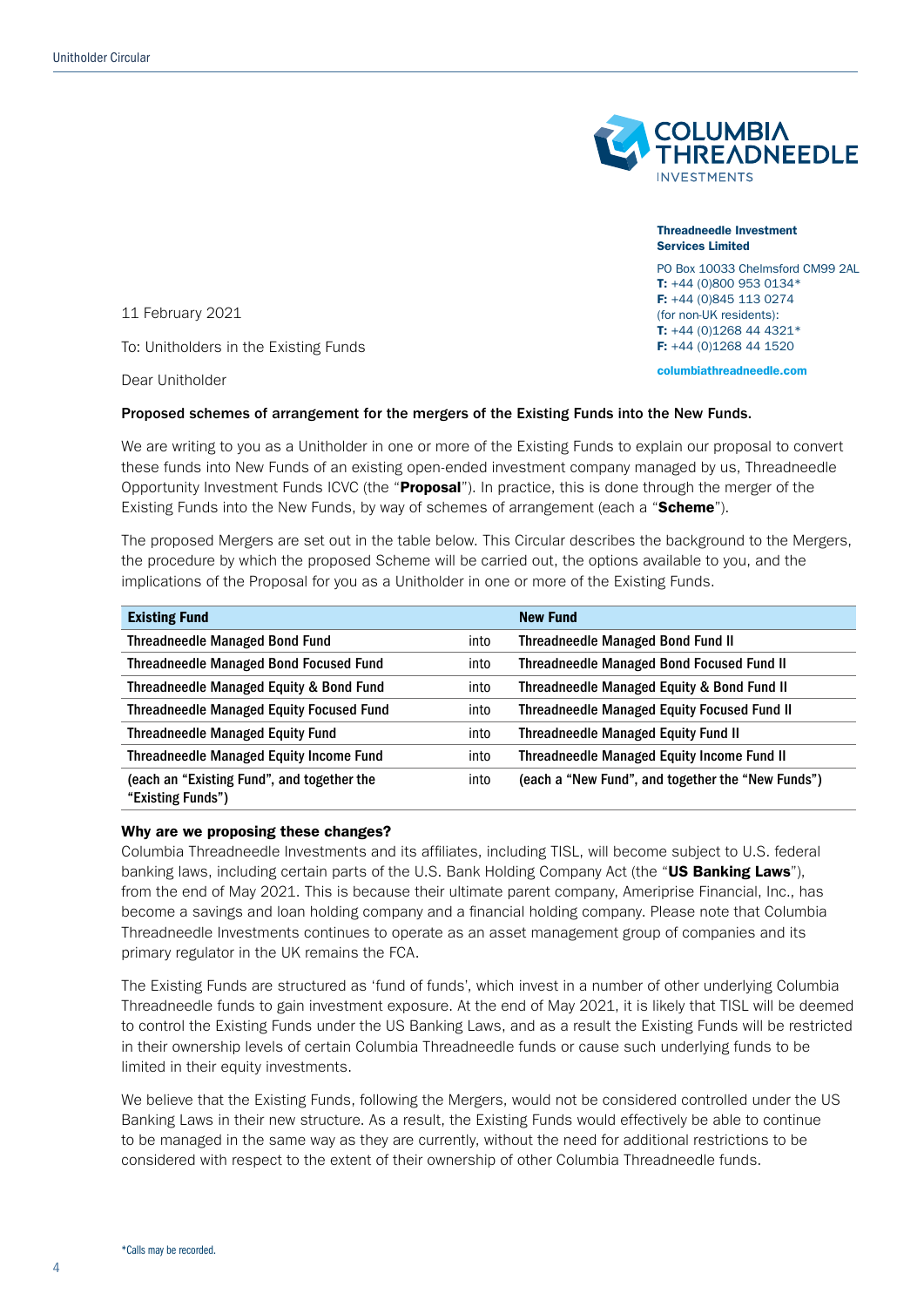**Threadneedle Investment Services Limited**

PO Box 10033 Chelmsford CM99 2AL
**T:** +44 (0)800 953 0134*
**F:** +44 (0)845 113 0274
(for non-UK residents):
**T:** +44 (0)1268 44 4321*
**F:** +44 (0)1268 44 1520

**columbiathreadneedle.com**

11 February 2021

To: Unitholders in the Existing Funds

Dear Unitholder

**Proposed schemes of arrangement for the mergers of the Existing Funds into the New Funds.**

We are writing to you as a Unitholder in one or more of the Existing Funds to explain our proposal to convert these funds into New Funds of an existing open-ended investment company managed by us, Threadneedle Opportunity Investment Funds ICVC (the "**Proposal**"). In practice, this is done through the merger of the Existing Funds into the New Funds, by way of schemes of arrangement (each a "**Scheme**").

The proposed Mergers are set out in the table below. This Circular describes the background to the Mergers, the procedure by which the proposed Scheme will be carried out, the options available to you, and the implications of the Proposal for you as a Unitholder in one or more of the Existing Funds.

| Existing Fund | | New Fund |
|---|---|---|
| Threadneedle Managed Bond Fund | into | Threadneedle Managed Bond Fund II |
| Threadneedle Managed Bond Focused Fund | into | Threadneedle Managed Bond Focused Fund II |
| Threadneedle Managed Equity & Bond Fund | into | Threadneedle Managed Equity & Bond Fund II |
| Threadneedle Managed Equity Focused Fund | into | Threadneedle Managed Equity Focused Fund II |
| Threadneedle Managed Equity Fund | into | Threadneedle Managed Equity Fund II |
| Threadneedle Managed Equity Income Fund | into | Threadneedle Managed Equity Income Fund II |
| (each an "Existing Fund", and together the "Existing Funds") | into | (each a "New Fund", and together the "New Funds") |

**Why are we proposing these changes?**

Columbia Threadneedle Investments and its affiliates, including TISL, will become subject to U.S. federal banking laws, including certain parts of the U.S. Bank Holding Company Act (the "**US Banking Laws**"), from the end of May 2021. This is because their ultimate parent company, Ameriprise Financial, Inc., has become a savings and loan holding company and a financial holding company. Please note that Columbia Threadneedle Investments continues to operate as an asset management group of companies and its primary regulator in the UK remains the FCA.

The Existing Funds are structured as 'fund of funds', which invest in a number of other underlying Columbia Threadneedle funds to gain investment exposure. At the end of May 2021, it is likely that TISL will be deemed to control the Existing Funds under the US Banking Laws, and as a result the Existing Funds will be restricted in their ownership levels of certain Columbia Threadneedle funds or cause such underlying funds to be limited in their equity investments.

We believe that the Existing Funds, following the Mergers, would not be considered controlled under the US Banking Laws in their new structure. As a result, the Existing Funds would effectively be able to continue to be managed in the same way as they are currently, without the need for additional restrictions to be considered with respect to the extent of their ownership of other Columbia Threadneedle funds.

*Calls may be recorded.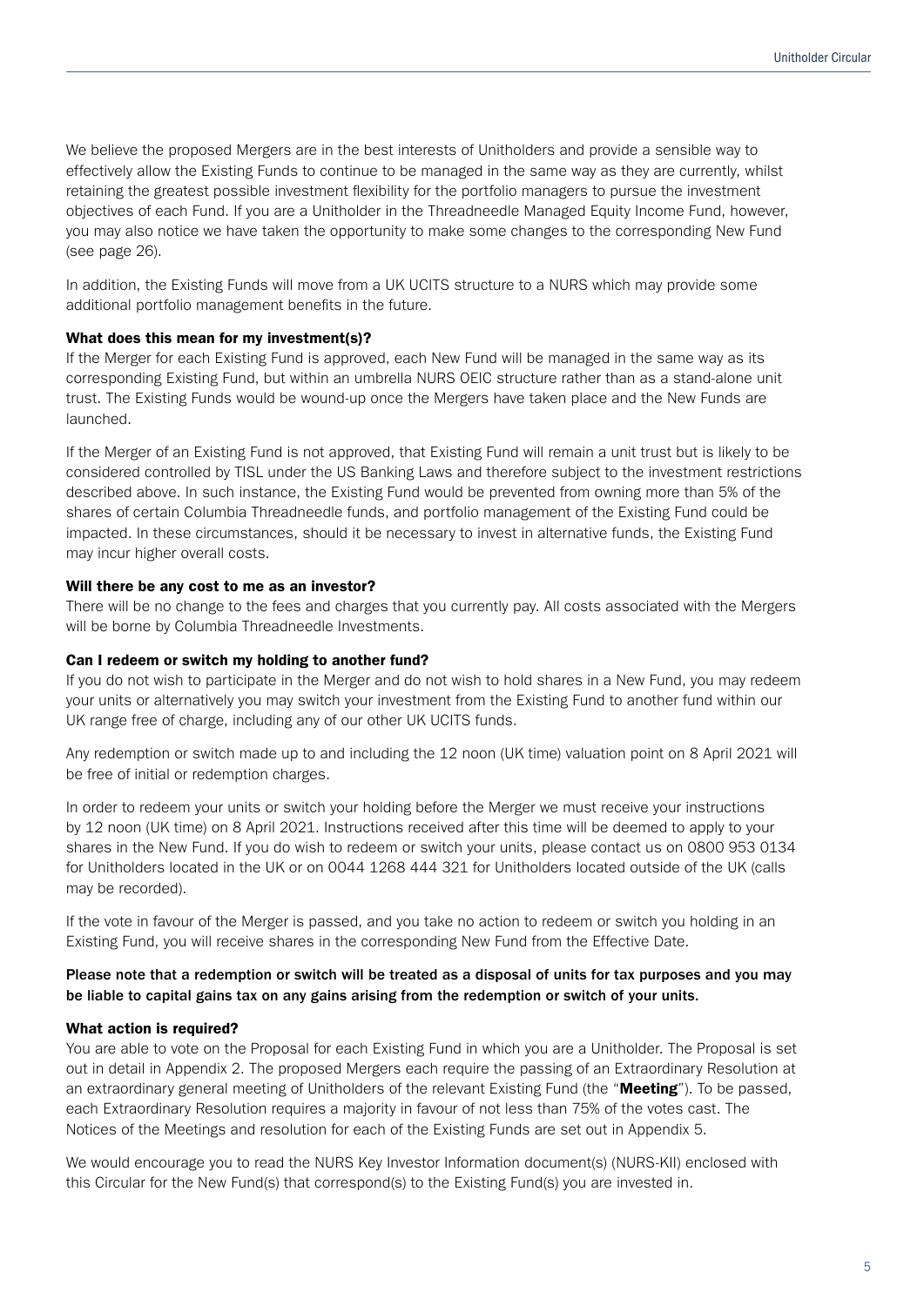We believe the proposed Mergers are in the best interests of Unitholders and provide a sensible way to effectively allow the Existing Funds to continue to be managed in the same way as they are currently, whilst retaining the greatest possible investment flexibility for the portfolio managers to pursue the investment objectives of each Fund. If you are a Unitholder in the Threadneedle Managed Equity Income Fund, however, you may also notice we have taken the opportunity to make some changes to the corresponding New Fund (see page 26).

In addition, the Existing Funds will move from a UK UCITS structure to a NURS which may provide some additional portfolio management benefits in the future.

#### What does this mean for my investment(s)?

If the Merger for each Existing Fund is approved, each New Fund will be managed in the same way as its corresponding Existing Fund, but within an umbrella NURS OEIC structure rather than as a stand-alone unit trust. The Existing Funds would be wound-up once the Mergers have taken place and the New Funds are launched.

If the Merger of an Existing Fund is not approved, that Existing Fund will remain a unit trust but is likely to be considered controlled by TISL under the US Banking Laws and therefore subject to the investment restrictions described above. In such instance, the Existing Fund would be prevented from owning more than 5% of the shares of certain Columbia Threadneedle funds, and portfolio management of the Existing Fund could be impacted. In these circumstances, should it be necessary to invest in alternative funds, the Existing Fund may incur higher overall costs.

#### Will there be any cost to me as an investor?

There will be no change to the fees and charges that you currently pay. All costs associated with the Mergers will be borne by Columbia Threadneedle Investments.

#### Can I redeem or switch my holding to another fund?

If you do not wish to participate in the Merger and do not wish to hold shares in a New Fund, you may redeem your units or alternatively you may switch your investment from the Existing Fund to another fund within our UK range free of charge, including any of our other UK UCITS funds.

Any redemption or switch made up to and including the 12 noon (UK time) valuation point on 8 April 2021 will be free of initial or redemption charges.

In order to redeem your units or switch your holding before the Merger we must receive your instructions by 12 noon (UK time) on 8 April 2021. Instructions received after this time will be deemed to apply to your shares in the New Fund. If you do wish to redeem or switch your units, please contact us on 0800 953 0134 for Unitholders located in the UK or on 0044 1268 444 321 for Unitholders located outside of the UK (calls may be recorded).

If the vote in favour of the Merger is passed, and you take no action to redeem or switch you holding in an Existing Fund, you will receive shares in the corresponding New Fund from the Effective Date.

**Please note that a redemption or switch will be treated as a disposal of units for tax purposes and you may be liable to capital gains tax on any gains arising from the redemption or switch of your units.**

#### What action is required?

You are able to vote on the Proposal for each Existing Fund in which you are a Unitholder. The Proposal is set out in detail in Appendix 2. The proposed Mergers each require the passing of an Extraordinary Resolution at an extraordinary general meeting of Unitholders of the relevant Existing Fund (the "**Meeting**"). To be passed, each Extraordinary Resolution requires a majority in favour of not less than 75% of the votes cast. The Notices of the Meetings and resolution for each of the Existing Funds are set out in Appendix 5.

We would encourage you to read the NURS Key Investor Information document(s) (NURS-KII) enclosed with this Circular for the New Fund(s) that correspond(s) to the Existing Fund(s) you are invested in.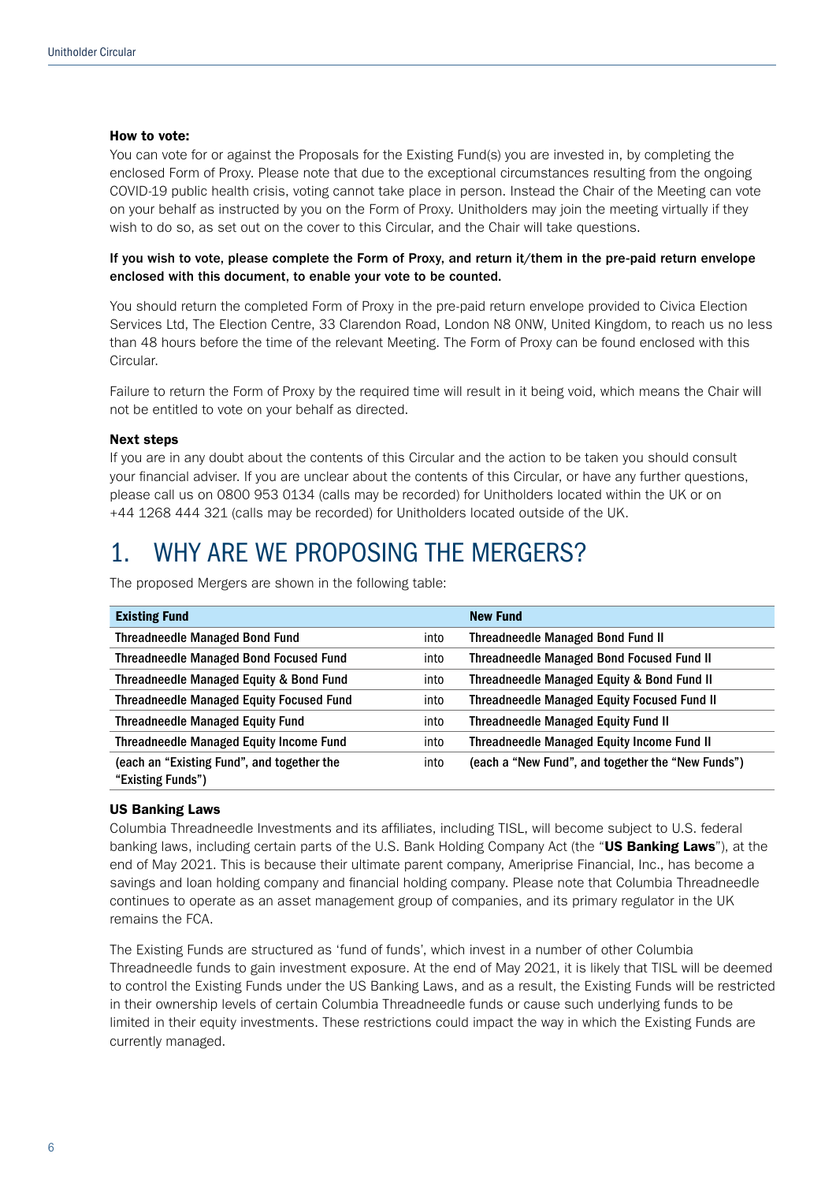**How to vote:**

You can vote for or against the Proposals for the Existing Fund(s) you are invested in, by completing the enclosed Form of Proxy. Please note that due to the exceptional circumstances resulting from the ongoing COVID-19 public health crisis, voting cannot take place in person. Instead the Chair of the Meeting can vote on your behalf as instructed by you on the Form of Proxy. Unitholders may join the meeting virtually if they wish to do so, as set out on the cover to this Circular, and the Chair will take questions.

**If you wish to vote, please complete the Form of Proxy, and return it/them in the pre-paid return envelope enclosed with this document, to enable your vote to be counted.**

You should return the completed Form of Proxy in the pre-paid return envelope provided to Civica Election Services Ltd, The Election Centre, 33 Clarendon Road, London N8 0NW, United Kingdom, to reach us no less than 48 hours before the time of the relevant Meeting. The Form of Proxy can be found enclosed with this Circular.

Failure to return the Form of Proxy by the required time will result in it being void, which means the Chair will not be entitled to vote on your behalf as directed.

**Next steps**

If you are in any doubt about the contents of this Circular and the action to be taken you should consult your financial adviser. If you are unclear about the contents of this Circular, or have any further questions, please call us on 0800 953 0134 (calls may be recorded) for Unitholders located within the UK or on +44 1268 444 321 (calls may be recorded) for Unitholders located outside of the UK.

# 1. WHY ARE WE PROPOSING THE MERGERS?

The proposed Mergers are shown in the following table:

| Existing Fund | | New Fund |
|---|---|---|
| Threadneedle Managed Bond Fund | into | Threadneedle Managed Bond Fund II |
| Threadneedle Managed Bond Focused Fund | into | Threadneedle Managed Bond Focused Fund II |
| Threadneedle Managed Equity & Bond Fund | into | Threadneedle Managed Equity & Bond Fund II |
| Threadneedle Managed Equity Focused Fund | into | Threadneedle Managed Equity Focused Fund II |
| Threadneedle Managed Equity Fund | into | Threadneedle Managed Equity Fund II |
| Threadneedle Managed Equity Income Fund | into | Threadneedle Managed Equity Income Fund II |
| (each an "Existing Fund", and together the "Existing Funds") | into | (each a "New Fund", and together the "New Funds") |

**US Banking Laws**

Columbia Threadneedle Investments and its affiliates, including TISL, will become subject to U.S. federal banking laws, including certain parts of the U.S. Bank Holding Company Act (the "**US Banking Laws**"), at the end of May 2021. This is because their ultimate parent company, Ameriprise Financial, Inc., has become a savings and loan holding company and financial holding company. Please note that Columbia Threadneedle continues to operate as an asset management group of companies, and its primary regulator in the UK remains the FCA.

The Existing Funds are structured as 'fund of funds', which invest in a number of other Columbia Threadneedle funds to gain investment exposure. At the end of May 2021, it is likely that TISL will be deemed to control the Existing Funds under the US Banking Laws, and as a result, the Existing Funds will be restricted in their ownership levels of certain Columbia Threadneedle funds or cause such underlying funds to be limited in their equity investments. These restrictions could impact the way in which the Existing Funds are currently managed.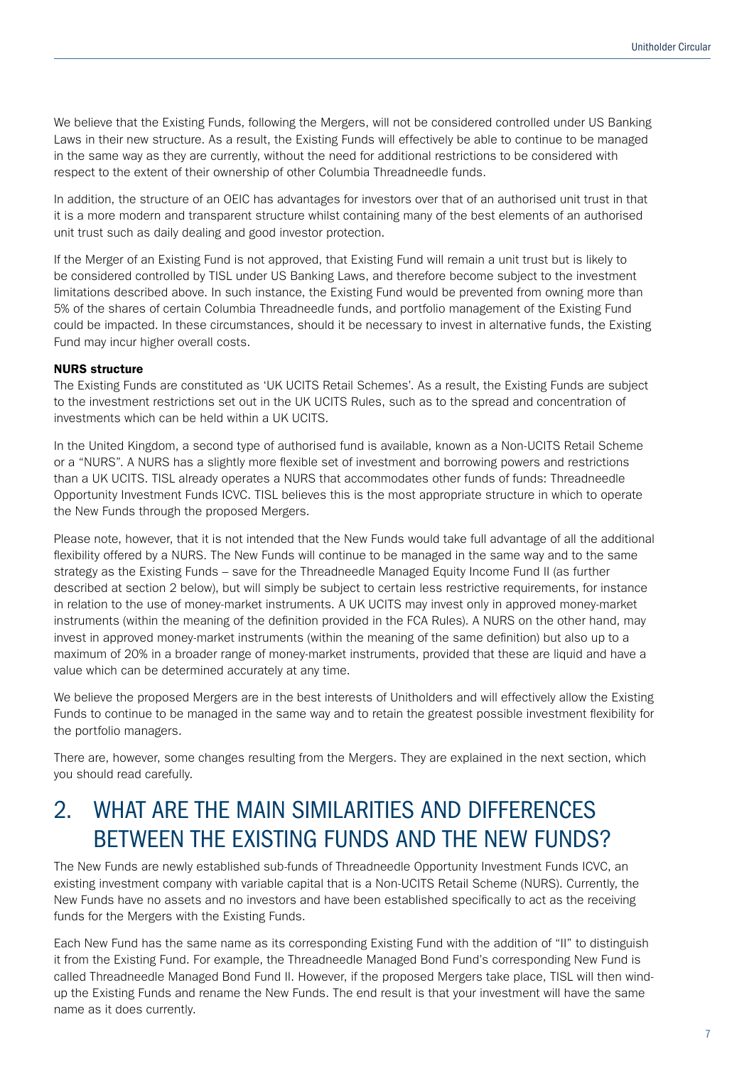We believe that the Existing Funds, following the Mergers, will not be considered controlled under US Banking Laws in their new structure. As a result, the Existing Funds will effectively be able to continue to be managed in the same way as they are currently, without the need for additional restrictions to be considered with respect to the extent of their ownership of other Columbia Threadneedle funds.

In addition, the structure of an OEIC has advantages for investors over that of an authorised unit trust in that it is a more modern and transparent structure whilst containing many of the best elements of an authorised unit trust such as daily dealing and good investor protection.

If the Merger of an Existing Fund is not approved, that Existing Fund will remain a unit trust but is likely to be considered controlled by TISL under US Banking Laws, and therefore become subject to the investment limitations described above. In such instance, the Existing Fund would be prevented from owning more than 5% of the shares of certain Columbia Threadneedle funds, and portfolio management of the Existing Fund could be impacted. In these circumstances, should it be necessary to invest in alternative funds, the Existing Fund may incur higher overall costs.

**NURS structure**

The Existing Funds are constituted as 'UK UCITS Retail Schemes'. As a result, the Existing Funds are subject to the investment restrictions set out in the UK UCITS Rules, such as to the spread and concentration of investments which can be held within a UK UCITS.

In the United Kingdom, a second type of authorised fund is available, known as a Non-UCITS Retail Scheme or a "NURS". A NURS has a slightly more flexible set of investment and borrowing powers and restrictions than a UK UCITS. TISL already operates a NURS that accommodates other funds of funds: Threadneedle Opportunity Investment Funds ICVC. TISL believes this is the most appropriate structure in which to operate the New Funds through the proposed Mergers.

Please note, however, that it is not intended that the New Funds would take full advantage of all the additional flexibility offered by a NURS. The New Funds will continue to be managed in the same way and to the same strategy as the Existing Funds – save for the Threadneedle Managed Equity Income Fund II (as further described at section 2 below), but will simply be subject to certain less restrictive requirements, for instance in relation to the use of money-market instruments. A UK UCITS may invest only in approved money-market instruments (within the meaning of the definition provided in the FCA Rules). A NURS on the other hand, may invest in approved money-market instruments (within the meaning of the same definition) but also up to a maximum of 20% in a broader range of money-market instruments, provided that these are liquid and have a value which can be determined accurately at any time.

We believe the proposed Mergers are in the best interests of Unitholders and will effectively allow the Existing Funds to continue to be managed in the same way and to retain the greatest possible investment flexibility for the portfolio managers.

There are, however, some changes resulting from the Mergers. They are explained in the next section, which you should read carefully.

## 2. WHAT ARE THE MAIN SIMILARITIES AND DIFFERENCES BETWEEN THE EXISTING FUNDS AND THE NEW FUNDS?

The New Funds are newly established sub-funds of Threadneedle Opportunity Investment Funds ICVC, an existing investment company with variable capital that is a Non-UCITS Retail Scheme (NURS). Currently, the New Funds have no assets and no investors and have been established specifically to act as the receiving funds for the Mergers with the Existing Funds.

Each New Fund has the same name as its corresponding Existing Fund with the addition of "II" to distinguish it from the Existing Fund. For example, the Threadneedle Managed Bond Fund's corresponding New Fund is called Threadneedle Managed Bond Fund II. However, if the proposed Mergers take place, TISL will then wind-up the Existing Funds and rename the New Funds. The end result is that your investment will have the same name as it does currently.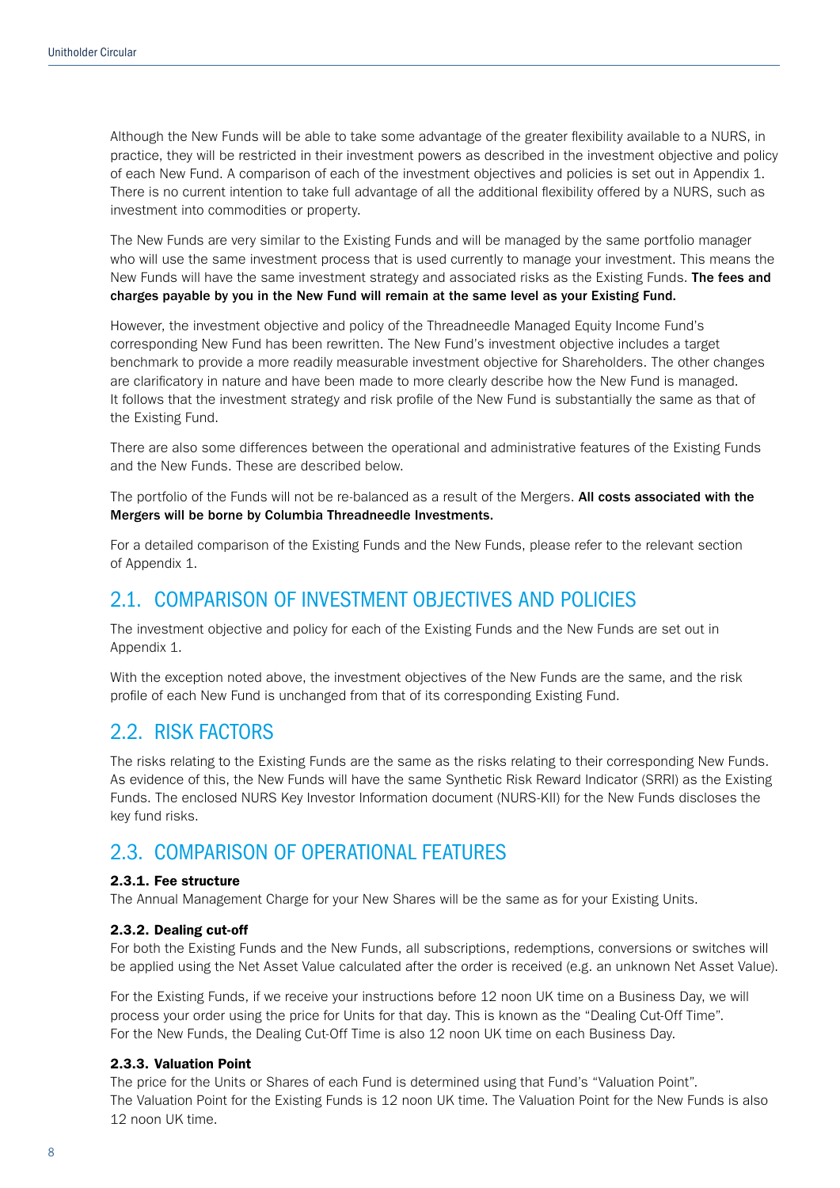Although the New Funds will be able to take some advantage of the greater flexibility available to a NURS, in practice, they will be restricted in their investment powers as described in the investment objective and policy of each New Fund. A comparison of each of the investment objectives and policies is set out in Appendix 1. There is no current intention to take full advantage of all the additional flexibility offered by a NURS, such as investment into commodities or property.

The New Funds are very similar to the Existing Funds and will be managed by the same portfolio manager who will use the same investment process that is used currently to manage your investment. This means the New Funds will have the same investment strategy and associated risks as the Existing Funds. **The fees and charges payable by you in the New Fund will remain at the same level as your Existing Fund.**

However, the investment objective and policy of the Threadneedle Managed Equity Income Fund's corresponding New Fund has been rewritten. The New Fund's investment objective includes a target benchmark to provide a more readily measurable investment objective for Shareholders. The other changes are clarificatory in nature and have been made to more clearly describe how the New Fund is managed. It follows that the investment strategy and risk profile of the New Fund is substantially the same as that of the Existing Fund.

There are also some differences between the operational and administrative features of the Existing Funds and the New Funds. These are described below.

The portfolio of the Funds will not be re-balanced as a result of the Mergers. **All costs associated with the Mergers will be borne by Columbia Threadneedle Investments.**

For a detailed comparison of the Existing Funds and the New Funds, please refer to the relevant section of Appendix 1.

## 2.1. COMPARISON OF INVESTMENT OBJECTIVES AND POLICIES

The investment objective and policy for each of the Existing Funds and the New Funds are set out in Appendix 1.

With the exception noted above, the investment objectives of the New Funds are the same, and the risk profile of each New Fund is unchanged from that of its corresponding Existing Fund.

## 2.2. RISK FACTORS

The risks relating to the Existing Funds are the same as the risks relating to their corresponding New Funds. As evidence of this, the New Funds will have the same Synthetic Risk Reward Indicator (SRRI) as the Existing Funds. The enclosed NURS Key Investor Information document (NURS-KII) for the New Funds discloses the key fund risks.

## 2.3. COMPARISON OF OPERATIONAL FEATURES

### 2.3.1. Fee structure

The Annual Management Charge for your New Shares will be the same as for your Existing Units.

### 2.3.2. Dealing cut-off

For both the Existing Funds and the New Funds, all subscriptions, redemptions, conversions or switches will be applied using the Net Asset Value calculated after the order is received (e.g. an unknown Net Asset Value).

For the Existing Funds, if we receive your instructions before 12 noon UK time on a Business Day, we will process your order using the price for Units for that day. This is known as the "Dealing Cut-Off Time". For the New Funds, the Dealing Cut-Off Time is also 12 noon UK time on each Business Day.

### 2.3.3. Valuation Point

The price for the Units or Shares of each Fund is determined using that Fund's "Valuation Point". The Valuation Point for the Existing Funds is 12 noon UK time. The Valuation Point for the New Funds is also 12 noon UK time.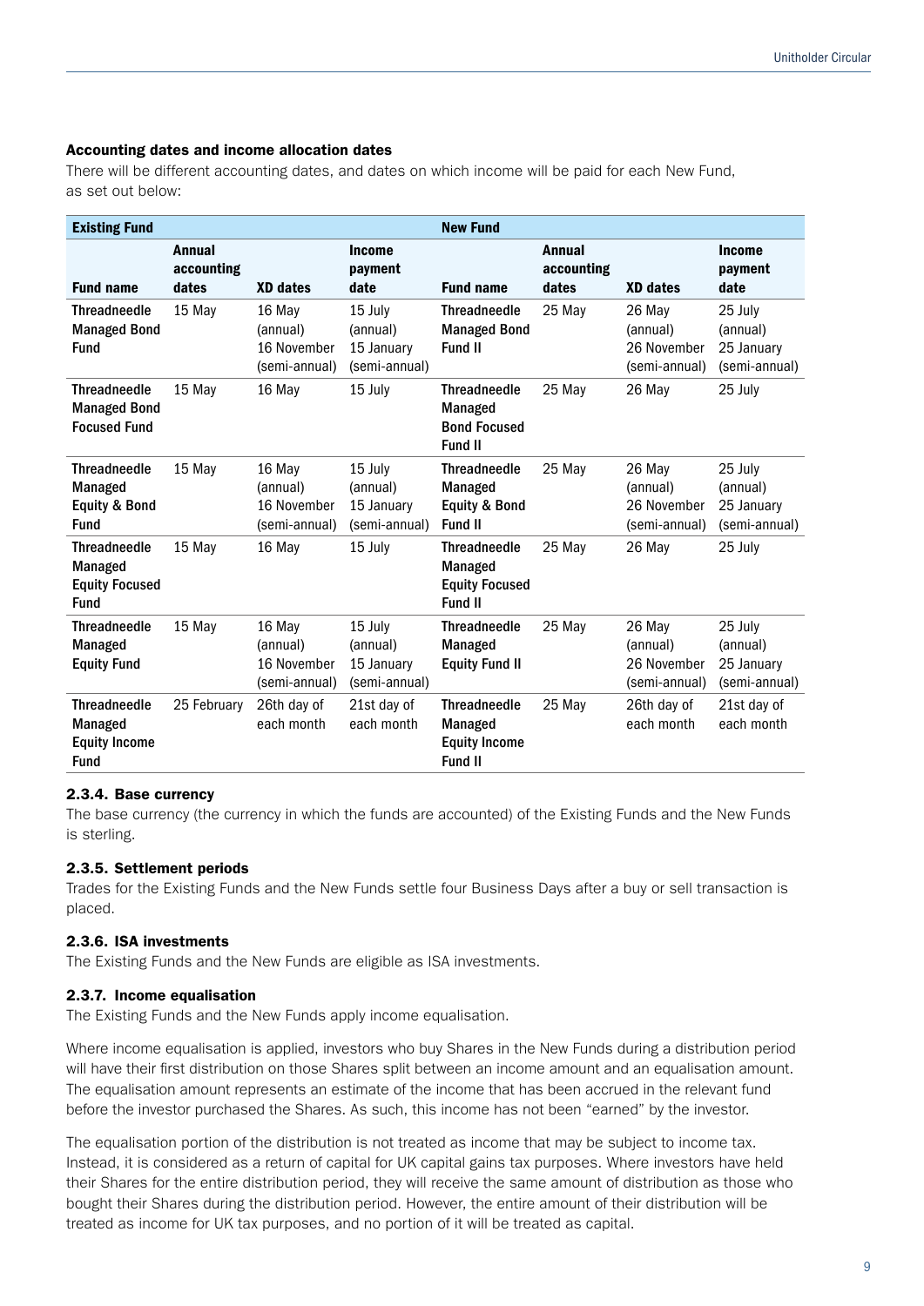#### Accounting dates and income allocation dates

There will be different accounting dates, and dates on which income will be paid for each New Fund, as set out below:

| Existing Fund | | | | New Fund | | | |
|---|---|---|---|---|---|---|---|
| **Fund name** | **Annual accounting dates** | **XD dates** | **Income payment date** | **Fund name** | **Annual accounting dates** | **XD dates** | **Income payment date** |
| **Threadneedle Managed Bond Fund** | 15 May | 16 May (annual) 16 November (semi-annual) | 15 July (annual) 15 January (semi-annual) | **Threadneedle Managed Bond Fund II** | 25 May | 26 May (annual) 26 November (semi-annual) | 25 July (annual) 25 January (semi-annual) |
| **Threadneedle Managed Bond Focused Fund** | 15 May | 16 May | 15 July | **Threadneedle Managed Bond Focused Fund II** | 25 May | 26 May | 25 July |
| **Threadneedle Managed Equity & Bond Fund** | 15 May | 16 May (annual) 16 November (semi-annual) | 15 July (annual) 15 January (semi-annual) | **Threadneedle Managed Equity & Bond Fund II** | 25 May | 26 May (annual) 26 November (semi-annual) | 25 July (annual) 25 January (semi-annual) |
| **Threadneedle Managed Equity Focused Fund** | 15 May | 16 May | 15 July | **Threadneedle Managed Equity Focused Fund II** | 25 May | 26 May | 25 July |
| **Threadneedle Managed Equity Fund** | 15 May | 16 May (annual) 16 November (semi-annual) | 15 July (annual) 15 January (semi-annual) | **Threadneedle Managed Equity Fund II** | 25 May | 26 May (annual) 26 November (semi-annual) | 25 July (annual) 25 January (semi-annual) |
| **Threadneedle Managed Equity Income Fund** | 25 February | 26th day of each month | 21st day of each month | **Threadneedle Managed Equity Income Fund II** | 25 May | 26th day of each month | 21st day of each month |

#### 2.3.4. Base currency

The base currency (the currency in which the funds are accounted) of the Existing Funds and the New Funds is sterling.

#### 2.3.5. Settlement periods

Trades for the Existing Funds and the New Funds settle four Business Days after a buy or sell transaction is placed.

#### 2.3.6. ISA investments

The Existing Funds and the New Funds are eligible as ISA investments.

#### 2.3.7. Income equalisation

The Existing Funds and the New Funds apply income equalisation.

Where income equalisation is applied, investors who buy Shares in the New Funds during a distribution period will have their first distribution on those Shares split between an income amount and an equalisation amount. The equalisation amount represents an estimate of the income that has been accrued in the relevant fund before the investor purchased the Shares. As such, this income has not been "earned" by the investor.

The equalisation portion of the distribution is not treated as income that may be subject to income tax. Instead, it is considered as a return of capital for UK capital gains tax purposes. Where investors have held their Shares for the entire distribution period, they will receive the same amount of distribution as those who bought their Shares during the distribution period. However, the entire amount of their distribution will be treated as income for UK tax purposes, and no portion of it will be treated as capital.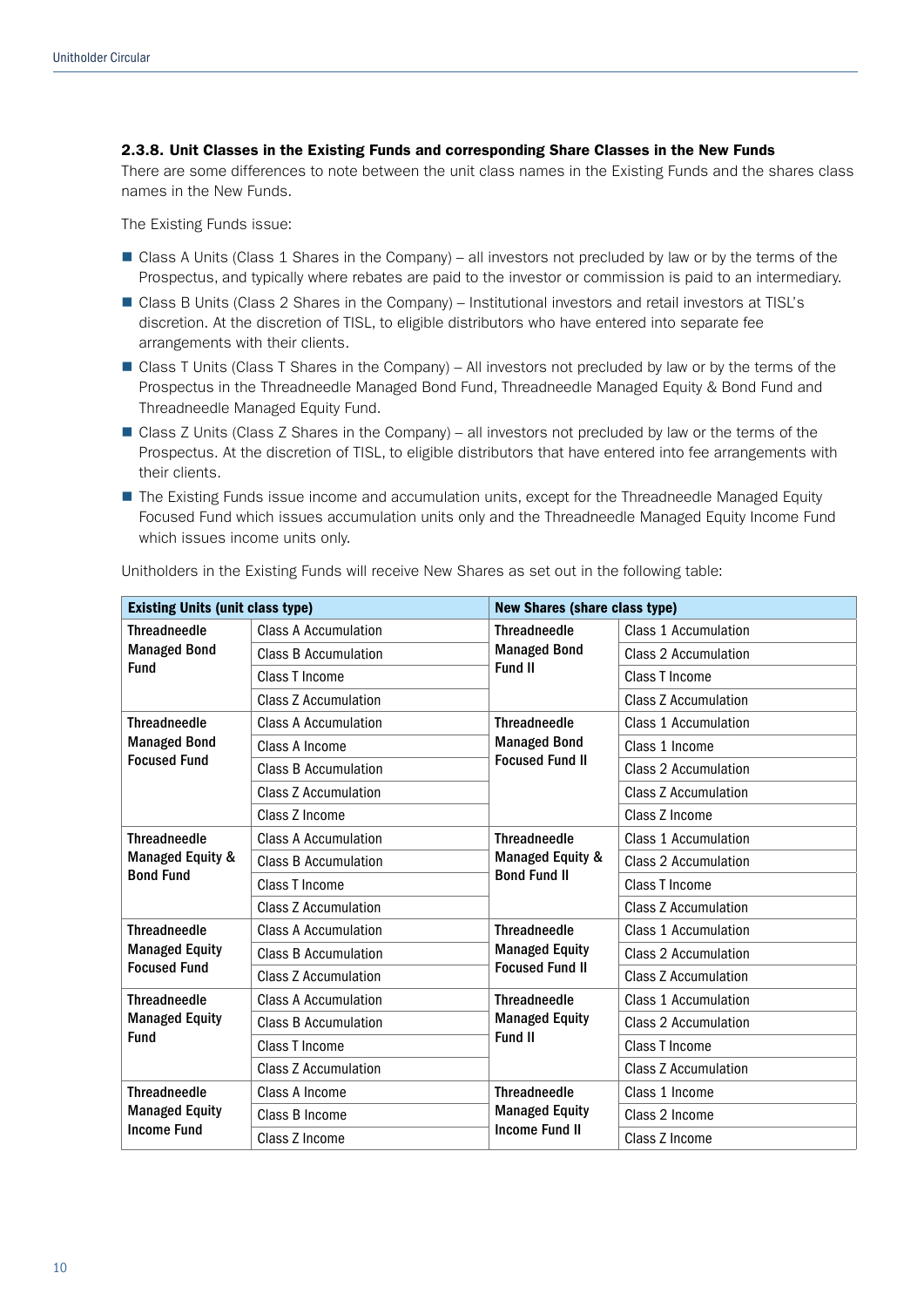#### 2.3.8. Unit Classes in the Existing Funds and corresponding Share Classes in the New Funds

There are some differences to note between the unit class names in the Existing Funds and the shares class names in the New Funds.

The Existing Funds issue:

- Class A Units (Class 1 Shares in the Company) – all investors not precluded by law or by the terms of the Prospectus, and typically where rebates are paid to the investor or commission is paid to an intermediary.
- Class B Units (Class 2 Shares in the Company) – Institutional investors and retail investors at TISL's discretion. At the discretion of TISL, to eligible distributors who have entered into separate fee arrangements with their clients.
- Class T Units (Class T Shares in the Company) – All investors not precluded by law or by the terms of the Prospectus in the Threadneedle Managed Bond Fund, Threadneedle Managed Equity & Bond Fund and Threadneedle Managed Equity Fund.
- Class Z Units (Class Z Shares in the Company) – all investors not precluded by law or the terms of the Prospectus. At the discretion of TISL, to eligible distributors that have entered into fee arrangements with their clients.
- The Existing Funds issue income and accumulation units, except for the Threadneedle Managed Equity Focused Fund which issues accumulation units only and the Threadneedle Managed Equity Income Fund which issues income units only.

Unitholders in the Existing Funds will receive New Shares as set out in the following table:

| **Existing Units (unit class type)** | | **New Shares (share class type)** | |
|---|---|---|---|
| **Threadneedle Managed Bond Fund** | Class A Accumulation | **Threadneedle Managed Bond Fund II** | Class 1 Accumulation |
| | Class B Accumulation | | Class 2 Accumulation |
| | Class T Income | | Class T Income |
| | Class Z Accumulation | | Class Z Accumulation |
| **Threadneedle Managed Bond Focused Fund** | Class A Accumulation | **Threadneedle Managed Bond Focused Fund II** | Class 1 Accumulation |
| | Class A Income | | Class 1 Income |
| | Class B Accumulation | | Class 2 Accumulation |
| | Class Z Accumulation | | Class Z Accumulation |
| | Class Z Income | | Class Z Income |
| **Threadneedle Managed Equity & Bond Fund** | Class A Accumulation | **Threadneedle Managed Equity & Bond Fund II** | Class 1 Accumulation |
| | Class B Accumulation | | Class 2 Accumulation |
| | Class T Income | | Class T Income |
| | Class Z Accumulation | | Class Z Accumulation |
| **Threadneedle Managed Equity Focused Fund** | Class A Accumulation | **Threadneedle Managed Equity Focused Fund II** | Class 1 Accumulation |
| | Class B Accumulation | | Class 2 Accumulation |
| | Class Z Accumulation | | Class Z Accumulation |
| **Threadneedle Managed Equity Fund** | Class A Accumulation | **Threadneedle Managed Equity Fund II** | Class 1 Accumulation |
| | Class B Accumulation | | Class 2 Accumulation |
| | Class T Income | | Class T Income |
| | Class Z Accumulation | | Class Z Accumulation |
| **Threadneedle Managed Equity Income Fund** | Class A Income | **Threadneedle Managed Equity Income Fund II** | Class 1 Income |
| | Class B Income | | Class 2 Income |
| | Class Z Income | | Class Z Income |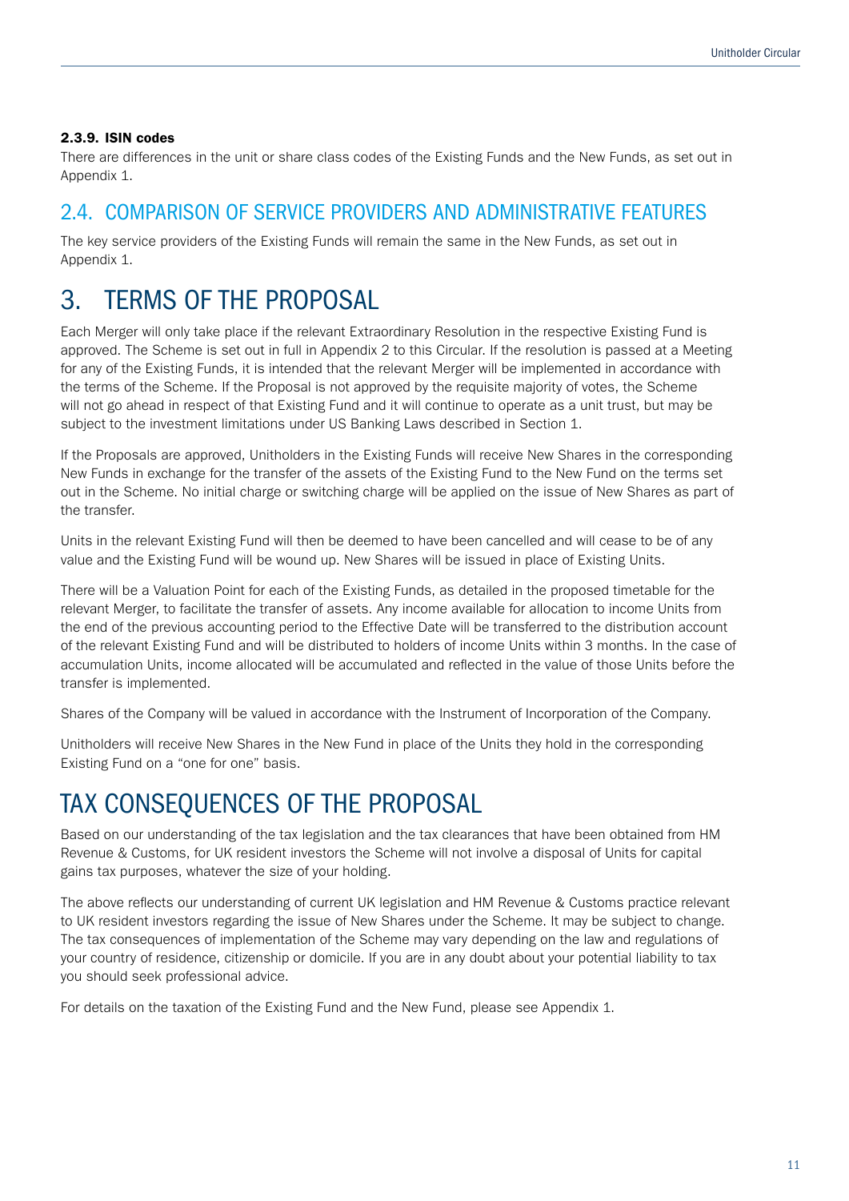#### 2.3.9. ISIN codes

There are differences in the unit or share class codes of the Existing Funds and the New Funds, as set out in Appendix 1.

## 2.4. COMPARISON OF SERVICE PROVIDERS AND ADMINISTRATIVE FEATURES

The key service providers of the Existing Funds will remain the same in the New Funds, as set out in Appendix 1.

# 3. TERMS OF THE PROPOSAL

Each Merger will only take place if the relevant Extraordinary Resolution in the respective Existing Fund is approved. The Scheme is set out in full in Appendix 2 to this Circular. If the resolution is passed at a Meeting for any of the Existing Funds, it is intended that the relevant Merger will be implemented in accordance with the terms of the Scheme. If the Proposal is not approved by the requisite majority of votes, the Scheme will not go ahead in respect of that Existing Fund and it will continue to operate as a unit trust, but may be subject to the investment limitations under US Banking Laws described in Section 1.

If the Proposals are approved, Unitholders in the Existing Funds will receive New Shares in the corresponding New Funds in exchange for the transfer of the assets of the Existing Fund to the New Fund on the terms set out in the Scheme. No initial charge or switching charge will be applied on the issue of New Shares as part of the transfer.

Units in the relevant Existing Fund will then be deemed to have been cancelled and will cease to be of any value and the Existing Fund will be wound up. New Shares will be issued in place of Existing Units.

There will be a Valuation Point for each of the Existing Funds, as detailed in the proposed timetable for the relevant Merger, to facilitate the transfer of assets. Any income available for allocation to income Units from the end of the previous accounting period to the Effective Date will be transferred to the distribution account of the relevant Existing Fund and will be distributed to holders of income Units within 3 months. In the case of accumulation Units, income allocated will be accumulated and reflected in the value of those Units before the transfer is implemented.

Shares of the Company will be valued in accordance with the Instrument of Incorporation of the Company.

Unitholders will receive New Shares in the New Fund in place of the Units they hold in the corresponding Existing Fund on a "one for one" basis.

# TAX CONSEQUENCES OF THE PROPOSAL

Based on our understanding of the tax legislation and the tax clearances that have been obtained from HM Revenue & Customs, for UK resident investors the Scheme will not involve a disposal of Units for capital gains tax purposes, whatever the size of your holding.

The above reflects our understanding of current UK legislation and HM Revenue & Customs practice relevant to UK resident investors regarding the issue of New Shares under the Scheme. It may be subject to change. The tax consequences of implementation of the Scheme may vary depending on the law and regulations of your country of residence, citizenship or domicile. If you are in any doubt about your potential liability to tax you should seek professional advice.

For details on the taxation of the Existing Fund and the New Fund, please see Appendix 1.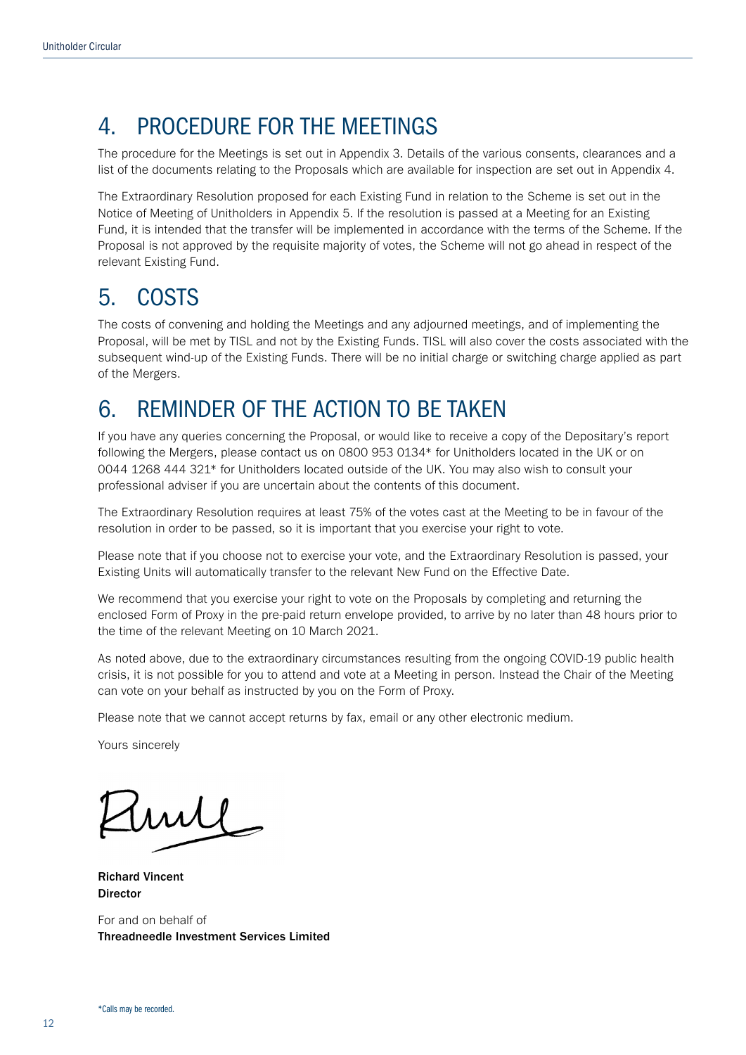## 4. PROCEDURE FOR THE MEETINGS

The procedure for the Meetings is set out in Appendix 3. Details of the various consents, clearances and a list of the documents relating to the Proposals which are available for inspection are set out in Appendix 4.

The Extraordinary Resolution proposed for each Existing Fund in relation to the Scheme is set out in the Notice of Meeting of Unitholders in Appendix 5. If the resolution is passed at a Meeting for an Existing Fund, it is intended that the transfer will be implemented in accordance with the terms of the Scheme. If the Proposal is not approved by the requisite majority of votes, the Scheme will not go ahead in respect of the relevant Existing Fund.

## 5. COSTS

The costs of convening and holding the Meetings and any adjourned meetings, and of implementing the Proposal, will be met by TISL and not by the Existing Funds. TISL will also cover the costs associated with the subsequent wind-up of the Existing Funds. There will be no initial charge or switching charge applied as part of the Mergers.

## 6. REMINDER OF THE ACTION TO BE TAKEN

If you have any queries concerning the Proposal, or would like to receive a copy of the Depositary's report following the Mergers, please contact us on 0800 953 0134* for Unitholders located in the UK or on 0044 1268 444 321* for Unitholders located outside of the UK. You may also wish to consult your professional adviser if you are uncertain about the contents of this document.

The Extraordinary Resolution requires at least 75% of the votes cast at the Meeting to be in favour of the resolution in order to be passed, so it is important that you exercise your right to vote.

Please note that if you choose not to exercise your vote, and the Extraordinary Resolution is passed, your Existing Units will automatically transfer to the relevant New Fund on the Effective Date.

We recommend that you exercise your right to vote on the Proposals by completing and returning the enclosed Form of Proxy in the pre-paid return envelope provided, to arrive by no later than 48 hours prior to the time of the relevant Meeting on 10 March 2021.

As noted above, due to the extraordinary circumstances resulting from the ongoing COVID-19 public health crisis, it is not possible for you to attend and vote at a Meeting in person. Instead the Chair of the Meeting can vote on your behalf as instructed by you on the Form of Proxy.

Please note that we cannot accept returns by fax, email or any other electronic medium.

Yours sincerely

**Richard Vincent**
**Director**

For and on behalf of
**Threadneedle Investment Services Limited**

*Calls may be recorded.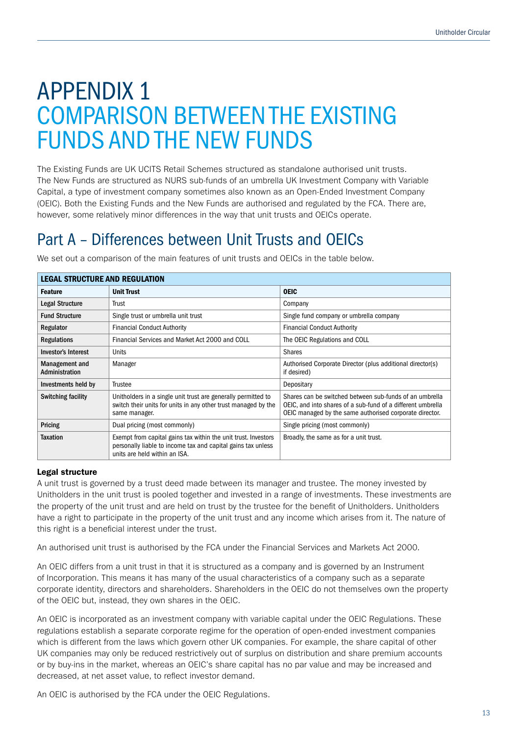# APPENDIX 1
# COMPARISON BETWEEN THE EXISTING FUNDS AND THE NEW FUNDS

The Existing Funds are UK UCITS Retail Schemes structured as standalone authorised unit trusts. The New Funds are structured as NURS sub-funds of an umbrella UK Investment Company with Variable Capital, a type of investment company sometimes also known as an Open-Ended Investment Company (OEIC). Both the Existing Funds and the New Funds are authorised and regulated by the FCA. There are, however, some relatively minor differences in the way that unit trusts and OEICs operate.

## Part A – Differences between Unit Trusts and OEICs

We set out a comparison of the main features of unit trusts and OEICs in the table below.

| LEGAL STRUCTURE AND REGULATION | | |
|---|---|---|
| **Feature** | **Unit Trust** | **OEIC** |
| **Legal Structure** | Trust | Company |
| **Fund Structure** | Single trust or umbrella unit trust | Single fund company or umbrella company |
| **Regulator** | Financial Conduct Authority | Financial Conduct Authority |
| **Regulations** | Financial Services and Market Act 2000 and COLL | The OEIC Regulations and COLL |
| **Investor's Interest** | Units | Shares |
| **Management and Administration** | Manager | Authorised Corporate Director (plus additional director(s) if desired) |
| **Investments held by** | Trustee | Depositary |
| **Switching facility** | Unitholders in a single unit trust are generally permitted to switch their units for units in any other trust managed by the same manager. | Shares can be switched between sub-funds of an umbrella OEIC, and into shares of a sub-fund of a different umbrella OEIC managed by the same authorised corporate director. |
| **Pricing** | Dual pricing (most commonly) | Single pricing (most commonly) |
| **Taxation** | Exempt from capital gains tax within the unit trust. Investors personally liable to income tax and capital gains tax unless units are held within an ISA. | Broadly, the same as for a unit trust. |

**Legal structure**

A unit trust is governed by a trust deed made between its manager and trustee. The money invested by Unitholders in the unit trust is pooled together and invested in a range of investments. These investments are the property of the unit trust and are held on trust by the trustee for the benefit of Unitholders. Unitholders have a right to participate in the property of the unit trust and any income which arises from it. The nature of this right is a beneficial interest under the trust.

An authorised unit trust is authorised by the FCA under the Financial Services and Markets Act 2000.

An OEIC differs from a unit trust in that it is structured as a company and is governed by an Instrument of Incorporation. This means it has many of the usual characteristics of a company such as a separate corporate identity, directors and shareholders. Shareholders in the OEIC do not themselves own the property of the OEIC but, instead, they own shares in the OEIC.

An OEIC is incorporated as an investment company with variable capital under the OEIC Regulations. These regulations establish a separate corporate regime for the operation of open-ended investment companies which is different from the laws which govern other UK companies. For example, the share capital of other UK companies may only be reduced restrictively out of surplus on distribution and share premium accounts or by buy-ins in the market, whereas an OEIC's share capital has no par value and may be increased and decreased, at net asset value, to reflect investor demand.

An OEIC is authorised by the FCA under the OEIC Regulations.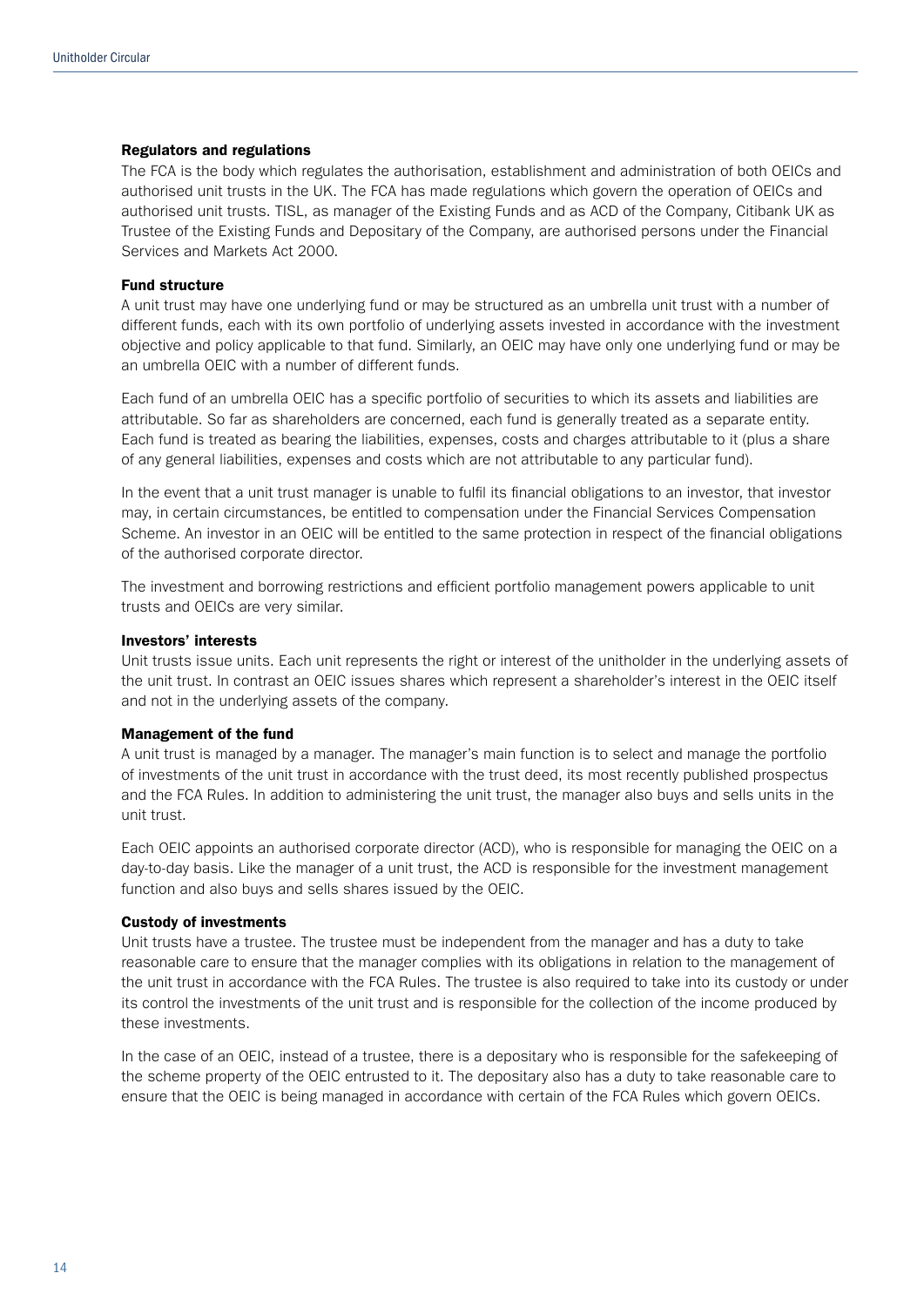### Regulators and regulations

The FCA is the body which regulates the authorisation, establishment and administration of both OEICs and authorised unit trusts in the UK. The FCA has made regulations which govern the operation of OEICs and authorised unit trusts. TISL, as manager of the Existing Funds and as ACD of the Company, Citibank UK as Trustee of the Existing Funds and Depositary of the Company, are authorised persons under the Financial Services and Markets Act 2000.

### Fund structure

A unit trust may have one underlying fund or may be structured as an umbrella unit trust with a number of different funds, each with its own portfolio of underlying assets invested in accordance with the investment objective and policy applicable to that fund. Similarly, an OEIC may have only one underlying fund or may be an umbrella OEIC with a number of different funds.

Each fund of an umbrella OEIC has a specific portfolio of securities to which its assets and liabilities are attributable. So far as shareholders are concerned, each fund is generally treated as a separate entity. Each fund is treated as bearing the liabilities, expenses, costs and charges attributable to it (plus a share of any general liabilities, expenses and costs which are not attributable to any particular fund).

In the event that a unit trust manager is unable to fulfil its financial obligations to an investor, that investor may, in certain circumstances, be entitled to compensation under the Financial Services Compensation Scheme. An investor in an OEIC will be entitled to the same protection in respect of the financial obligations of the authorised corporate director.

The investment and borrowing restrictions and efficient portfolio management powers applicable to unit trusts and OEICs are very similar.

### Investors' interests

Unit trusts issue units. Each unit represents the right or interest of the unitholder in the underlying assets of the unit trust. In contrast an OEIC issues shares which represent a shareholder's interest in the OEIC itself and not in the underlying assets of the company.

### Management of the fund

A unit trust is managed by a manager. The manager's main function is to select and manage the portfolio of investments of the unit trust in accordance with the trust deed, its most recently published prospectus and the FCA Rules. In addition to administering the unit trust, the manager also buys and sells units in the unit trust.

Each OEIC appoints an authorised corporate director (ACD), who is responsible for managing the OEIC on a day-to-day basis. Like the manager of a unit trust, the ACD is responsible for the investment management function and also buys and sells shares issued by the OEIC.

### Custody of investments

Unit trusts have a trustee. The trustee must be independent from the manager and has a duty to take reasonable care to ensure that the manager complies with its obligations in relation to the management of the unit trust in accordance with the FCA Rules. The trustee is also required to take into its custody or under its control the investments of the unit trust and is responsible for the collection of the income produced by these investments.

In the case of an OEIC, instead of a trustee, there is a depositary who is responsible for the safekeeping of the scheme property of the OEIC entrusted to it. The depositary also has a duty to take reasonable care to ensure that the OEIC is being managed in accordance with certain of the FCA Rules which govern OEICs.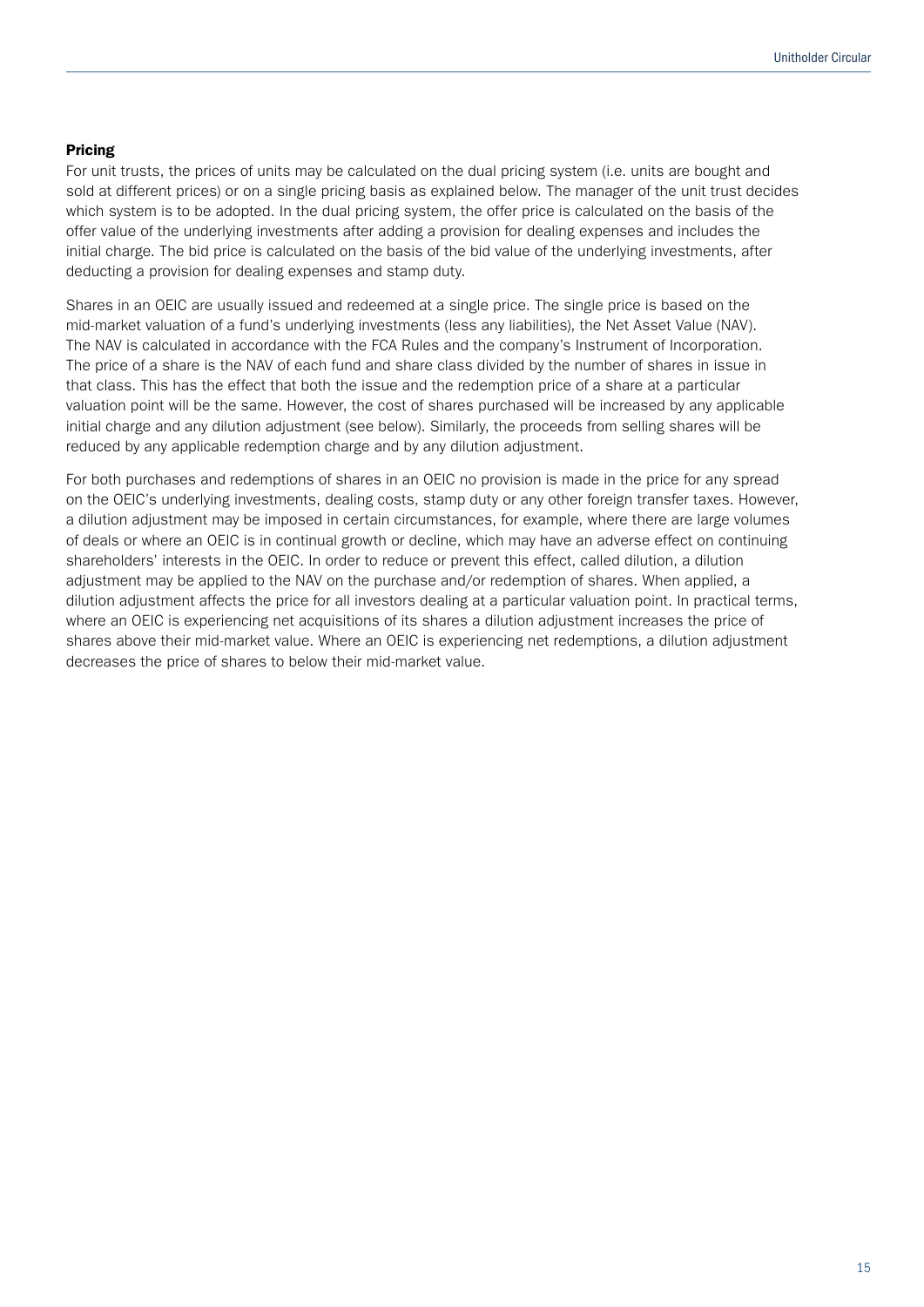#### Pricing

For unit trusts, the prices of units may be calculated on the dual pricing system (i.e. units are bought and sold at different prices) or on a single pricing basis as explained below. The manager of the unit trust decides which system is to be adopted. In the dual pricing system, the offer price is calculated on the basis of the offer value of the underlying investments after adding a provision for dealing expenses and includes the initial charge. The bid price is calculated on the basis of the bid value of the underlying investments, after deducting a provision for dealing expenses and stamp duty.

Shares in an OEIC are usually issued and redeemed at a single price. The single price is based on the mid-market valuation of a fund's underlying investments (less any liabilities), the Net Asset Value (NAV). The NAV is calculated in accordance with the FCA Rules and the company's Instrument of Incorporation. The price of a share is the NAV of each fund and share class divided by the number of shares in issue in that class. This has the effect that both the issue and the redemption price of a share at a particular valuation point will be the same. However, the cost of shares purchased will be increased by any applicable initial charge and any dilution adjustment (see below). Similarly, the proceeds from selling shares will be reduced by any applicable redemption charge and by any dilution adjustment.

For both purchases and redemptions of shares in an OEIC no provision is made in the price for any spread on the OEIC's underlying investments, dealing costs, stamp duty or any other foreign transfer taxes. However, a dilution adjustment may be imposed in certain circumstances, for example, where there are large volumes of deals or where an OEIC is in continual growth or decline, which may have an adverse effect on continuing shareholders' interests in the OEIC. In order to reduce or prevent this effect, called dilution, a dilution adjustment may be applied to the NAV on the purchase and/or redemption of shares. When applied, a dilution adjustment affects the price for all investors dealing at a particular valuation point. In practical terms, where an OEIC is experiencing net acquisitions of its shares a dilution adjustment increases the price of shares above their mid-market value. Where an OEIC is experiencing net redemptions, a dilution adjustment decreases the price of shares to below their mid-market value.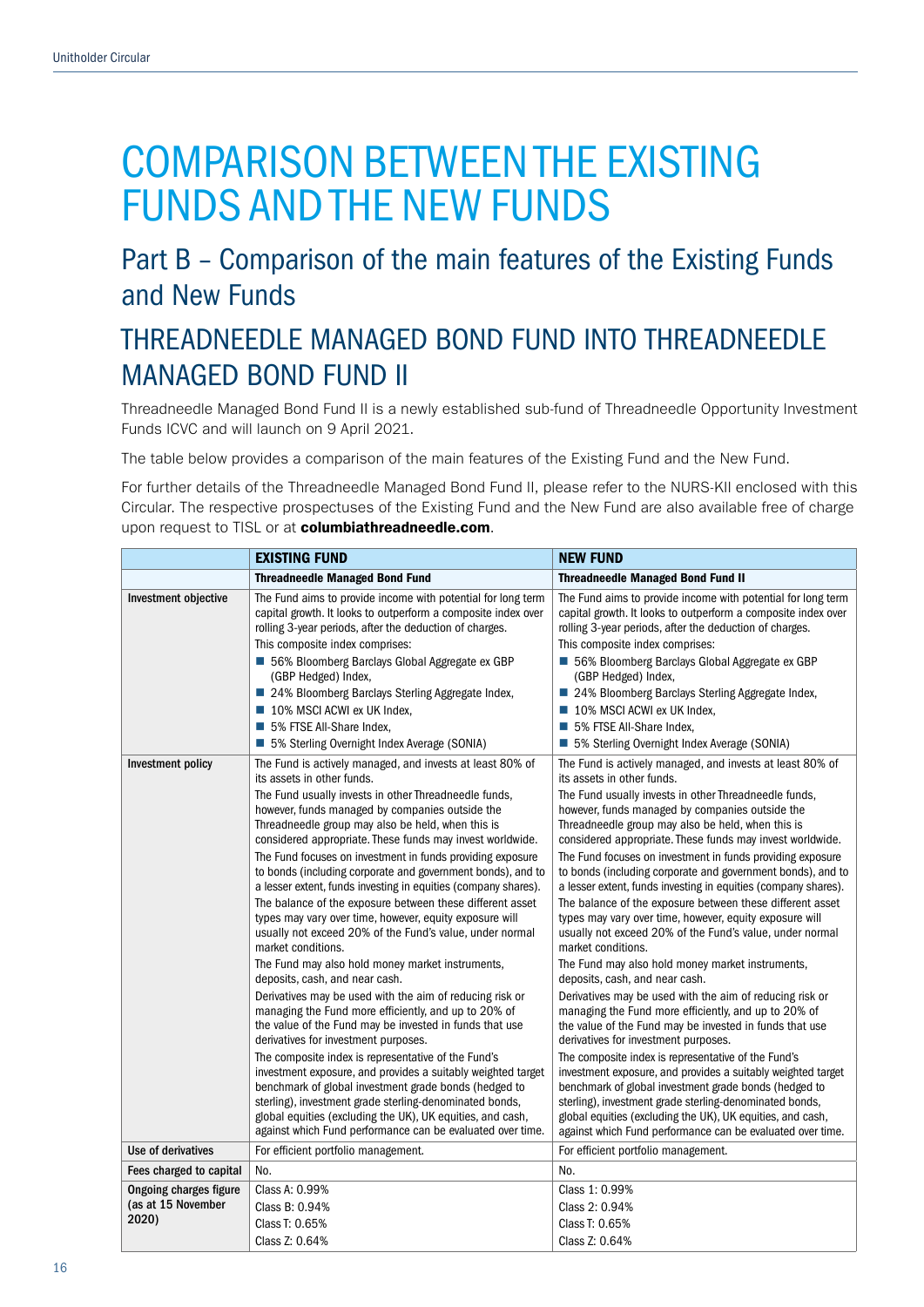# COMPARISON BETWEEN THE EXISTING FUNDS AND THE NEW FUNDS

## Part B – Comparison of the main features of the Existing Funds and New Funds

## THREADNEEDLE MANAGED BOND FUND INTO THREADNEEDLE MANAGED BOND FUND II

Threadneedle Managed Bond Fund II is a newly established sub-fund of Threadneedle Opportunity Investment Funds ICVC and will launch on 9 April 2021.

The table below provides a comparison of the main features of the Existing Fund and the New Fund.

For further details of the Threadneedle Managed Bond Fund II, please refer to the NURS-KII enclosed with this Circular. The respective prospectuses of the Existing Fund and the New Fund are also available free of charge upon request to TISL or at **columbiathreadneedle.com**.

| | **EXISTING FUND** | **NEW FUND** |
|---|---|---|
| | **Threadneedle Managed Bond Fund** | **Threadneedle Managed Bond Fund II** |
| **Investment objective** | The Fund aims to provide income with potential for long term capital growth. It looks to outperform a composite index over rolling 3-year periods, after the deduction of charges.<br>This composite index comprises:<br>■ 56% Bloomberg Barclays Global Aggregate ex GBP (GBP Hedged) Index,<br>■ 24% Bloomberg Barclays Sterling Aggregate Index,<br>■ 10% MSCI ACWI ex UK Index,<br>■ 5% FTSE All-Share Index,<br>■ 5% Sterling Overnight Index Average (SONIA) | The Fund aims to provide income with potential for long term capital growth. It looks to outperform a composite index over rolling 3-year periods, after the deduction of charges.<br>This composite index comprises:<br>■ 56% Bloomberg Barclays Global Aggregate ex GBP (GBP Hedged) Index,<br>■ 24% Bloomberg Barclays Sterling Aggregate Index,<br>■ 10% MSCI ACWI ex UK Index,<br>■ 5% FTSE All-Share Index,<br>■ 5% Sterling Overnight Index Average (SONIA) |
| **Investment policy** | The Fund is actively managed, and invests at least 80% of its assets in other funds.<br>The Fund usually invests in other Threadneedle funds, however, funds managed by companies outside the Threadneedle group may also be held, when this is considered appropriate. These funds may invest worldwide.<br>The Fund focuses on investment in funds providing exposure to bonds (including corporate and government bonds), and to a lesser extent, funds investing in equities (company shares).<br>The balance of the exposure between these different asset types may vary over time, however, equity exposure will usually not exceed 20% of the Fund's value, under normal market conditions.<br>The Fund may also hold money market instruments, deposits, cash, and near cash.<br>Derivatives may be used with the aim of reducing risk or managing the Fund more efficiently, and up to 20% of the value of the Fund may be invested in funds that use derivatives for investment purposes.<br>The composite index is representative of the Fund's investment exposure, and provides a suitably weighted target benchmark of global investment grade bonds (hedged to sterling), investment grade sterling-denominated bonds, global equities (excluding the UK), UK equities, and cash, against which Fund performance can be evaluated over time. | The Fund is actively managed, and invests at least 80% of its assets in other funds.<br>The Fund usually invests in other Threadneedle funds, however, funds managed by companies outside the Threadneedle group may also be held, when this is considered appropriate. These funds may invest worldwide.<br>The Fund focuses on investment in funds providing exposure to bonds (including corporate and government bonds), and to a lesser extent, funds investing in equities (company shares).<br>The balance of the exposure between these different asset types may vary over time, however, equity exposure will usually not exceed 20% of the Fund's value, under normal market conditions.<br>The Fund may also hold money market instruments, deposits, cash, and near cash.<br>Derivatives may be used with the aim of reducing risk or managing the Fund more efficiently, and up to 20% of the value of the Fund may be invested in funds that use derivatives for investment purposes.<br>The composite index is representative of the Fund's investment exposure, and provides a suitably weighted target benchmark of global investment grade bonds (hedged to sterling), investment grade sterling-denominated bonds, global equities (excluding the UK), UK equities, and cash, against which Fund performance can be evaluated over time. |
| **Use of derivatives** | For efficient portfolio management. | For efficient portfolio management. |
| **Fees charged to capital** | No. | No. |
| **Ongoing charges figure (as at 15 November 2020)** | Class A: 0.99%<br>Class B: 0.94%<br>Class T: 0.65%<br>Class Z: 0.64% | Class 1: 0.99%<br>Class 2: 0.94%<br>Class T: 0.65%<br>Class Z: 0.64% |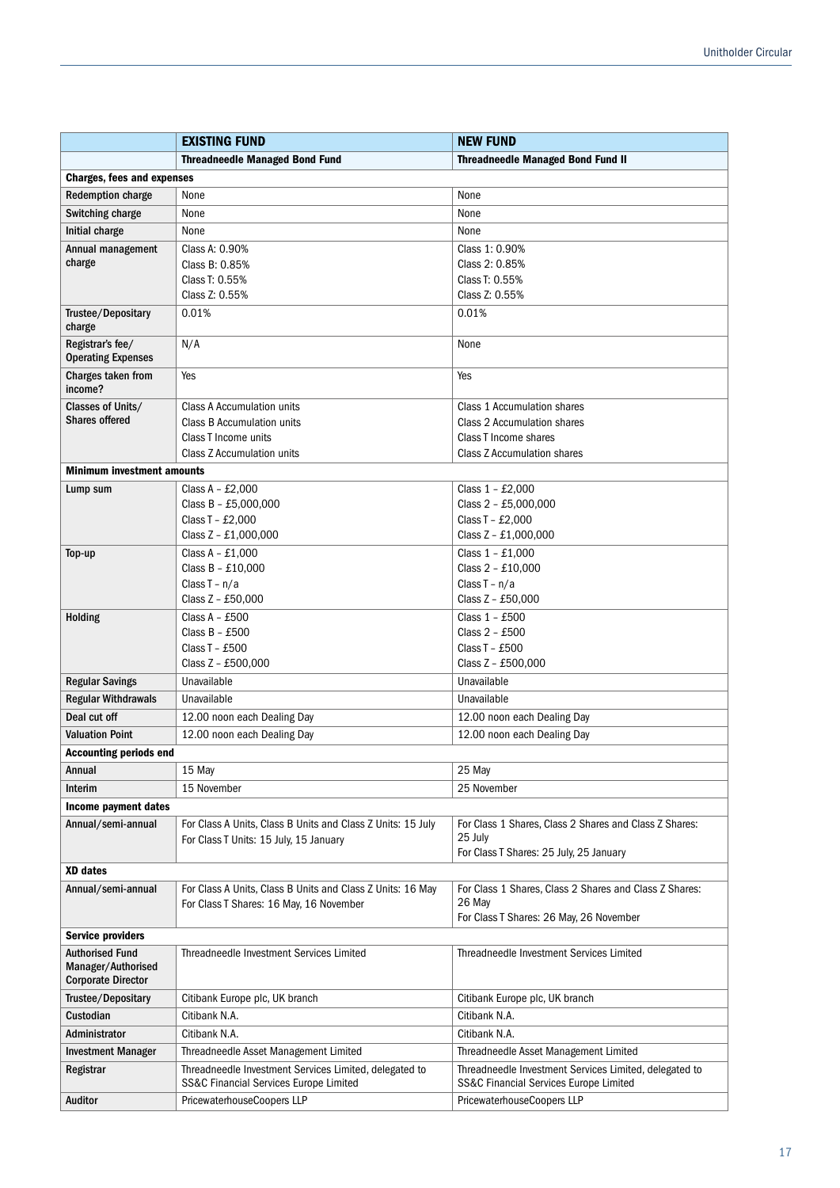| | EXISTING FUND | NEW FUND |
|---|---|---|
| | **Threadneedle Managed Bond Fund** | **Threadneedle Managed Bond Fund II** |
| **Charges, fees and expenses** | | |
| **Redemption charge** | None | None |
| **Switching charge** | None | None |
| **Initial charge** | None | None |
| **Annual management charge** | Class A: 0.90%<br>Class B: 0.85%<br>Class T: 0.55%<br>Class Z: 0.55% | Class 1: 0.90%<br>Class 2: 0.85%<br>Class T: 0.55%<br>Class Z: 0.55% |
| **Trustee/Depositary charge** | 0.01% | 0.01% |
| **Registrar's fee/ Operating Expenses** | N/A | None |
| **Charges taken from income?** | Yes | Yes |
| **Classes of Units/ Shares offered** | Class A Accumulation units<br>Class B Accumulation units<br>Class T Income units<br>Class Z Accumulation units | Class 1 Accumulation shares<br>Class 2 Accumulation shares<br>Class T Income shares<br>Class Z Accumulation shares |
| **Minimum investment amounts** | | |
| **Lump sum** | Class A – £2,000<br>Class B – £5,000,000<br>Class T – £2,000<br>Class Z – £1,000,000 | Class 1 – £2,000<br>Class 2 – £5,000,000<br>Class T – £2,000<br>Class Z – £1,000,000 |
| **Top-up** | Class A – £1,000<br>Class B – £10,000<br>Class T – n/a<br>Class Z – £50,000 | Class 1 – £1,000<br>Class 2 – £10,000<br>Class T – n/a<br>Class Z – £50,000 |
| **Holding** | Class A – £500<br>Class B – £500<br>Class T – £500<br>Class Z – £500,000 | Class 1 – £500<br>Class 2 – £500<br>Class T – £500<br>Class Z – £500,000 |
| **Regular Savings** | Unavailable | Unavailable |
| **Regular Withdrawals** | Unavailable | Unavailable |
| **Deal cut off** | 12.00 noon each Dealing Day | 12.00 noon each Dealing Day |
| **Valuation Point** | 12.00 noon each Dealing Day | 12.00 noon each Dealing Day |
| **Accounting periods end** | | |
| **Annual** | 15 May | 25 May |
| **Interim** | 15 November | 25 November |
| **Income payment dates** | | |
| **Annual/semi-annual** | For Class A Units, Class B Units and Class Z Units: 15 July<br>For Class T Units: 15 July, 15 January | For Class 1 Shares, Class 2 Shares and Class Z Shares: 25 July<br>For Class T Shares: 25 July, 25 January |
| **XD dates** | | |
| **Annual/semi-annual** | For Class A Units, Class B Units and Class Z Units: 16 May<br>For Class T Shares: 16 May, 16 November | For Class 1 Shares, Class 2 Shares and Class Z Shares: 26 May<br>For Class T Shares: 26 May, 26 November |
| **Service providers** | | |
| **Authorised Fund Manager/Authorised Corporate Director** | Threadneedle Investment Services Limited | Threadneedle Investment Services Limited |
| **Trustee/Depositary** | Citibank Europe plc, UK branch | Citibank Europe plc, UK branch |
| **Custodian** | Citibank N.A. | Citibank N.A. |
| **Administrator** | Citibank N.A. | Citibank N.A. |
| **Investment Manager** | Threadneedle Asset Management Limited | Threadneedle Asset Management Limited |
| **Registrar** | Threadneedle Investment Services Limited, delegated to SS&C Financial Services Europe Limited | Threadneedle Investment Services Limited, delegated to SS&C Financial Services Europe Limited |
| **Auditor** | PricewaterhouseCoopers LLP | PricewaterhouseCoopers LLP |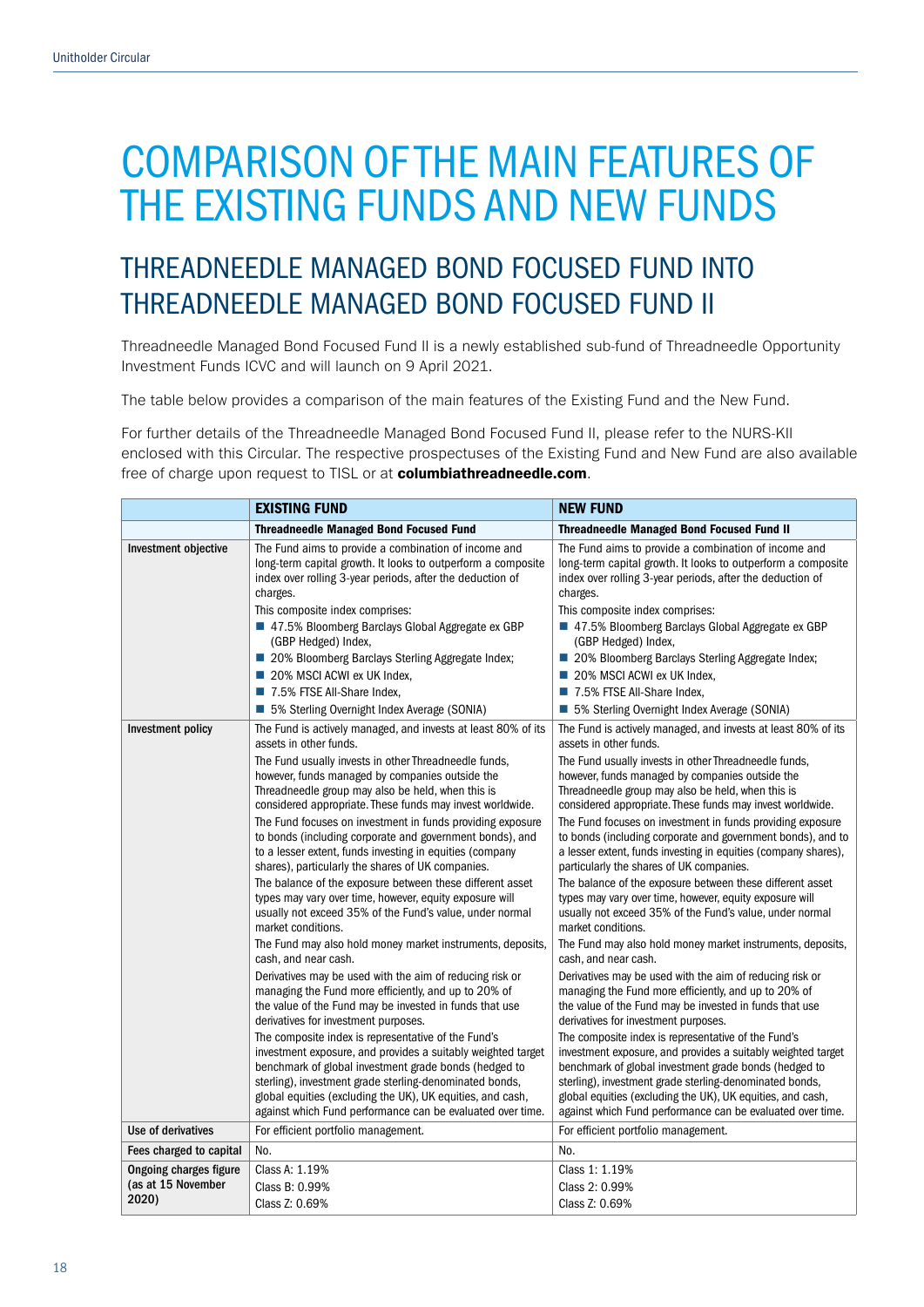# COMPARISON OF THE MAIN FEATURES OF THE EXISTING FUNDS AND NEW FUNDS

## THREADNEEDLE MANAGED BOND FOCUSED FUND INTO THREADNEEDLE MANAGED BOND FOCUSED FUND II

Threadneedle Managed Bond Focused Fund II is a newly established sub-fund of Threadneedle Opportunity Investment Funds ICVC and will launch on 9 April 2021.

The table below provides a comparison of the main features of the Existing Fund and the New Fund.

For further details of the Threadneedle Managed Bond Focused Fund II, please refer to the NURS-KII enclosed with this Circular. The respective prospectuses of the Existing Fund and New Fund are also available free of charge upon request to TISL or at **columbiathreadneedle.com**.

| | **EXISTING FUND** | **NEW FUND** |
|---|---|---|
| | **Threadneedle Managed Bond Focused Fund** | **Threadneedle Managed Bond Focused Fund II** |
| **Investment objective** | The Fund aims to provide a combination of income and long-term capital growth. It looks to outperform a composite index over rolling 3-year periods, after the deduction of charges.<br>This composite index comprises:<br>■ 47.5% Bloomberg Barclays Global Aggregate ex GBP (GBP Hedged) Index,<br>■ 20% Bloomberg Barclays Sterling Aggregate Index;<br>■ 20% MSCI ACWI ex UK Index,<br>■ 7.5% FTSE All-Share Index,<br>■ 5% Sterling Overnight Index Average (SONIA) | The Fund aims to provide a combination of income and long-term capital growth. It looks to outperform a composite index over rolling 3-year periods, after the deduction of charges.<br>This composite index comprises:<br>■ 47.5% Bloomberg Barclays Global Aggregate ex GBP (GBP Hedged) Index,<br>■ 20% Bloomberg Barclays Sterling Aggregate Index;<br>■ 20% MSCI ACWI ex UK Index,<br>■ 7.5% FTSE All-Share Index,<br>■ 5% Sterling Overnight Index Average (SONIA) |
| **Investment policy** | The Fund is actively managed, and invests at least 80% of its assets in other funds.<br>The Fund usually invests in other Threadneedle funds, however, funds managed by companies outside the Threadneedle group may also be held, when this is considered appropriate. These funds may invest worldwide.<br>The Fund focuses on investment in funds providing exposure to bonds (including corporate and government bonds), and to a lesser extent, funds investing in equities (company shares), particularly the shares of UK companies.<br>The balance of the exposure between these different asset types may vary over time, however, equity exposure will usually not exceed 35% of the Fund's value, under normal market conditions.<br>The Fund may also hold money market instruments, deposits, cash, and near cash.<br>Derivatives may be used with the aim of reducing risk or managing the Fund more efficiently, and up to 20% of the value of the Fund may be invested in funds that use derivatives for investment purposes.<br>The composite index is representative of the Fund's investment exposure, and provides a suitably weighted target benchmark of global investment grade bonds (hedged to sterling), investment grade sterling-denominated bonds, global equities (excluding the UK), UK equities, and cash, against which Fund performance can be evaluated over time. | The Fund is actively managed, and invests at least 80% of its assets in other funds.<br>The Fund usually invests in other Threadneedle funds, however, funds managed by companies outside the Threadneedle group may also be held, when this is considered appropriate. These funds may invest worldwide.<br>The Fund focuses on investment in funds providing exposure to bonds (including corporate and government bonds), and to a lesser extent, funds investing in equities (company shares), particularly the shares of UK companies.<br>The balance of the exposure between these different asset types may vary over time, however, equity exposure will usually not exceed 35% of the Fund's value, under normal market conditions.<br>The Fund may also hold money market instruments, deposits, cash, and near cash.<br>Derivatives may be used with the aim of reducing risk or managing the Fund more efficiently, and up to 20% of the value of the Fund may be invested in funds that use derivatives for investment purposes.<br>The composite index is representative of the Fund's investment exposure, and provides a suitably weighted target benchmark of global investment grade bonds (hedged to sterling), investment grade sterling-denominated bonds, global equities (excluding the UK), UK equities, and cash, against which Fund performance can be evaluated over time. |
| **Use of derivatives** | For efficient portfolio management. | For efficient portfolio management. |
| **Fees charged to capital** | No. | No. |
| **Ongoing charges figure (as at 15 November 2020)** | Class A: 1.19%<br>Class B: 0.99%<br>Class Z: 0.69% | Class 1: 1.19%<br>Class 2: 0.99%<br>Class Z: 0.69% |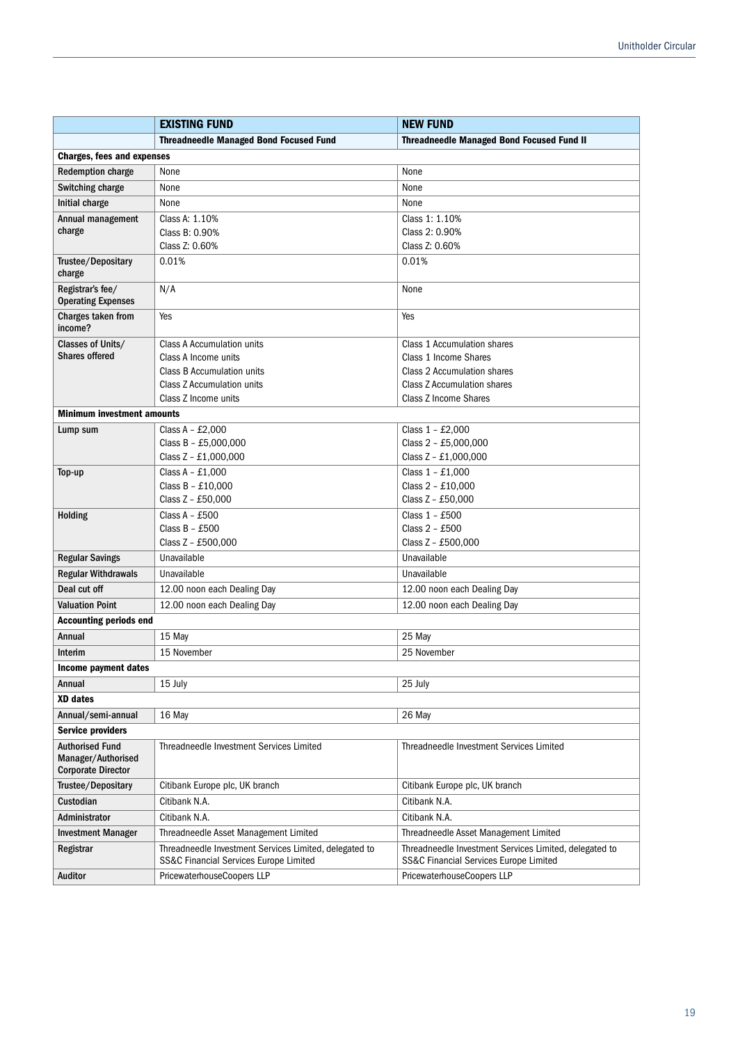| | EXISTING FUND | NEW FUND |
|---|---|---|
| | **Threadneedle Managed Bond Focused Fund** | **Threadneedle Managed Bond Focused Fund II** |
| **Charges, fees and expenses** | | |
| **Redemption charge** | None | None |
| **Switching charge** | None | None |
| **Initial charge** | None | None |
| **Annual management charge** | Class A: 1.10%<br>Class B: 0.90%<br>Class Z: 0.60% | Class 1: 1.10%<br>Class 2: 0.90%<br>Class Z: 0.60% |
| **Trustee/Depositary charge** | 0.01% | 0.01% |
| **Registrar's fee/ Operating Expenses** | N/A | None |
| **Charges taken from income?** | Yes | Yes |
| **Classes of Units/ Shares offered** | Class A Accumulation units<br>Class A Income units<br>Class B Accumulation units<br>Class Z Accumulation units<br>Class Z Income units | Class 1 Accumulation shares<br>Class 1 Income Shares<br>Class 2 Accumulation shares<br>Class Z Accumulation shares<br>Class Z Income Shares |
| **Minimum investment amounts** | | |
| **Lump sum** | Class A – £2,000<br>Class B – £5,000,000<br>Class Z – £1,000,000 | Class 1 – £2,000<br>Class 2 – £5,000,000<br>Class Z – £1,000,000 |
| **Top-up** | Class A – £1,000<br>Class B – £10,000<br>Class Z – £50,000 | Class 1 – £1,000<br>Class 2 – £10,000<br>Class Z – £50,000 |
| **Holding** | Class A – £500<br>Class B – £500<br>Class Z – £500,000 | Class 1 – £500<br>Class 2 – £500<br>Class Z – £500,000 |
| **Regular Savings** | Unavailable | Unavailable |
| **Regular Withdrawals** | Unavailable | Unavailable |
| **Deal cut off** | 12.00 noon each Dealing Day | 12.00 noon each Dealing Day |
| **Valuation Point** | 12.00 noon each Dealing Day | 12.00 noon each Dealing Day |
| **Accounting periods end** | | |
| **Annual** | 15 May | 25 May |
| **Interim** | 15 November | 25 November |
| **Income payment dates** | | |
| **Annual** | 15 July | 25 July |
| **XD dates** | | |
| **Annual/semi-annual** | 16 May | 26 May |
| **Service providers** | | |
| **Authorised Fund Manager/Authorised Corporate Director** | Threadneedle Investment Services Limited | Threadneedle Investment Services Limited |
| **Trustee/Depositary** | Citibank Europe plc, UK branch | Citibank Europe plc, UK branch |
| **Custodian** | Citibank N.A. | Citibank N.A. |
| **Administrator** | Citibank N.A. | Citibank N.A. |
| **Investment Manager** | Threadneedle Asset Management Limited | Threadneedle Asset Management Limited |
| **Registrar** | Threadneedle Investment Services Limited, delegated to SS&C Financial Services Europe Limited | Threadneedle Investment Services Limited, delegated to SS&C Financial Services Europe Limited |
| **Auditor** | PricewaterhouseCoopers LLP | PricewaterhouseCoopers LLP |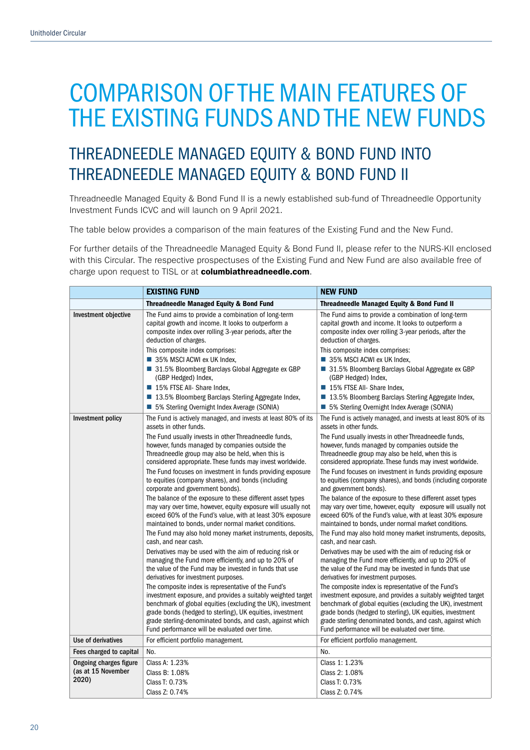# COMPARISON OF THE MAIN FEATURES OF THE EXISTING FUNDS AND THE NEW FUNDS

## THREADNEEDLE MANAGED EQUITY & BOND FUND INTO THREADNEEDLE MANAGED EQUITY & BOND FUND II

Threadneedle Managed Equity & Bond Fund II is a newly established sub-fund of Threadneedle Opportunity Investment Funds ICVC and will launch on 9 April 2021.

The table below provides a comparison of the main features of the Existing Fund and the New Fund.

For further details of the Threadneedle Managed Equity & Bond Fund II, please refer to the NURS-KII enclosed with this Circular. The respective prospectuses of the Existing Fund and New Fund are also available free of charge upon request to TISL or at **columbiathreadneedle.com**.

| | **EXISTING FUND** | **NEW FUND** |
|---|---|---|
| | **Threadneedle Managed Equity & Bond Fund** | **Threadneedle Managed Equity & Bond Fund II** |
| **Investment objective** | The Fund aims to provide a combination of long-term capital growth and income. It looks to outperform a composite index over rolling 3-year periods, after the deduction of charges.<br>This composite index comprises:<br>■ 35% MSCI ACWI ex UK Index,<br>■ 31.5% Bloomberg Barclays Global Aggregate ex GBP (GBP Hedged) Index,<br>■ 15% FTSE All- Share Index,<br>■ 13.5% Bloomberg Barclays Sterling Aggregate Index,<br>■ 5% Sterling Overnight Index Average (SONIA) | The Fund aims to provide a combination of long-term capital growth and income. It looks to outperform a composite index over rolling 3-year periods, after the deduction of charges.<br>This composite index comprises:<br>■ 35% MSCI ACWI ex UK Index,<br>■ 31.5% Bloomberg Barclays Global Aggregate ex GBP (GBP Hedged) Index,<br>■ 15% FTSE All- Share Index,<br>■ 13.5% Bloomberg Barclays Sterling Aggregate Index,<br>■ 5% Sterling Overnight Index Average (SONIA) |
| **Investment policy** | The Fund is actively managed, and invests at least 80% of its assets in other funds.<br>The Fund usually invests in other Threadneedle funds, however, funds managed by companies outside the Threadneedle group may also be held, when this is considered appropriate. These funds may invest worldwide.<br>The Fund focuses on investment in funds providing exposure to equities (company shares), and bonds (including corporate and government bonds).<br>The balance of the exposure to these different asset types may vary over time, however, equity exposure will usually not exceed 60% of the Fund's value, with at least 30% exposure maintained to bonds, under normal market conditions.<br>The Fund may also hold money market instruments, deposits, cash, and near cash.<br>Derivatives may be used with the aim of reducing risk or managing the Fund more efficiently, and up to 20% of the value of the Fund may be invested in funds that use derivatives for investment purposes.<br>The composite index is representative of the Fund's investment exposure, and provides a suitably weighted target benchmark of global equities (excluding the UK), investment grade bonds (hedged to sterling), UK equities, investment grade sterling-denominated bonds, and cash, against which Fund performance will be evaluated over time. | The Fund is actively managed, and invests at least 80% of its assets in other funds.<br>The Fund usually invests in other Threadneedle funds, however, funds managed by companies outside the Threadneedle group may also be held, when this is considered appropriate. These funds may invest worldwide.<br>The Fund focuses on investment in funds providing exposure to equities (company shares), and bonds (including corporate and government bonds).<br>The balance of the exposure to these different asset types may vary over time, however, equity exposure will usually not exceed 60% of the Fund's value, with at least 30% exposure maintained to bonds, under normal market conditions.<br>The Fund may also hold money market instruments, deposits, cash, and near cash.<br>Derivatives may be used with the aim of reducing risk or managing the Fund more efficiently, and up to 20% of the value of the Fund may be invested in funds that use derivatives for investment purposes.<br>The composite index is representative of the Fund's investment exposure, and provides a suitably weighted target benchmark of global equities (excluding the UK), investment grade bonds (hedged to sterling), UK equities, investment grade sterling-denominated bonds, and cash, against which Fund performance will be evaluated over time. |
| **Use of derivatives** | For efficient portfolio management. | For efficient portfolio management. |
| **Fees charged to capital** | No. | No. |
| **Ongoing charges figure (as at 15 November 2020)** | Class A: 1.23%<br>Class B: 1.08%<br>Class T: 0.73%<br>Class Z: 0.74% | Class 1: 1.23%<br>Class 2: 1.08%<br>Class T: 0.73%<br>Class Z: 0.74% |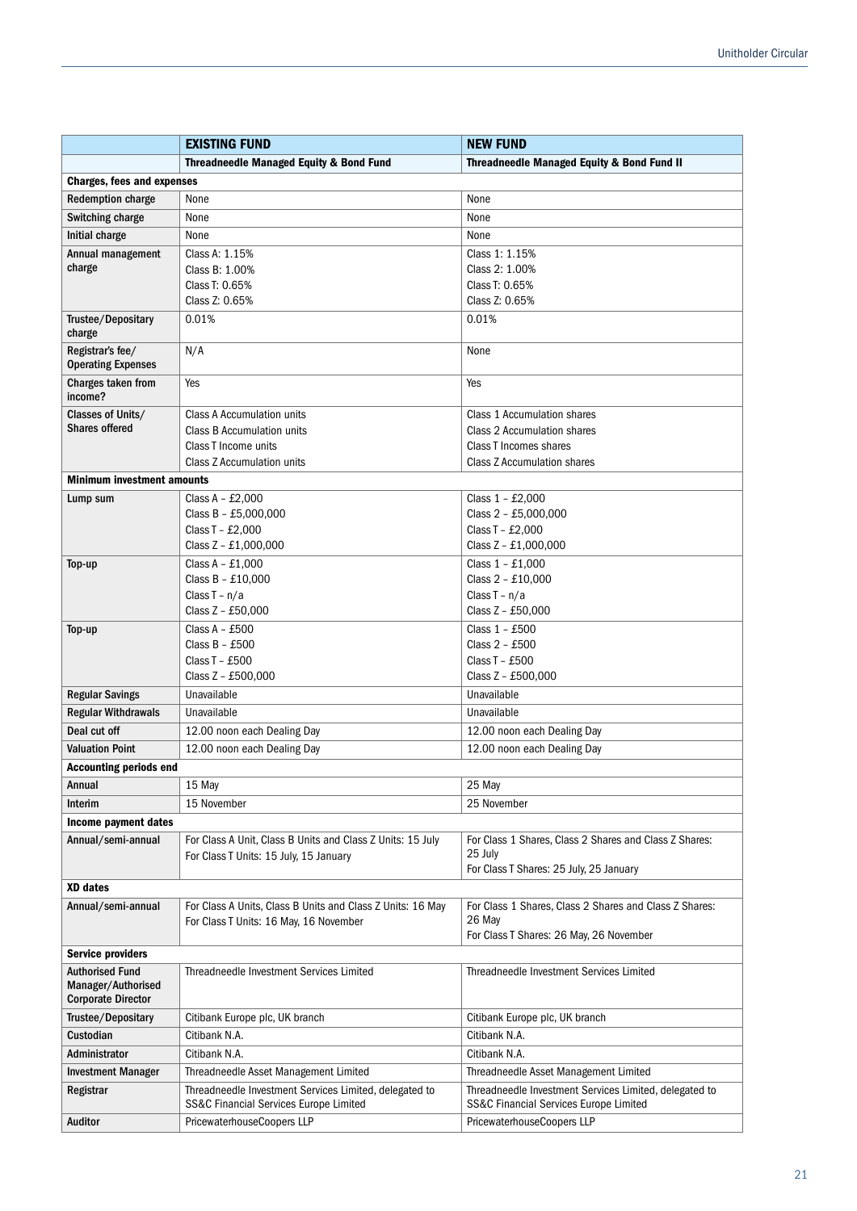| | EXISTING FUND | NEW FUND |
|---|---|---|
| | **Threadneedle Managed Equity & Bond Fund** | **Threadneedle Managed Equity & Bond Fund II** |
| **Charges, fees and expenses** | | |
| **Redemption charge** | None | None |
| **Switching charge** | None | None |
| **Initial charge** | None | None |
| **Annual management charge** | Class A: 1.15%<br>Class B: 1.00%<br>Class T: 0.65%<br>Class Z: 0.65% | Class 1: 1.15%<br>Class 2: 1.00%<br>Class T: 0.65%<br>Class Z: 0.65% |
| **Trustee/Depositary charge** | 0.01% | 0.01% |
| **Registrar's fee/ Operating Expenses** | N/A | None |
| **Charges taken from income?** | Yes | Yes |
| **Classes of Units/ Shares offered** | Class A Accumulation units<br>Class B Accumulation units<br>Class T Income units<br>Class Z Accumulation units | Class 1 Accumulation shares<br>Class 2 Accumulation shares<br>Class T Incomes shares<br>Class Z Accumulation shares |
| **Minimum investment amounts** | | |
| **Lump sum** | Class A – £2,000<br>Class B – £5,000,000<br>Class T – £2,000<br>Class Z – £1,000,000 | Class 1 – £2,000<br>Class 2 – £5,000,000<br>Class T – £2,000<br>Class Z – £1,000,000 |
| **Top-up** | Class A – £1,000<br>Class B – £10,000<br>Class T – n/a<br>Class Z – £50,000 | Class 1 – £1,000<br>Class 2 – £10,000<br>Class T – n/a<br>Class Z – £50,000 |
| **Top-up** | Class A – £500<br>Class B – £500<br>Class T – £500<br>Class Z – £500,000 | Class 1 – £500<br>Class 2 – £500<br>Class T – £500<br>Class Z – £500,000 |
| **Regular Savings** | Unavailable | Unavailable |
| **Regular Withdrawals** | Unavailable | Unavailable |
| **Deal cut off** | 12.00 noon each Dealing Day | 12.00 noon each Dealing Day |
| **Valuation Point** | 12.00 noon each Dealing Day | 12.00 noon each Dealing Day |
| **Accounting periods end** | | |
| **Annual** | 15 May | 25 May |
| **Interim** | 15 November | 25 November |
| **Income payment dates** | | |
| **Annual/semi-annual** | For Class A Unit, Class B Units and Class Z Units: 15 July<br>For Class T Units: 15 July, 15 January | For Class 1 Shares, Class 2 Shares and Class Z Shares: 25 July<br>For Class T Shares: 25 July, 25 January |
| **XD dates** | | |
| **Annual/semi-annual** | For Class A Units, Class B Units and Class Z Units: 16 May<br>For Class T Units: 16 May, 16 November | For Class 1 Shares, Class 2 Shares and Class Z Shares: 26 May<br>For Class T Shares: 26 May, 26 November |
| **Service providers** | | |
| **Authorised Fund Manager/Authorised Corporate Director** | Threadneedle Investment Services Limited | Threadneedle Investment Services Limited |
| **Trustee/Depositary** | Citibank Europe plc, UK branch | Citibank Europe plc, UK branch |
| **Custodian** | Citibank N.A. | Citibank N.A. |
| **Administrator** | Citibank N.A. | Citibank N.A. |
| **Investment Manager** | Threadneedle Asset Management Limited | Threadneedle Asset Management Limited |
| **Registrar** | Threadneedle Investment Services Limited, delegated to SS&C Financial Services Europe Limited | Threadneedle Investment Services Limited, delegated to SS&C Financial Services Europe Limited |
| **Auditor** | PricewaterhouseCoopers LLP | PricewaterhouseCoopers LLP |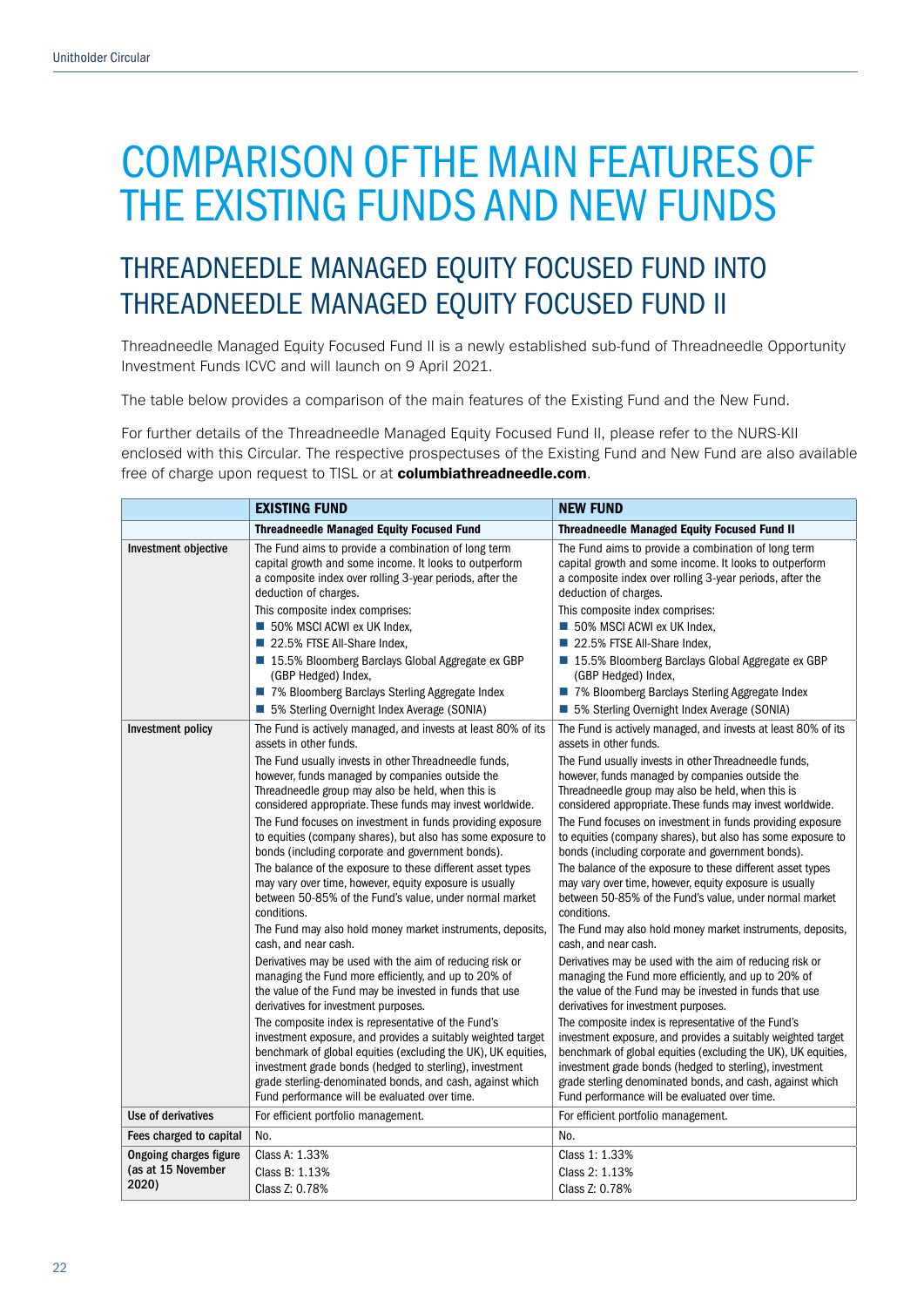# COMPARISON OF THE MAIN FEATURES OF THE EXISTING FUNDS AND NEW FUNDS

## THREADNEEDLE MANAGED EQUITY FOCUSED FUND INTO THREADNEEDLE MANAGED EQUITY FOCUSED FUND II

Threadneedle Managed Equity Focused Fund II is a newly established sub-fund of Threadneedle Opportunity Investment Funds ICVC and will launch on 9 April 2021.

The table below provides a comparison of the main features of the Existing Fund and the New Fund.

For further details of the Threadneedle Managed Equity Focused Fund II, please refer to the NURS-KII enclosed with this Circular. The respective prospectuses of the Existing Fund and New Fund are also available free of charge upon request to TISL or at **columbiathreadneedle.com**.

| | **EXISTING FUND** | **NEW FUND** |
|---|---|---|
| | **Threadneedle Managed Equity Focused Fund** | **Threadneedle Managed Equity Focused Fund II** |
| **Investment objective** | The Fund aims to provide a combination of long term capital growth and some income. It looks to outperform a composite index over rolling 3-year periods, after the deduction of charges.<br>This composite index comprises:<br>■ 50% MSCI ACWI ex UK Index,<br>■ 22.5% FTSE All-Share Index,<br>■ 15.5% Bloomberg Barclays Global Aggregate ex GBP (GBP Hedged) Index,<br>■ 7% Bloomberg Barclays Sterling Aggregate Index<br>■ 5% Sterling Overnight Index Average (SONIA) | The Fund aims to provide a combination of long term capital growth and some income. It looks to outperform a composite index over rolling 3-year periods, after the deduction of charges.<br>This composite index comprises:<br>■ 50% MSCI ACWI ex UK Index,<br>■ 22.5% FTSE All-Share Index,<br>■ 15.5% Bloomberg Barclays Global Aggregate ex GBP (GBP Hedged) Index,<br>■ 7% Bloomberg Barclays Sterling Aggregate Index<br>■ 5% Sterling Overnight Index Average (SONIA) |
| **Investment policy** | The Fund is actively managed, and invests at least 80% of its assets in other funds.<br>The Fund usually invests in other Threadneedle funds, however, funds managed by companies outside the Threadneedle group may also be held, when this is considered appropriate. These funds may invest worldwide.<br>The Fund focuses on investment in funds providing exposure to equities (company shares), but also has some exposure to bonds (including corporate and government bonds).<br>The balance of the exposure to these different asset types may vary over time, however, equity exposure is usually between 50-85% of the Fund's value, under normal market conditions.<br>The Fund may also hold money market instruments, deposits, cash, and near cash.<br>Derivatives may be used with the aim of reducing risk or managing the Fund more efficiently, and up to 20% of the value of the Fund may be invested in funds that use derivatives for investment purposes.<br>The composite index is representative of the Fund's investment exposure, and provides a suitably weighted target benchmark of global equities (excluding the UK), UK equities, investment grade bonds (hedged to sterling), investment grade sterling-denominated bonds, and cash, against which Fund performance will be evaluated over time. | The Fund is actively managed, and invests at least 80% of its assets in other funds.<br>The Fund usually invests in other Threadneedle funds, however, funds managed by companies outside the Threadneedle group may also be held, when this is considered appropriate. These funds may invest worldwide.<br>The Fund focuses on investment in funds providing exposure to equities (company shares), but also has some exposure to bonds (including corporate and government bonds).<br>The balance of the exposure to these different asset types may vary over time, however, equity exposure is usually between 50-85% of the Fund's value, under normal market conditions.<br>The Fund may also hold money market instruments, deposits, cash, and near cash.<br>Derivatives may be used with the aim of reducing risk or managing the Fund more efficiently, and up to 20% of the value of the Fund may be invested in funds that use derivatives for investment purposes.<br>The composite index is representative of the Fund's investment exposure, and provides a suitably weighted target benchmark of global equities (excluding the UK), UK equities, investment grade bonds (hedged to sterling), investment grade sterling denominated bonds, and cash, against which Fund performance will be evaluated over time. |
| **Use of derivatives** | For efficient portfolio management. | For efficient portfolio management. |
| **Fees charged to capital** | No. | No. |
| **Ongoing charges figure (as at 15 November 2020)** | Class A: 1.33%<br>Class B: 1.13%<br>Class Z: 0.78% | Class 1: 1.33%<br>Class 2: 1.13%<br>Class Z: 0.78% |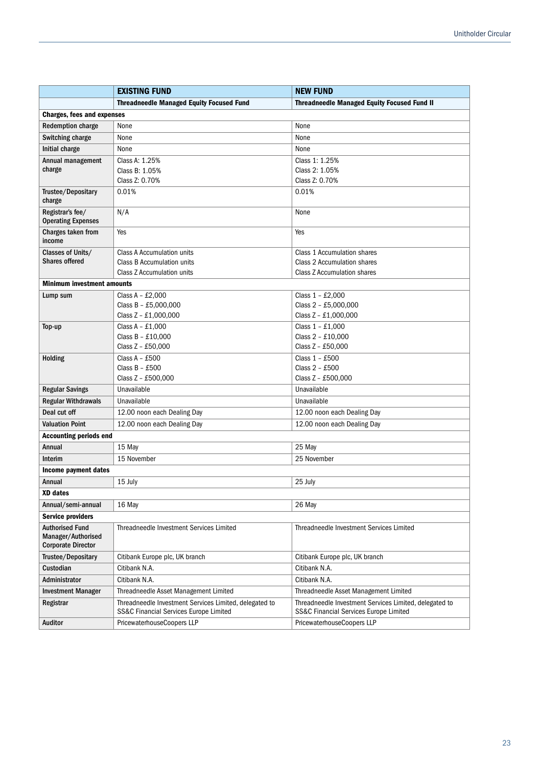| | EXISTING FUND | NEW FUND |
|---|---|---|
| | **Threadneedle Managed Equity Focused Fund** | **Threadneedle Managed Equity Focused Fund II** |
| **Charges, fees and expenses** | | |
| **Redemption charge** | None | None |
| **Switching charge** | None | None |
| **Initial charge** | None | None |
| **Annual management charge** | Class A: 1.25%<br>Class B: 1.05%<br>Class Z: 0.70% | Class 1: 1.25%<br>Class 2: 1.05%<br>Class Z: 0.70% |
| **Trustee/Depositary charge** | 0.01% | 0.01% |
| **Registrar's fee/ Operating Expenses** | N/A | None |
| **Charges taken from income** | Yes | Yes |
| **Classes of Units/ Shares offered** | Class A Accumulation units<br>Class B Accumulation units<br>Class Z Accumulation units | Class 1 Accumulation shares<br>Class 2 Accumulation shares<br>Class Z Accumulation shares |
| **Minimum investment amounts** | | |
| **Lump sum** | Class A – £2,000<br>Class B – £5,000,000<br>Class Z – £1,000,000 | Class 1 – £2,000<br>Class 2 – £5,000,000<br>Class Z – £1,000,000 |
| **Top-up** | Class A – £1,000<br>Class B – £10,000<br>Class Z – £50,000 | Class 1 – £1,000<br>Class 2 – £10,000<br>Class Z – £50,000 |
| **Holding** | Class A – £500<br>Class B – £500<br>Class Z – £500,000 | Class 1 – £500<br>Class 2 – £500<br>Class Z – £500,000 |
| **Regular Savings** | Unavailable | Unavailable |
| **Regular Withdrawals** | Unavailable | Unavailable |
| **Deal cut off** | 12.00 noon each Dealing Day | 12.00 noon each Dealing Day |
| **Valuation Point** | 12.00 noon each Dealing Day | 12.00 noon each Dealing Day |
| **Accounting periods end** | | |
| **Annual** | 15 May | 25 May |
| **Interim** | 15 November | 25 November |
| **Income payment dates** | | |
| **Annual** | 15 July | 25 July |
| **XD dates** | | |
| **Annual/semi-annual** | 16 May | 26 May |
| **Service providers** | | |
| **Authorised Fund Manager/Authorised Corporate Director** | Threadneedle Investment Services Limited | Threadneedle Investment Services Limited |
| **Trustee/Depositary** | Citibank Europe plc, UK branch | Citibank Europe plc, UK branch |
| **Custodian** | Citibank N.A. | Citibank N.A. |
| **Administrator** | Citibank N.A. | Citibank N.A. |
| **Investment Manager** | Threadneedle Asset Management Limited | Threadneedle Asset Management Limited |
| **Registrar** | Threadneedle Investment Services Limited, delegated to SS&C Financial Services Europe Limited | Threadneedle Investment Services Limited, delegated to SS&C Financial Services Europe Limited |
| **Auditor** | PricewaterhouseCoopers LLP | PricewaterhouseCoopers LLP |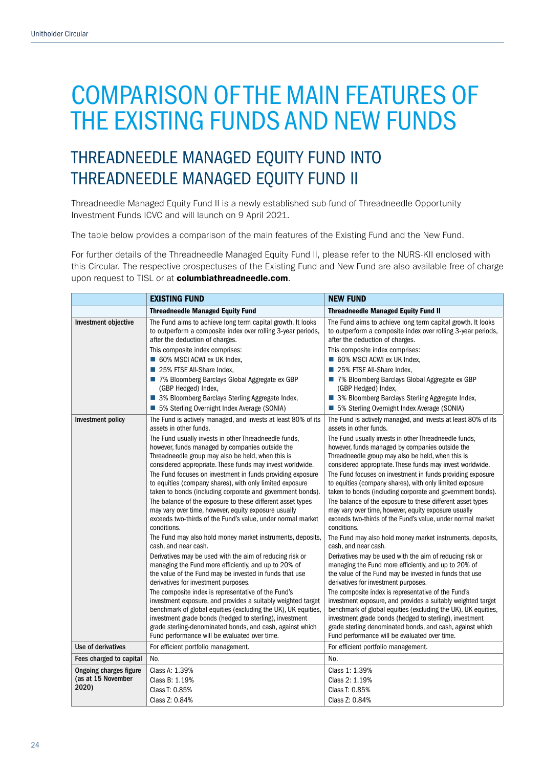# COMPARISON OF THE MAIN FEATURES OF THE EXISTING FUNDS AND NEW FUNDS

## THREADNEEDLE MANAGED EQUITY FUND INTO THREADNEEDLE MANAGED EQUITY FUND II

Threadneedle Managed Equity Fund II is a newly established sub-fund of Threadneedle Opportunity Investment Funds ICVC and will launch on 9 April 2021.

The table below provides a comparison of the main features of the Existing Fund and the New Fund.

For further details of the Threadneedle Managed Equity Fund II, please refer to the NURS-KII enclosed with this Circular. The respective prospectuses of the Existing Fund and New Fund are also available free of charge upon request to TISL or at **columbiathreadneedle.com**.

| | **EXISTING FUND** | **NEW FUND** |
|---|---|---|
| | **Threadneedle Managed Equity Fund** | **Threadneedle Managed Equity Fund II** |
| **Investment objective** | The Fund aims to achieve long term capital growth. It looks to outperform a composite index over rolling 3-year periods, after the deduction of charges.<br>This composite index comprises:<br>■ 60% MSCI ACWI ex UK Index,<br>■ 25% FTSE All-Share Index,<br>■ 7% Bloomberg Barclays Global Aggregate ex GBP (GBP Hedged) Index,<br>■ 3% Bloomberg Barclays Sterling Aggregate Index,<br>■ 5% Sterling Overnight Index Average (SONIA) | The Fund aims to achieve long term capital growth. It looks to outperform a composite index over rolling 3-year periods, after the deduction of charges.<br>This composite index comprises:<br>■ 60% MSCI ACWI ex UK Index,<br>■ 25% FTSE All-Share Index,<br>■ 7% Bloomberg Barclays Global Aggregate ex GBP (GBP Hedged) Index,<br>■ 3% Bloomberg Barclays Sterling Aggregate Index,<br>■ 5% Sterling Overnight Index Average (SONIA) |
| **Investment policy** | The Fund is actively managed, and invests at least 80% of its assets in other funds.<br>The Fund usually invests in other Threadneedle funds, however, funds managed by companies outside the Threadneedle group may also be held, when this is considered appropriate. These funds may invest worldwide.<br>The Fund focuses on investment in funds providing exposure to equities (company shares), with only limited exposure taken to bonds (including corporate and government bonds).<br>The balance of the exposure to these different asset types may vary over time, however, equity exposure usually exceeds two-thirds of the Fund's value, under normal market conditions.<br>The Fund may also hold money market instruments, deposits, cash, and near cash.<br>Derivatives may be used with the aim of reducing risk or managing the Fund more efficiently, and up to 20% of the value of the Fund may be invested in funds that use derivatives for investment purposes.<br>The composite index is representative of the Fund's investment exposure, and provides a suitably weighted target benchmark of global equities (excluding the UK), UK equities, investment grade bonds (hedged to sterling), investment grade sterling-denominated bonds, and cash, against which Fund performance will be evaluated over time. | The Fund is actively managed, and invests at least 80% of its assets in other funds.<br>The Fund usually invests in other Threadneedle funds, however, funds managed by companies outside the Threadneedle group may also be held, when this is considered appropriate. These funds may invest worldwide.<br>The Fund focuses on investment in funds providing exposure to equities (company shares), with only limited exposure taken to bonds (including corporate and government bonds).<br>The balance of the exposure to these different asset types may vary over time, however, equity exposure usually exceeds two-thirds of the Fund's value, under normal market conditions.<br>The Fund may also hold money market instruments, deposits, cash, and near cash.<br>Derivatives may be used with the aim of reducing risk or managing the Fund more efficiently, and up to 20% of the value of the Fund may be invested in funds that use derivatives for investment purposes.<br>The composite index is representative of the Fund's investment exposure, and provides a suitably weighted target benchmark of global equities (excluding the UK), UK equities, investment grade bonds (hedged to sterling), investment grade sterling denominated bonds, and cash, against which Fund performance will be evaluated over time. |
| **Use of derivatives** | For efficient portfolio management. | For efficient portfolio management. |
| **Fees charged to capital** | No. | No. |
| **Ongoing charges figure (as at 15 November 2020)** | Class A: 1.39%<br>Class B: 1.19%<br>Class T: 0.85%<br>Class Z: 0.84% | Class 1: 1.39%<br>Class 2: 1.19%<br>Class T: 0.85%<br>Class Z: 0.84% |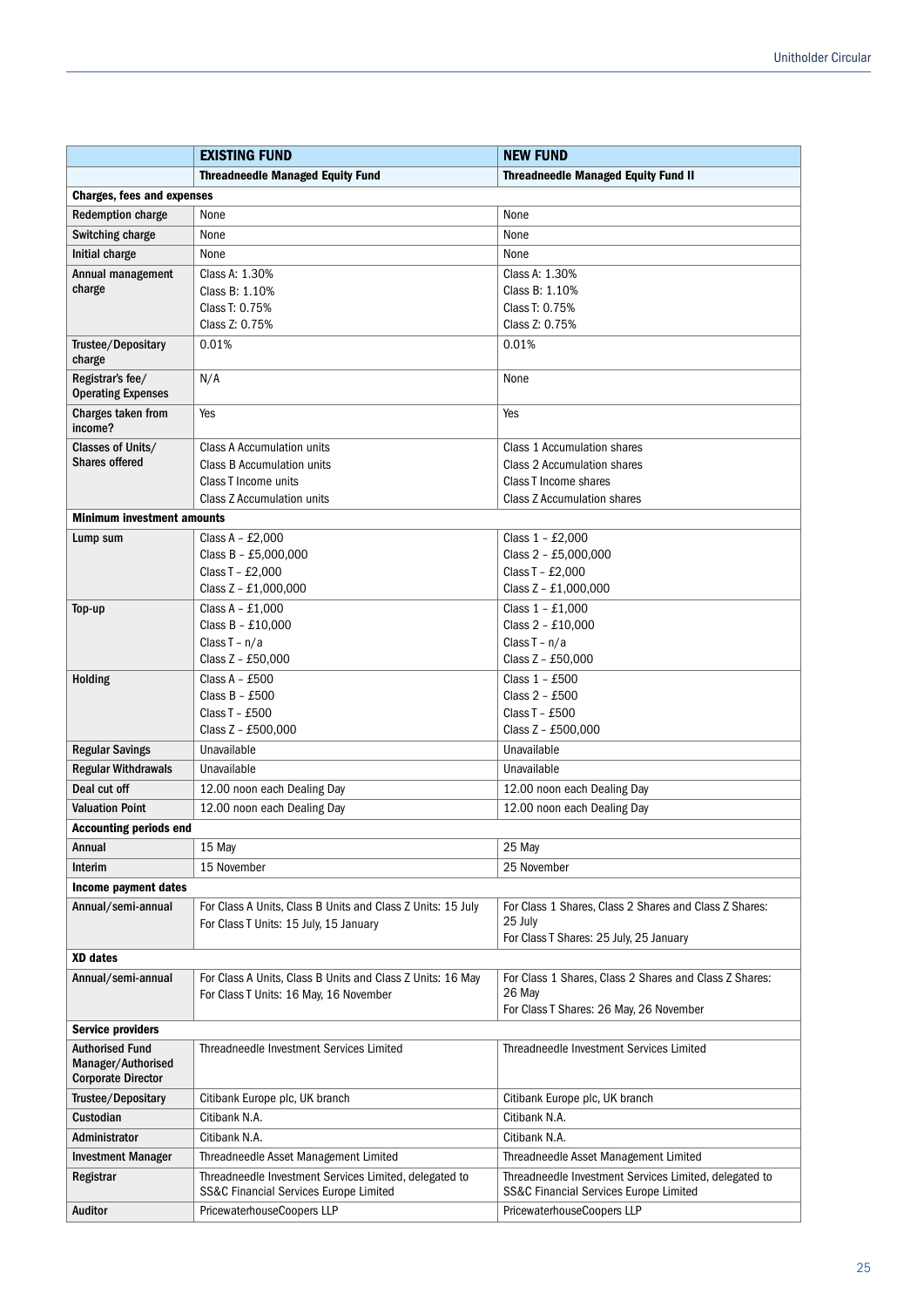| | EXISTING FUND | NEW FUND |
|---|---|---|
| | **Threadneedle Managed Equity Fund** | **Threadneedle Managed Equity Fund II** |
| **Charges, fees and expenses** | | |
| **Redemption charge** | None | None |
| **Switching charge** | None | None |
| **Initial charge** | None | None |
| **Annual management charge** | Class A: 1.30%<br>Class B: 1.10%<br>Class T: 0.75%<br>Class Z: 0.75% | Class A: 1.30%<br>Class B: 1.10%<br>Class T: 0.75%<br>Class Z: 0.75% |
| **Trustee/Depositary charge** | 0.01% | 0.01% |
| **Registrar's fee/ Operating Expenses** | N/A | None |
| **Charges taken from income?** | Yes | Yes |
| **Classes of Units/ Shares offered** | Class A Accumulation units<br>Class B Accumulation units<br>Class T Income units<br>Class Z Accumulation units | Class 1 Accumulation shares<br>Class 2 Accumulation shares<br>Class T Income shares<br>Class Z Accumulation shares |
| **Minimum investment amounts** | | |
| **Lump sum** | Class A – £2,000<br>Class B – £5,000,000<br>Class T – £2,000<br>Class Z – £1,000,000 | Class 1 – £2,000<br>Class 2 – £5,000,000<br>Class T – £2,000<br>Class Z – £1,000,000 |
| **Top-up** | Class A – £1,000<br>Class B – £10,000<br>Class T – n/a<br>Class Z – £50,000 | Class 1 – £1,000<br>Class 2 – £10,000<br>Class T – n/a<br>Class Z – £50,000 |
| **Holding** | Class A – £500<br>Class B – £500<br>Class T – £500<br>Class Z – £500,000 | Class 1 – £500<br>Class 2 – £500<br>Class T – £500<br>Class Z – £500,000 |
| **Regular Savings** | Unavailable | Unavailable |
| **Regular Withdrawals** | Unavailable | Unavailable |
| **Deal cut off** | 12.00 noon each Dealing Day | 12.00 noon each Dealing Day |
| **Valuation Point** | 12.00 noon each Dealing Day | 12.00 noon each Dealing Day |
| **Accounting periods end** | | |
| **Annual** | 15 May | 25 May |
| **Interim** | 15 November | 25 November |
| **Income payment dates** | | |
| **Annual/semi-annual** | For Class A Units, Class B Units and Class Z Units: 15 July<br>For Class T Units: 15 July, 15 January | For Class 1 Shares, Class 2 Shares and Class Z Shares: 25 July<br>For Class T Shares: 25 July, 25 January |
| **XD dates** | | |
| **Annual/semi-annual** | For Class A Units, Class B Units and Class Z Units: 16 May<br>For Class T Units: 16 May, 16 November | For Class 1 Shares, Class 2 Shares and Class Z Shares: 26 May<br>For Class T Shares: 26 May, 26 November |
| **Service providers** | | |
| **Authorised Fund Manager/Authorised Corporate Director** | Threadneedle Investment Services Limited | Threadneedle Investment Services Limited |
| **Trustee/Depositary** | Citibank Europe plc, UK branch | Citibank Europe plc, UK branch |
| **Custodian** | Citibank N.A. | Citibank N.A. |
| **Administrator** | Citibank N.A. | Citibank N.A. |
| **Investment Manager** | Threadneedle Asset Management Limited | Threadneedle Asset Management Limited |
| **Registrar** | Threadneedle Investment Services Limited, delegated to SS&C Financial Services Europe Limited | Threadneedle Investment Services Limited, delegated to SS&C Financial Services Europe Limited |
| **Auditor** | PricewaterhouseCoopers LLP | PricewaterhouseCoopers LLP |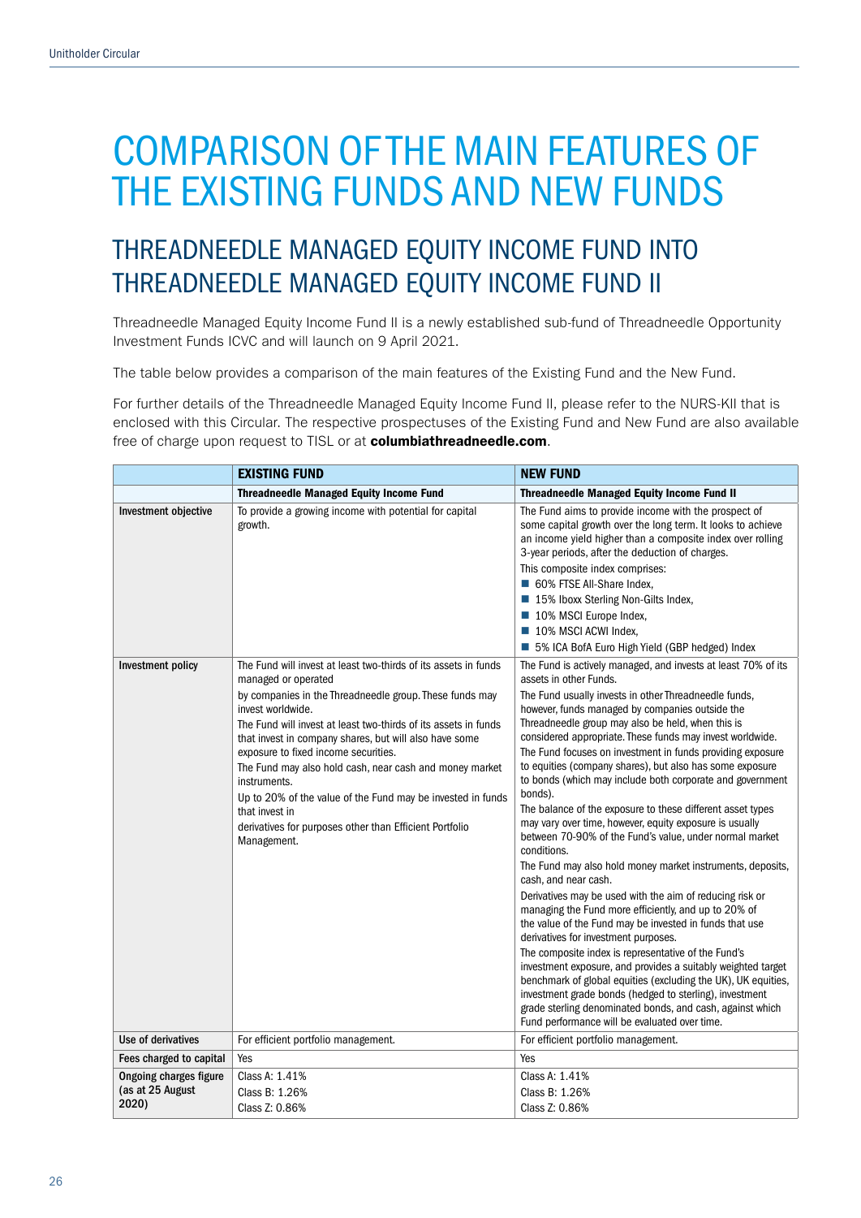# COMPARISON OF THE MAIN FEATURES OF THE EXISTING FUNDS AND NEW FUNDS

## THREADNEEDLE MANAGED EQUITY INCOME FUND INTO THREADNEEDLE MANAGED EQUITY INCOME FUND II

Threadneedle Managed Equity Income Fund II is a newly established sub-fund of Threadneedle Opportunity Investment Funds ICVC and will launch on 9 April 2021.

The table below provides a comparison of the main features of the Existing Fund and the New Fund.

For further details of the Threadneedle Managed Equity Income Fund II, please refer to the NURS-KII that is enclosed with this Circular. The respective prospectuses of the Existing Fund and New Fund are also available free of charge upon request to TISL or at **columbiathreadneedle.com**.

| | **EXISTING FUND** | **NEW FUND** |
|---|---|---|
| | **Threadneedle Managed Equity Income Fund** | **Threadneedle Managed Equity Income Fund II** |
| **Investment objective** | To provide a growing income with potential for capital growth. | The Fund aims to provide income with the prospect of some capital growth over the long term. It looks to achieve an income yield higher than a composite index over rolling 3-year periods, after the deduction of charges.<br>This composite index comprises:<br>■ 60% FTSE All-Share Index,<br>■ 15% Iboxx Sterling Non-Gilts Index,<br>■ 10% MSCI Europe Index,<br>■ 10% MSCI ACWI Index,<br>■ 5% ICA BofA Euro High Yield (GBP hedged) Index |
| **Investment policy** | The Fund will invest at least two-thirds of its assets in funds managed or operated<br>by companies in the Threadneedle group. These funds may invest worldwide.<br>The Fund will invest at least two-thirds of its assets in funds that invest in company shares, but will also have some exposure to fixed income securities.<br>The Fund may also hold cash, near cash and money market instruments.<br>Up to 20% of the value of the Fund may be invested in funds that invest in<br>derivatives for purposes other than Efficient Portfolio Management. | The Fund is actively managed, and invests at least 70% of its assets in other Funds.<br>The Fund usually invests in other Threadneedle funds, however, funds managed by companies outside the Threadneedle group may also be held, when this is considered appropriate. These funds may invest worldwide.<br>The Fund focuses on investment in funds providing exposure to equities (company shares), but also has some exposure to bonds (which may include both corporate and government bonds).<br>The balance of the exposure to these different asset types may vary over time, however, equity exposure is usually between 70-90% of the Fund's value, under normal market conditions.<br>The Fund may also hold money market instruments, deposits, cash, and near cash.<br>Derivatives may be used with the aim of reducing risk or managing the Fund more efficiently, and up to 20% of the value of the Fund may be invested in funds that use derivatives for investment purposes.<br>The composite index is representative of the Fund's investment exposure, and provides a suitably weighted target benchmark of global equities (excluding the UK), UK equities, investment grade bonds (hedged to sterling), investment grade sterling denominated bonds, and cash, against which Fund performance will be evaluated over time. |
| **Use of derivatives** | For efficient portfolio management. | For efficient portfolio management. |
| **Fees charged to capital** | Yes | Yes |
| **Ongoing charges figure (as at 25 August 2020)** | Class A: 1.41%<br>Class B: 1.26%<br>Class Z: 0.86% | Class A: 1.41%<br>Class B: 1.26%<br>Class Z: 0.86% |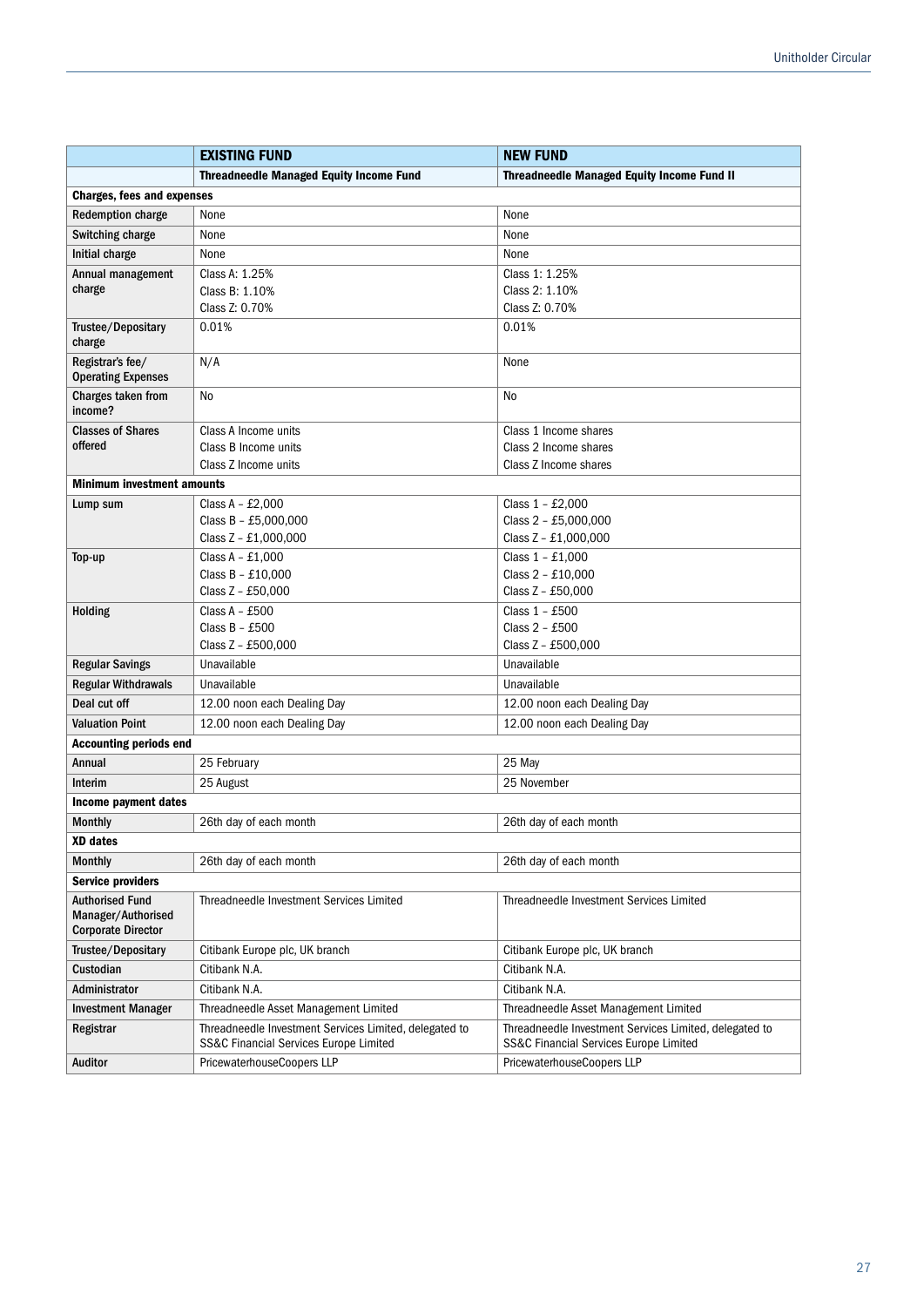| | **EXISTING FUND** | **NEW FUND** |
|---|---|---|
| | **Threadneedle Managed Equity Income Fund** | **Threadneedle Managed Equity Income Fund II** |
| **Charges, fees and expenses** | | |
| **Redemption charge** | None | None |
| **Switching charge** | None | None |
| **Initial charge** | None | None |
| **Annual management charge** | Class A: 1.25%<br>Class B: 1.10%<br>Class Z: 0.70% | Class 1: 1.25%<br>Class 2: 1.10%<br>Class Z: 0.70% |
| **Trustee/Depositary charge** | 0.01% | 0.01% |
| **Registrar's fee/ Operating Expenses** | N/A | None |
| **Charges taken from income?** | No | No |
| **Classes of Shares offered** | Class A Income units<br>Class B Income units<br>Class Z Income units | Class 1 Income shares<br>Class 2 Income shares<br>Class Z Income shares |
| **Minimum investment amounts** | | |
| **Lump sum** | Class A – £2,000<br>Class B – £5,000,000<br>Class Z – £1,000,000 | Class 1 – £2,000<br>Class 2 – £5,000,000<br>Class Z – £1,000,000 |
| **Top-up** | Class A – £1,000<br>Class B – £10,000<br>Class Z – £50,000 | Class 1 – £1,000<br>Class 2 – £10,000<br>Class Z – £50,000 |
| **Holding** | Class A – £500<br>Class B – £500<br>Class Z – £500,000 | Class 1 – £500<br>Class 2 – £500<br>Class Z – £500,000 |
| **Regular Savings** | Unavailable | Unavailable |
| **Regular Withdrawals** | Unavailable | Unavailable |
| **Deal cut off** | 12.00 noon each Dealing Day | 12.00 noon each Dealing Day |
| **Valuation Point** | 12.00 noon each Dealing Day | 12.00 noon each Dealing Day |
| **Accounting periods end** | | |
| **Annual** | 25 February | 25 May |
| **Interim** | 25 August | 25 November |
| **Income payment dates** | | |
| **Monthly** | 26th day of each month | 26th day of each month |
| **XD dates** | | |
| **Monthly** | 26th day of each month | 26th day of each month |
| **Service providers** | | |
| **Authorised Fund Manager/Authorised Corporate Director** | Threadneedle Investment Services Limited | Threadneedle Investment Services Limited |
| **Trustee/Depositary** | Citibank Europe plc, UK branch | Citibank Europe plc, UK branch |
| **Custodian** | Citibank N.A. | Citibank N.A. |
| **Administrator** | Citibank N.A. | Citibank N.A. |
| **Investment Manager** | Threadneedle Asset Management Limited | Threadneedle Asset Management Limited |
| **Registrar** | Threadneedle Investment Services Limited, delegated to SS&C Financial Services Europe Limited | Threadneedle Investment Services Limited, delegated to SS&C Financial Services Europe Limited |
| **Auditor** | PricewaterhouseCoopers LLP | PricewaterhouseCoopers LLP |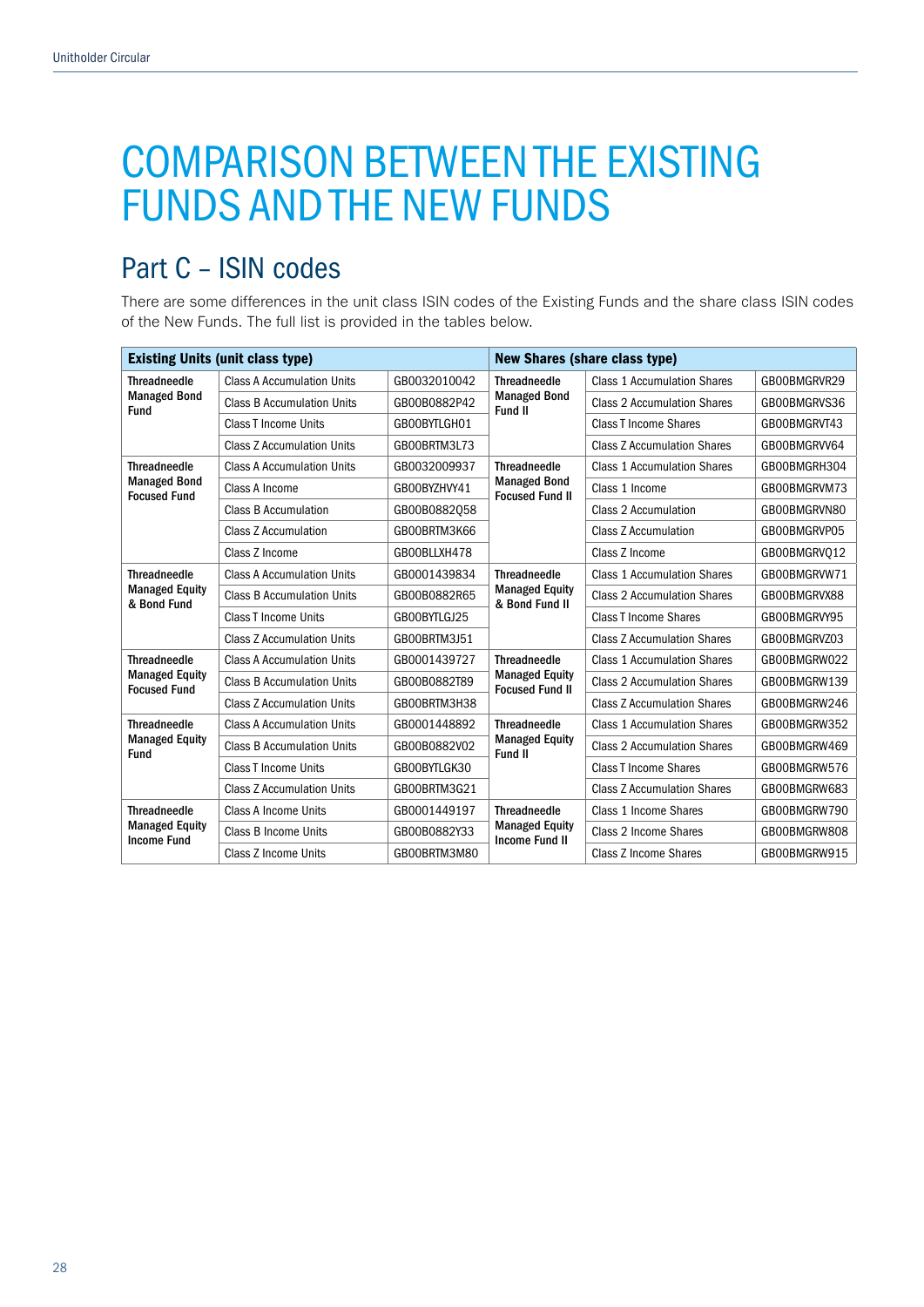# COMPARISON BETWEEN THE EXISTING FUNDS AND THE NEW FUNDS

## Part C – ISIN codes

There are some differences in the unit class ISIN codes of the Existing Funds and the share class ISIN codes of the New Funds. The full list is provided in the tables below.

| **Existing Units (unit class type)** | | | **New Shares (share class type)** | | |
|---|---|---|---|---|---|
| **Threadneedle Managed Bond Fund** | Class A Accumulation Units | GB0032010042 | **Threadneedle Managed Bond Fund II** | Class 1 Accumulation Shares | GB00BMGRVR29 |
| | Class B Accumulation Units | GB00B0882P42 | | Class 2 Accumulation Shares | GB00BMGRVS36 |
| | Class T Income Units | GB00BYTLGH01 | | Class T Income Shares | GB00BMGRVT43 |
| | Class Z Accumulation Units | GB00BRTM3L73 | | Class Z Accumulation Shares | GB00BMGRVV64 |
| **Threadneedle Managed Bond Focused Fund** | Class A Accumulation Units | GB0032009937 | **Threadneedle Managed Bond Focused Fund II** | Class 1 Accumulation Shares | GB00BMGRH304 |
| | Class A Income | GB00BYZHVY41 | | Class 1 Income | GB00BMGRVM73 |
| | Class B Accumulation | GB00B0882Q58 | | Class 2 Accumulation | GB00BMGRVN80 |
| | Class Z Accumulation | GB00BRTM3K66 | | Class Z Accumulation | GB00BMGRVP05 |
| | Class Z Income | GB00BLLXH478 | | Class Z Income | GB00BMGRVQ12 |
| **Threadneedle Managed Equity & Bond Fund** | Class A Accumulation Units | GB0001439834 | **Threadneedle Managed Equity & Bond Fund II** | Class 1 Accumulation Shares | GB00BMGRVW71 |
| | Class B Accumulation Units | GB00B0882R65 | | Class 2 Accumulation Shares | GB00BMGRVX88 |
| | Class T Income Units | GB00BYTLGJ25 | | Class T Income Shares | GB00BMGRVY95 |
| | Class Z Accumulation Units | GB00BRTM3J51 | | Class Z Accumulation Shares | GB00BMGRVZ03 |
| **Threadneedle Managed Equity Focused Fund** | Class A Accumulation Units | GB0001439727 | **Threadneedle Managed Equity Focused Fund II** | Class 1 Accumulation Shares | GB00BMGRW022 |
| | Class B Accumulation Units | GB00B0882T89 | | Class 2 Accumulation Shares | GB00BMGRW139 |
| | Class Z Accumulation Units | GB00BRTM3H38 | | Class Z Accumulation Shares | GB00BMGRW246 |
| **Threadneedle Managed Equity Fund** | Class A Accumulation Units | GB0001448892 | **Threadneedle Managed Equity Fund II** | Class 1 Accumulation Shares | GB00BMGRW352 |
| | Class B Accumulation Units | GB00B0882V02 | | Class 2 Accumulation Shares | GB00BMGRW469 |
| | Class T Income Units | GB00BYTLGK30 | | Class T Income Shares | GB00BMGRW576 |
| | Class Z Accumulation Units | GB00BRTM3G21 | | Class Z Accumulation Shares | GB00BMGRW683 |
| **Threadneedle Managed Equity Income Fund** | Class A Income Units | GB0001449197 | **Threadneedle Managed Equity Income Fund II** | Class 1 Income Shares | GB00BMGRW790 |
| | Class B Income Units | GB00B0882Y33 | | Class 2 Income Shares | GB00BMGRW808 |
| | Class Z Income Units | GB00BRTM3M80 | | Class Z Income Shares | GB00BMGRW915 |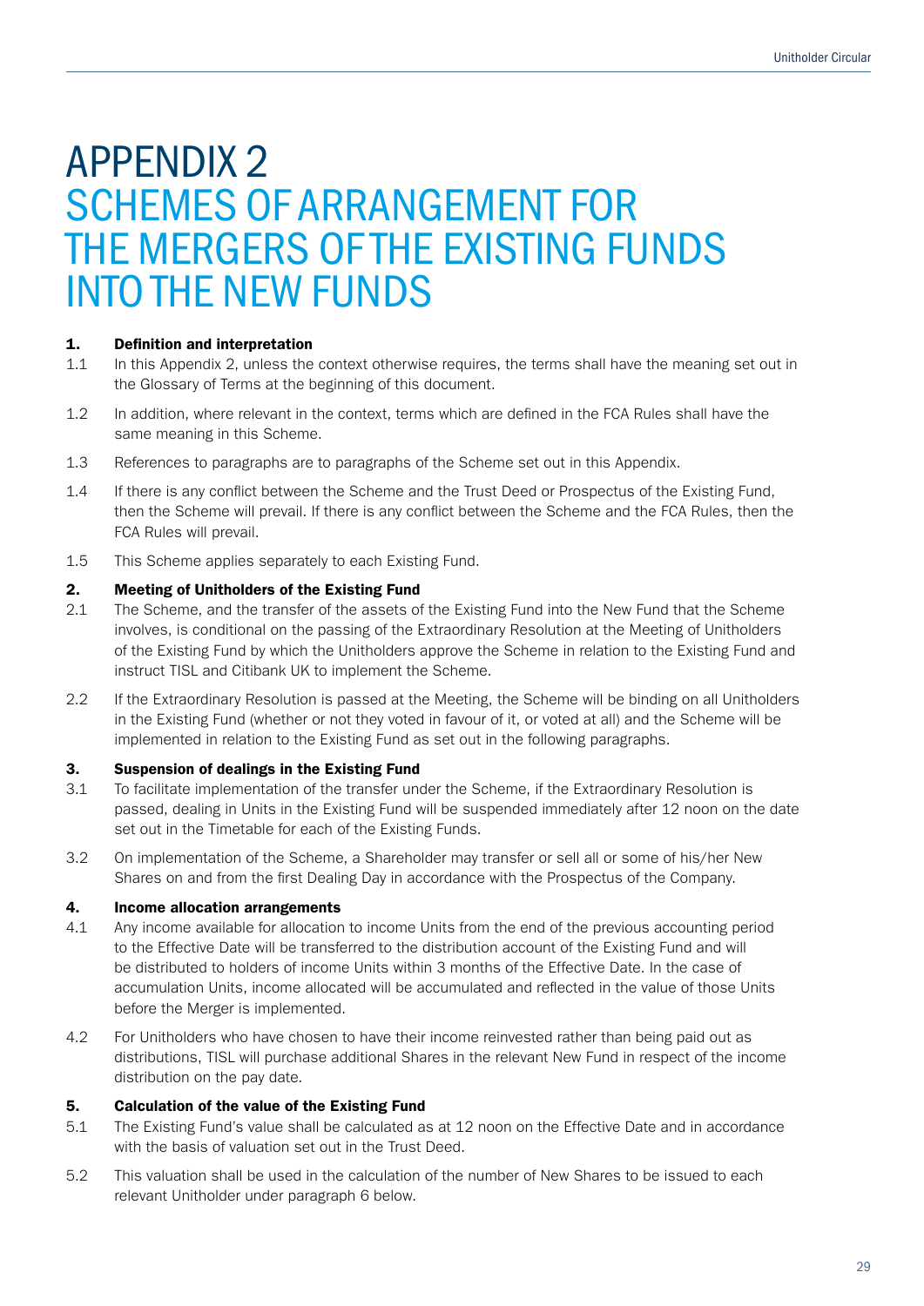# APPENDIX 2
# SCHEMES OF ARRANGEMENT FOR THE MERGERS OF THE EXISTING FUNDS INTO THE NEW FUNDS

**1. Definition and interpretation**

1.1 In this Appendix 2, unless the context otherwise requires, the terms shall have the meaning set out in the Glossary of Terms at the beginning of this document.

1.2 In addition, where relevant in the context, terms which are defined in the FCA Rules shall have the same meaning in this Scheme.

1.3 References to paragraphs are to paragraphs of the Scheme set out in this Appendix.

1.4 If there is any conflict between the Scheme and the Trust Deed or Prospectus of the Existing Fund, then the Scheme will prevail. If there is any conflict between the Scheme and the FCA Rules, then the FCA Rules will prevail.

1.5 This Scheme applies separately to each Existing Fund.

**2. Meeting of Unitholders of the Existing Fund**

2.1 The Scheme, and the transfer of the assets of the Existing Fund into the New Fund that the Scheme involves, is conditional on the passing of the Extraordinary Resolution at the Meeting of Unitholders of the Existing Fund by which the Unitholders approve the Scheme in relation to the Existing Fund and instruct TISL and Citibank UK to implement the Scheme.

2.2 If the Extraordinary Resolution is passed at the Meeting, the Scheme will be binding on all Unitholders in the Existing Fund (whether or not they voted in favour of it, or voted at all) and the Scheme will be implemented in relation to the Existing Fund as set out in the following paragraphs.

**3. Suspension of dealings in the Existing Fund**

3.1 To facilitate implementation of the transfer under the Scheme, if the Extraordinary Resolution is passed, dealing in Units in the Existing Fund will be suspended immediately after 12 noon on the date set out in the Timetable for each of the Existing Funds.

3.2 On implementation of the Scheme, a Shareholder may transfer or sell all or some of his/her New Shares on and from the first Dealing Day in accordance with the Prospectus of the Company.

**4. Income allocation arrangements**

4.1 Any income available for allocation to income Units from the end of the previous accounting period to the Effective Date will be transferred to the distribution account of the Existing Fund and will be distributed to holders of income Units within 3 months of the Effective Date. In the case of accumulation Units, income allocated will be accumulated and reflected in the value of those Units before the Merger is implemented.

4.2 For Unitholders who have chosen to have their income reinvested rather than being paid out as distributions, TISL will purchase additional Shares in the relevant New Fund in respect of the income distribution on the pay date.

**5. Calculation of the value of the Existing Fund**

5.1 The Existing Fund's value shall be calculated as at 12 noon on the Effective Date and in accordance with the basis of valuation set out in the Trust Deed.

5.2 This valuation shall be used in the calculation of the number of New Shares to be issued to each relevant Unitholder under paragraph 6 below.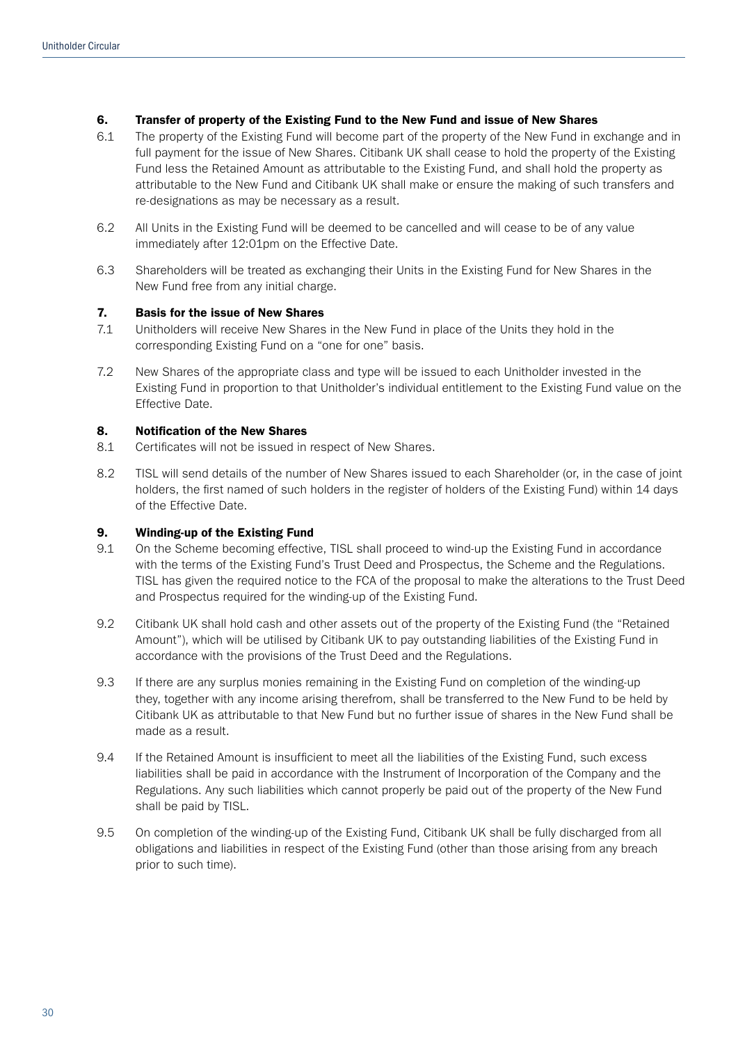### 6. Transfer of property of the Existing Fund to the New Fund and issue of New Shares

6.1 The property of the Existing Fund will become part of the property of the New Fund in exchange and in full payment for the issue of New Shares. Citibank UK shall cease to hold the property of the Existing Fund less the Retained Amount as attributable to the Existing Fund, and shall hold the property as attributable to the New Fund and Citibank UK shall make or ensure the making of such transfers and re-designations as may be necessary as a result.

6.2 All Units in the Existing Fund will be deemed to be cancelled and will cease to be of any value immediately after 12:01pm on the Effective Date.

6.3 Shareholders will be treated as exchanging their Units in the Existing Fund for New Shares in the New Fund free from any initial charge.

### 7. Basis for the issue of New Shares

7.1 Unitholders will receive New Shares in the New Fund in place of the Units they hold in the corresponding Existing Fund on a "one for one" basis.

7.2 New Shares of the appropriate class and type will be issued to each Unitholder invested in the Existing Fund in proportion to that Unitholder's individual entitlement to the Existing Fund value on the Effective Date.

### 8. Notification of the New Shares

8.1 Certificates will not be issued in respect of New Shares.

8.2 TISL will send details of the number of New Shares issued to each Shareholder (or, in the case of joint holders, the first named of such holders in the register of holders of the Existing Fund) within 14 days of the Effective Date.

### 9. Winding-up of the Existing Fund

9.1 On the Scheme becoming effective, TISL shall proceed to wind-up the Existing Fund in accordance with the terms of the Existing Fund's Trust Deed and Prospectus, the Scheme and the Regulations. TISL has given the required notice to the FCA of the proposal to make the alterations to the Trust Deed and Prospectus required for the winding-up of the Existing Fund.

9.2 Citibank UK shall hold cash and other assets out of the property of the Existing Fund (the "Retained Amount"), which will be utilised by Citibank UK to pay outstanding liabilities of the Existing Fund in accordance with the provisions of the Trust Deed and the Regulations.

9.3 If there are any surplus monies remaining in the Existing Fund on completion of the winding-up they, together with any income arising therefrom, shall be transferred to the New Fund to be held by Citibank UK as attributable to that New Fund but no further issue of shares in the New Fund shall be made as a result.

9.4 If the Retained Amount is insufficient to meet all the liabilities of the Existing Fund, such excess liabilities shall be paid in accordance with the Instrument of Incorporation of the Company and the Regulations. Any such liabilities which cannot properly be paid out of the property of the New Fund shall be paid by TISL.

9.5 On completion of the winding-up of the Existing Fund, Citibank UK shall be fully discharged from all obligations and liabilities in respect of the Existing Fund (other than those arising from any breach prior to such time).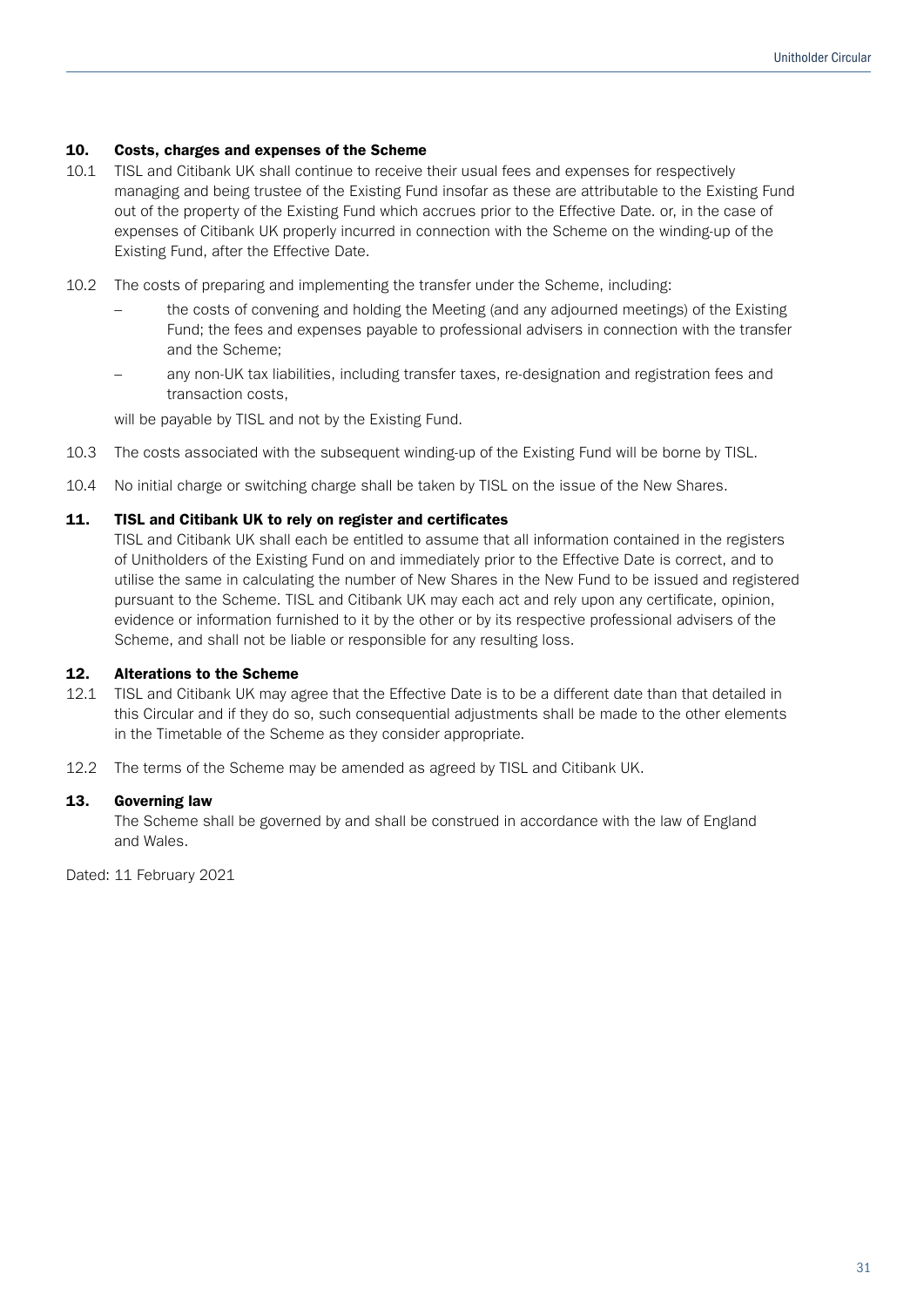## 10. Costs, charges and expenses of the Scheme

10.1 TISL and Citibank UK shall continue to receive their usual fees and expenses for respectively managing and being trustee of the Existing Fund insofar as these are attributable to the Existing Fund out of the property of the Existing Fund which accrues prior to the Effective Date. or, in the case of expenses of Citibank UK properly incurred in connection with the Scheme on the winding-up of the Existing Fund, after the Effective Date.

10.2 The costs of preparing and implementing the transfer under the Scheme, including:

- the costs of convening and holding the Meeting (and any adjourned meetings) of the Existing Fund; the fees and expenses payable to professional advisers in connection with the transfer and the Scheme;
- any non-UK tax liabilities, including transfer taxes, re-designation and registration fees and transaction costs,

will be payable by TISL and not by the Existing Fund.

10.3 The costs associated with the subsequent winding-up of the Existing Fund will be borne by TISL.

10.4 No initial charge or switching charge shall be taken by TISL on the issue of the New Shares.

## 11. TISL and Citibank UK to rely on register and certificates

TISL and Citibank UK shall each be entitled to assume that all information contained in the registers of Unitholders of the Existing Fund on and immediately prior to the Effective Date is correct, and to utilise the same in calculating the number of New Shares in the New Fund to be issued and registered pursuant to the Scheme. TISL and Citibank UK may each act and rely upon any certificate, opinion, evidence or information furnished to it by the other or by its respective professional advisers of the Scheme, and shall not be liable or responsible for any resulting loss.

## 12. Alterations to the Scheme

12.1 TISL and Citibank UK may agree that the Effective Date is to be a different date than that detailed in this Circular and if they do so, such consequential adjustments shall be made to the other elements in the Timetable of the Scheme as they consider appropriate.

12.2 The terms of the Scheme may be amended as agreed by TISL and Citibank UK.

## 13. Governing law

The Scheme shall be governed by and shall be construed in accordance with the law of England and Wales.

Dated: 11 February 2021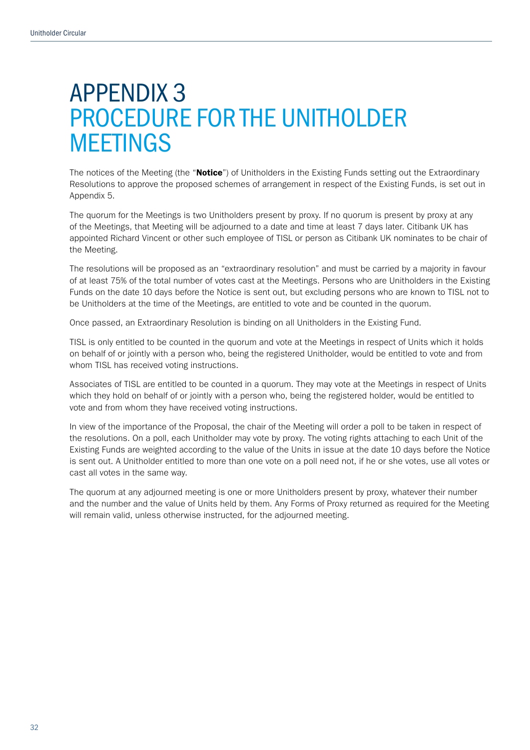# APPENDIX 3
## PROCEDURE FOR THE UNITHOLDER MEETINGS

The notices of the Meeting (the "**Notice**") of Unitholders in the Existing Funds setting out the Extraordinary Resolutions to approve the proposed schemes of arrangement in respect of the Existing Funds, is set out in Appendix 5.

The quorum for the Meetings is two Unitholders present by proxy. If no quorum is present by proxy at any of the Meetings, that Meeting will be adjourned to a date and time at least 7 days later. Citibank UK has appointed Richard Vincent or other such employee of TISL or person as Citibank UK nominates to be chair of the Meeting.

The resolutions will be proposed as an "extraordinary resolution" and must be carried by a majority in favour of at least 75% of the total number of votes cast at the Meetings. Persons who are Unitholders in the Existing Funds on the date 10 days before the Notice is sent out, but excluding persons who are known to TISL not to be Unitholders at the time of the Meetings, are entitled to vote and be counted in the quorum.

Once passed, an Extraordinary Resolution is binding on all Unitholders in the Existing Fund.

TISL is only entitled to be counted in the quorum and vote at the Meetings in respect of Units which it holds on behalf of or jointly with a person who, being the registered Unitholder, would be entitled to vote and from whom TISL has received voting instructions.

Associates of TISL are entitled to be counted in a quorum. They may vote at the Meetings in respect of Units which they hold on behalf of or jointly with a person who, being the registered holder, would be entitled to vote and from whom they have received voting instructions.

In view of the importance of the Proposal, the chair of the Meeting will order a poll to be taken in respect of the resolutions. On a poll, each Unitholder may vote by proxy. The voting rights attaching to each Unit of the Existing Funds are weighted according to the value of the Units in issue at the date 10 days before the Notice is sent out. A Unitholder entitled to more than one vote on a poll need not, if he or she votes, use all votes or cast all votes in the same way.

The quorum at any adjourned meeting is one or more Unitholders present by proxy, whatever their number and the number and the value of Units held by them. Any Forms of Proxy returned as required for the Meeting will remain valid, unless otherwise instructed, for the adjourned meeting.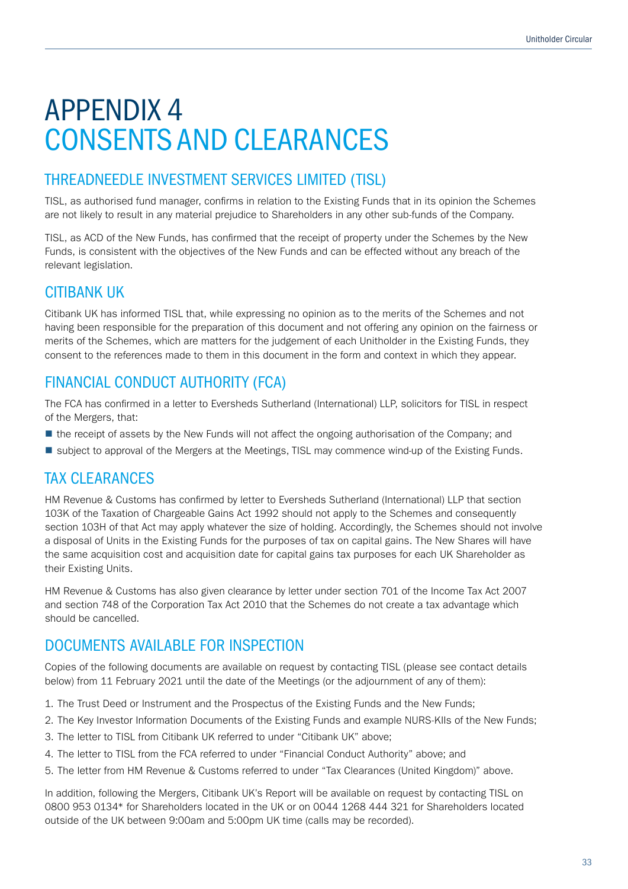# APPENDIX 4 CONSENTS AND CLEARANCES

## THREADNEEDLE INVESTMENT SERVICES LIMITED (TISL)

TISL, as authorised fund manager, confirms in relation to the Existing Funds that in its opinion the Schemes are not likely to result in any material prejudice to Shareholders in any other sub-funds of the Company.

TISL, as ACD of the New Funds, has confirmed that the receipt of property under the Schemes by the New Funds, is consistent with the objectives of the New Funds and can be effected without any breach of the relevant legislation.

## CITIBANK UK

Citibank UK has informed TISL that, while expressing no opinion as to the merits of the Schemes and not having been responsible for the preparation of this document and not offering any opinion on the fairness or merits of the Schemes, which are matters for the judgement of each Unitholder in the Existing Funds, they consent to the references made to them in this document in the form and context in which they appear.

## FINANCIAL CONDUCT AUTHORITY (FCA)

The FCA has confirmed in a letter to Eversheds Sutherland (International) LLP, solicitors for TISL in respect of the Mergers, that:

- the receipt of assets by the New Funds will not affect the ongoing authorisation of the Company; and
- subject to approval of the Mergers at the Meetings, TISL may commence wind-up of the Existing Funds.

## TAX CLEARANCES

HM Revenue & Customs has confirmed by letter to Eversheds Sutherland (International) LLP that section 103K of the Taxation of Chargeable Gains Act 1992 should not apply to the Schemes and consequently section 103H of that Act may apply whatever the size of holding. Accordingly, the Schemes should not involve a disposal of Units in the Existing Funds for the purposes of tax on capital gains. The New Shares will have the same acquisition cost and acquisition date for capital gains tax purposes for each UK Shareholder as their Existing Units.

HM Revenue & Customs has also given clearance by letter under section 701 of the Income Tax Act 2007 and section 748 of the Corporation Tax Act 2010 that the Schemes do not create a tax advantage which should be cancelled.

## DOCUMENTS AVAILABLE FOR INSPECTION

Copies of the following documents are available on request by contacting TISL (please see contact details below) from 11 February 2021 until the date of the Meetings (or the adjournment of any of them):

1. The Trust Deed or Instrument and the Prospectus of the Existing Funds and the New Funds;
2. The Key Investor Information Documents of the Existing Funds and example NURS-KIIs of the New Funds;
3. The letter to TISL from Citibank UK referred to under "Citibank UK" above;
4. The letter to TISL from the FCA referred to under "Financial Conduct Authority" above; and
5. The letter from HM Revenue & Customs referred to under "Tax Clearances (United Kingdom)" above.

In addition, following the Mergers, Citibank UK's Report will be available on request by contacting TISL on 0800 953 0134* for Shareholders located in the UK or on 0044 1268 444 321 for Shareholders located outside of the UK between 9:00am and 5:00pm UK time (calls may be recorded).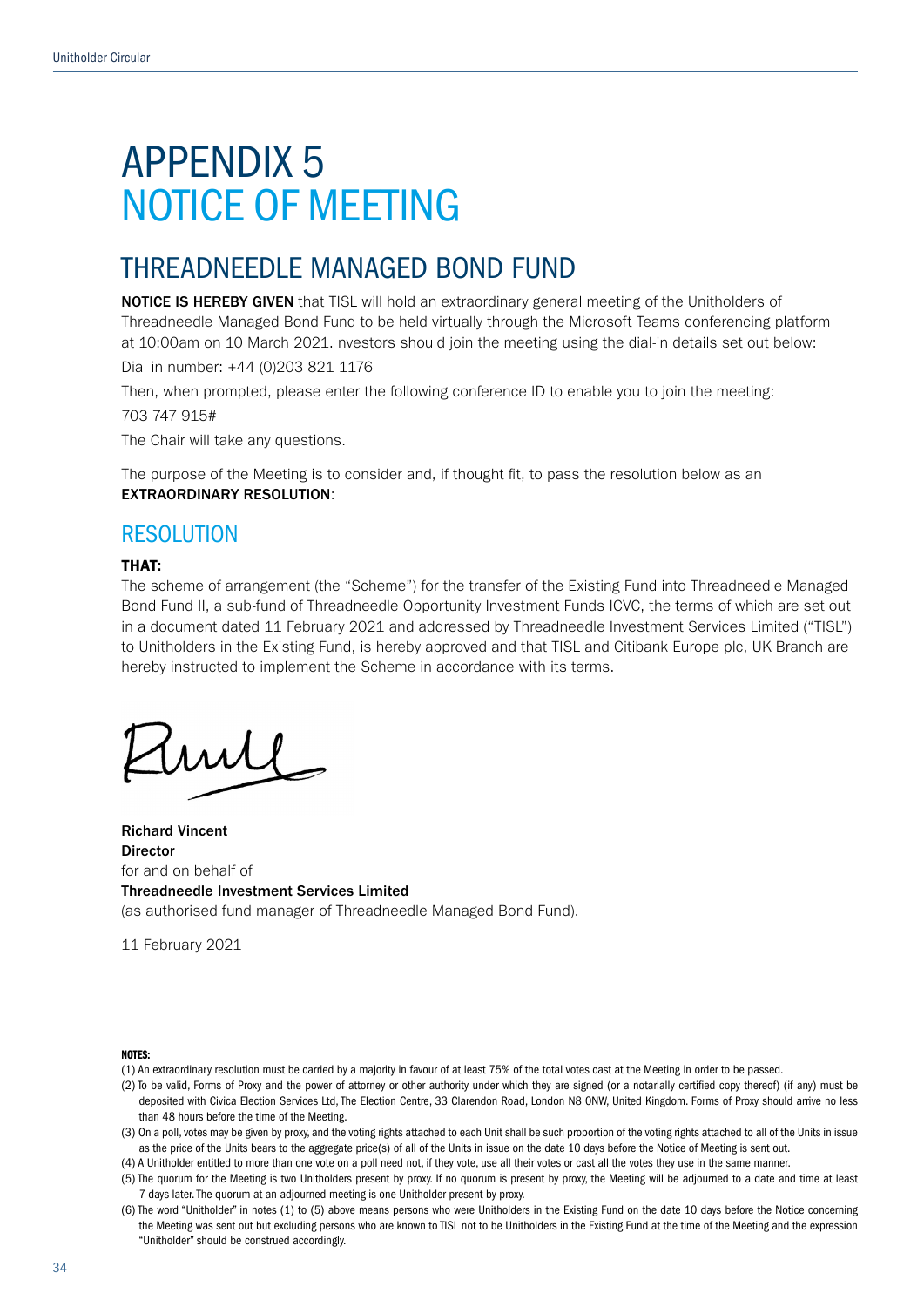# APPENDIX 5
# NOTICE OF MEETING

## THREADNEEDLE MANAGED BOND FUND

**NOTICE IS HEREBY GIVEN** that TISL will hold an extraordinary general meeting of the Unitholders of Threadneedle Managed Bond Fund to be held virtually through the Microsoft Teams conferencing platform at 10:00am on 10 March 2021. nvestors should join the meeting using the dial-in details set out below:

Dial in number: +44 (0)203 821 1176

Then, when prompted, please enter the following conference ID to enable you to join the meeting:

703 747 915#

The Chair will take any questions.

The purpose of the Meeting is to consider and, if thought fit, to pass the resolution below as an **EXTRAORDINARY RESOLUTION**:

### RESOLUTION

**THAT:**

The scheme of arrangement (the "Scheme") for the transfer of the Existing Fund into Threadneedle Managed Bond Fund II, a sub-fund of Threadneedle Opportunity Investment Funds ICVC, the terms of which are set out in a document dated 11 February 2021 and addressed by Threadneedle Investment Services Limited ("TISL") to Unitholders in the Existing Fund, is hereby approved and that TISL and Citibank Europe plc, UK Branch are hereby instructed to implement the Scheme in accordance with its terms.

**Richard Vincent**
**Director**
for and on behalf of
**Threadneedle Investment Services Limited**
(as authorised fund manager of Threadneedle Managed Bond Fund).

11 February 2021

**NOTES:**

(1) An extraordinary resolution must be carried by a majority in favour of at least 75% of the total votes cast at the Meeting in order to be passed.

(2) To be valid, Forms of Proxy and the power of attorney or other authority under which they are signed (or a notarially certified copy thereof) (if any) must be deposited with Civica Election Services Ltd, The Election Centre, 33 Clarendon Road, London N8 0NW, United Kingdom. Forms of Proxy should arrive no less than 48 hours before the time of the Meeting.

(3) On a poll, votes may be given by proxy, and the voting rights attached to each Unit shall be such proportion of the voting rights attached to all of the Units in issue as the price of the Units bears to the aggregate price(s) of all of the Units in issue on the date 10 days before the Notice of Meeting is sent out.

(4) A Unitholder entitled to more than one vote on a poll need not, if they vote, use all their votes or cast all the votes they use in the same manner.

(5) The quorum for the Meeting is two Unitholders present by proxy. If no quorum is present by proxy, the Meeting will be adjourned to a date and time at least 7 days later. The quorum at an adjourned meeting is one Unitholder present by proxy.

(6) The word "Unitholder" in notes (1) to (5) above means persons who were Unitholders in the Existing Fund on the date 10 days before the Notice concerning the Meeting was sent out but excluding persons who are known to TISL not to be Unitholders in the Existing Fund at the time of the Meeting and the expression "Unitholder" should be construed accordingly.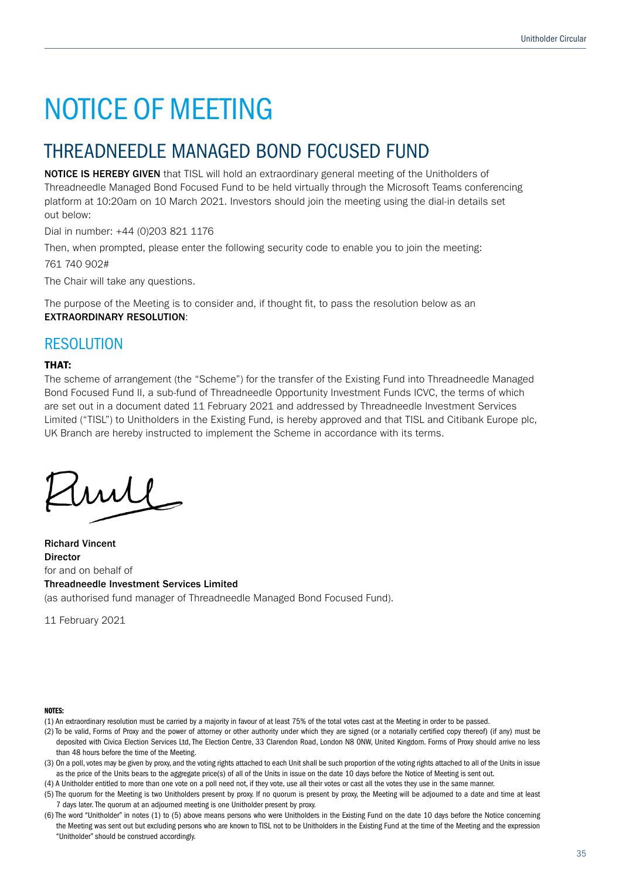# NOTICE OF MEETING

## THREADNEEDLE MANAGED BOND FOCUSED FUND

**NOTICE IS HEREBY GIVEN** that TISL will hold an extraordinary general meeting of the Unitholders of Threadneedle Managed Bond Focused Fund to be held virtually through the Microsoft Teams conferencing platform at 10:20am on 10 March 2021. Investors should join the meeting using the dial-in details set out below:

Dial in number: +44 (0)203 821 1176

Then, when prompted, please enter the following security code to enable you to join the meeting:

761 740 902#

The Chair will take any questions.

The purpose of the Meeting is to consider and, if thought fit, to pass the resolution below as an **EXTRAORDINARY RESOLUTION**:

## RESOLUTION

**THAT:**

The scheme of arrangement (the "Scheme") for the transfer of the Existing Fund into Threadneedle Managed Bond Focused Fund II, a sub-fund of Threadneedle Opportunity Investment Funds ICVC, the terms of which are set out in a document dated 11 February 2021 and addressed by Threadneedle Investment Services Limited ("TISL") to Unitholders in the Existing Fund, is hereby approved and that TISL and Citibank Europe plc, UK Branch are hereby instructed to implement the Scheme in accordance with its terms.

**Richard Vincent**
**Director**
for and on behalf of
**Threadneedle Investment Services Limited**
(as authorised fund manager of Threadneedle Managed Bond Focused Fund).

11 February 2021

**NOTES:**

(1) An extraordinary resolution must be carried by a majority in favour of at least 75% of the total votes cast at the Meeting in order to be passed.

(2) To be valid, Forms of Proxy and the power of attorney or other authority under which they are signed (or a notarially certified copy thereof) (if any) must be deposited with Civica Election Services Ltd, The Election Centre, 33 Clarendon Road, London N8 0NW, United Kingdom. Forms of Proxy should arrive no less than 48 hours before the time of the Meeting.

(3) On a poll, votes may be given by proxy, and the voting rights attached to each Unit shall be such proportion of the voting rights attached to all of the Units in issue as the price of the Units bears to the aggregate price(s) of all of the Units in issue on the date 10 days before the Notice of Meeting is sent out.

(4) A Unitholder entitled to more than one vote on a poll need not, if they vote, use all their votes or cast all the votes they use in the same manner.

(5) The quorum for the Meeting is two Unitholders present by proxy. If no quorum is present by proxy, the Meeting will be adjourned to a date and time at least 7 days later. The quorum at an adjourned meeting is one Unitholder present by proxy.

(6) The word "Unitholder" in notes (1) to (5) above means persons who were Unitholders in the Existing Fund on the date 10 days before the Notice concerning the Meeting was sent out but excluding persons who are known to TISL not to be Unitholders in the Existing Fund at the time of the Meeting and the expression "Unitholder" should be construed accordingly.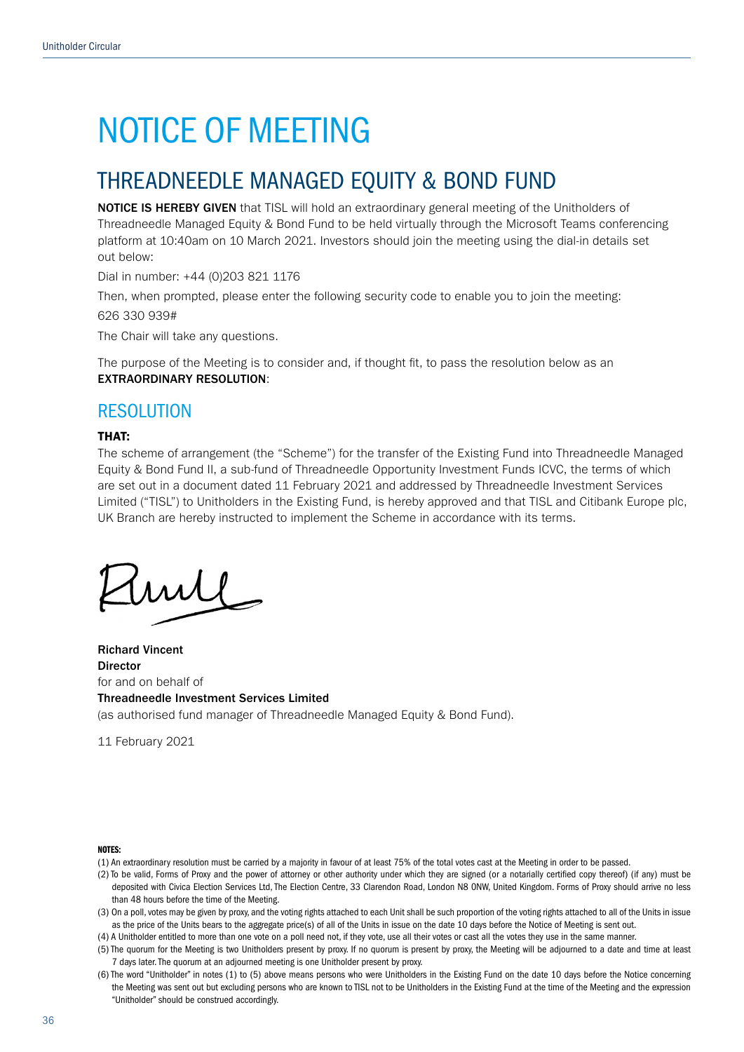# NOTICE OF MEETING

## THREADNEEDLE MANAGED EQUITY & BOND FUND

**NOTICE IS HEREBY GIVEN** that TISL will hold an extraordinary general meeting of the Unitholders of Threadneedle Managed Equity & Bond Fund to be held virtually through the Microsoft Teams conferencing platform at 10:40am on 10 March 2021. Investors should join the meeting using the dial-in details set out below:

Dial in number: +44 (0)203 821 1176

Then, when prompted, please enter the following security code to enable you to join the meeting:

626 330 939#

The Chair will take any questions.

The purpose of the Meeting is to consider and, if thought fit, to pass the resolution below as an **EXTRAORDINARY RESOLUTION**:

## RESOLUTION

**THAT:**

The scheme of arrangement (the "Scheme") for the transfer of the Existing Fund into Threadneedle Managed Equity & Bond Fund II, a sub-fund of Threadneedle Opportunity Investment Funds ICVC, the terms of which are set out in a document dated 11 February 2021 and addressed by Threadneedle Investment Services Limited ("TISL") to Unitholders in the Existing Fund, is hereby approved and that TISL and Citibank Europe plc, UK Branch are hereby instructed to implement the Scheme in accordance with its terms.

**Richard Vincent**
**Director**
for and on behalf of
**Threadneedle Investment Services Limited**
(as authorised fund manager of Threadneedle Managed Equity & Bond Fund).

11 February 2021

**NOTES:**

(1) An extraordinary resolution must be carried by a majority in favour of at least 75% of the total votes cast at the Meeting in order to be passed.

(2) To be valid, Forms of Proxy and the power of attorney or other authority under which they are signed (or a notarially certified copy thereof) (if any) must be deposited with Civica Election Services Ltd, The Election Centre, 33 Clarendon Road, London N8 0NW, United Kingdom. Forms of Proxy should arrive no less than 48 hours before the time of the Meeting.

(3) On a poll, votes may be given by proxy, and the voting rights attached to each Unit shall be such proportion of the voting rights attached to all of the Units in issue as the price of the Units bears to the aggregate price(s) of all of the Units in issue on the date 10 days before the Notice of Meeting is sent out.

(4) A Unitholder entitled to more than one vote on a poll need not, if they vote, use all their votes or cast all the votes they use in the same manner.

(5) The quorum for the Meeting is two Unitholders present by proxy. If no quorum is present by proxy, the Meeting will be adjourned to a date and time at least 7 days later. The quorum at an adjourned meeting is one Unitholder present by proxy.

(6) The word "Unitholder" in notes (1) to (5) above means persons who were Unitholders in the Existing Fund on the date 10 days before the Notice concerning the Meeting was sent out but excluding persons who are known to TISL not to be Unitholders in the Existing Fund at the time of the Meeting and the expression "Unitholder" should be construed accordingly.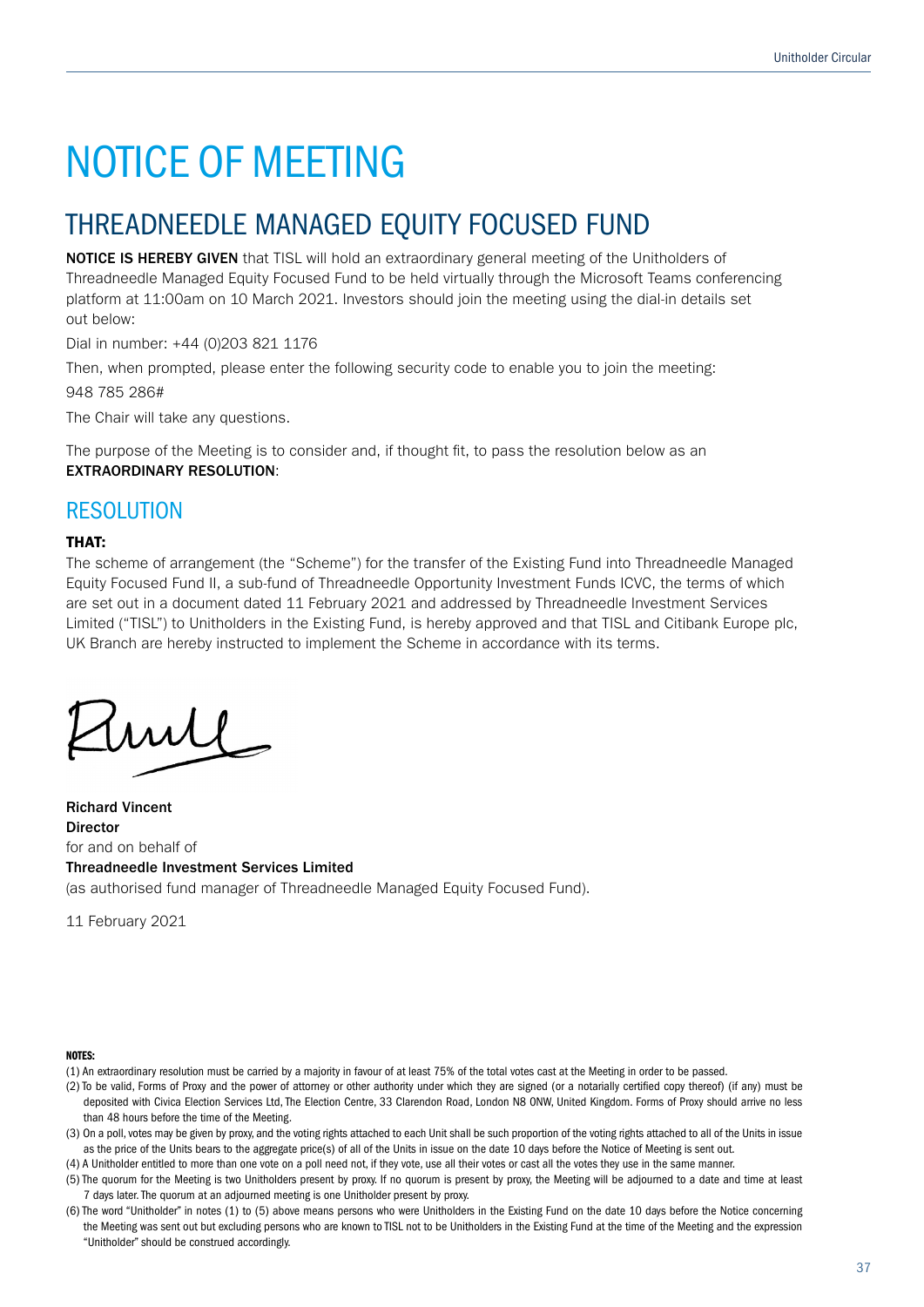# NOTICE OF MEETING

## THREADNEEDLE MANAGED EQUITY FOCUSED FUND

**NOTICE IS HEREBY GIVEN** that TISL will hold an extraordinary general meeting of the Unitholders of Threadneedle Managed Equity Focused Fund to be held virtually through the Microsoft Teams conferencing platform at 11:00am on 10 March 2021. Investors should join the meeting using the dial-in details set out below:

Dial in number: +44 (0)203 821 1176

Then, when prompted, please enter the following security code to enable you to join the meeting:

948 785 286#

The Chair will take any questions.

The purpose of the Meeting is to consider and, if thought fit, to pass the resolution below as an **EXTRAORDINARY RESOLUTION**:

## RESOLUTION

**THAT:**

The scheme of arrangement (the "Scheme") for the transfer of the Existing Fund into Threadneedle Managed Equity Focused Fund II, a sub-fund of Threadneedle Opportunity Investment Funds ICVC, the terms of which are set out in a document dated 11 February 2021 and addressed by Threadneedle Investment Services Limited ("TISL") to Unitholders in the Existing Fund, is hereby approved and that TISL and Citibank Europe plc, UK Branch are hereby instructed to implement the Scheme in accordance with its terms.

**Richard Vincent**
**Director**
for and on behalf of
**Threadneedle Investment Services Limited**
(as authorised fund manager of Threadneedle Managed Equity Focused Fund).

11 February 2021

**NOTES:**

(1) An extraordinary resolution must be carried by a majority in favour of at least 75% of the total votes cast at the Meeting in order to be passed.

(2) To be valid, Forms of Proxy and the power of attorney or other authority under which they are signed (or a notarially certified copy thereof) (if any) must be deposited with Civica Election Services Ltd, The Election Centre, 33 Clarendon Road, London N8 0NW, United Kingdom. Forms of Proxy should arrive no less than 48 hours before the time of the Meeting.

(3) On a poll, votes may be given by proxy, and the voting rights attached to each Unit shall be such proportion of the voting rights attached to all of the Units in issue as the price of the Units bears to the aggregate price(s) of all of the Units in issue on the date 10 days before the Notice of Meeting is sent out.

(4) A Unitholder entitled to more than one vote on a poll need not, if they vote, use all their votes or cast all the votes they use in the same manner.

(5) The quorum for the Meeting is two Unitholders present by proxy. If no quorum is present by proxy, the Meeting will be adjourned to a date and time at least 7 days later. The quorum at an adjourned meeting is one Unitholder present by proxy.

(6) The word "Unitholder" in notes (1) to (5) above means persons who were Unitholders in the Existing Fund on the date 10 days before the Notice concerning the Meeting was sent out but excluding persons who are known to TISL not to be Unitholders in the Existing Fund at the time of the Meeting and the expression "Unitholder" should be construed accordingly.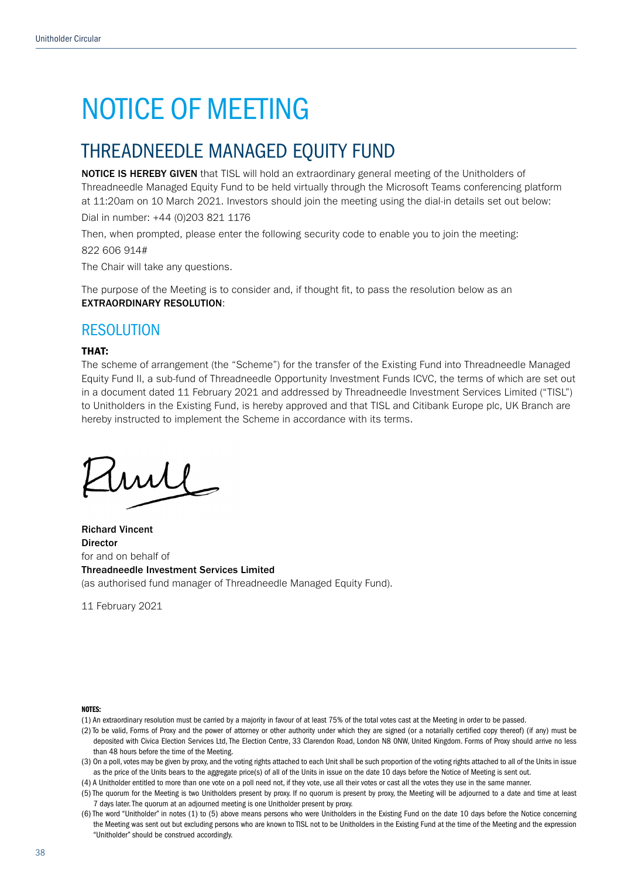# NOTICE OF MEETING

## THREADNEEDLE MANAGED EQUITY FUND

**NOTICE IS HEREBY GIVEN** that TISL will hold an extraordinary general meeting of the Unitholders of Threadneedle Managed Equity Fund to be held virtually through the Microsoft Teams conferencing platform at 11:20am on 10 March 2021. Investors should join the meeting using the dial-in details set out below:

Dial in number: +44 (0)203 821 1176

Then, when prompted, please enter the following security code to enable you to join the meeting:

822 606 914#

The Chair will take any questions.

The purpose of the Meeting is to consider and, if thought fit, to pass the resolution below as an **EXTRAORDINARY RESOLUTION**:

## RESOLUTION

**THAT:**

The scheme of arrangement (the "Scheme") for the transfer of the Existing Fund into Threadneedle Managed Equity Fund II, a sub-fund of Threadneedle Opportunity Investment Funds ICVC, the terms of which are set out in a document dated 11 February 2021 and addressed by Threadneedle Investment Services Limited ("TISL") to Unitholders in the Existing Fund, is hereby approved and that TISL and Citibank Europe plc, UK Branch are hereby instructed to implement the Scheme in accordance with its terms.

**Richard Vincent**
**Director**
for and on behalf of
**Threadneedle Investment Services Limited**
(as authorised fund manager of Threadneedle Managed Equity Fund).

11 February 2021

**NOTES:**

(1) An extraordinary resolution must be carried by a majority in favour of at least 75% of the total votes cast at the Meeting in order to be passed.

(2) To be valid, Forms of Proxy and the power of attorney or other authority under which they are signed (or a notarially certified copy thereof) (if any) must be deposited with Civica Election Services Ltd, The Election Centre, 33 Clarendon Road, London N8 0NW, United Kingdom. Forms of Proxy should arrive no less than 48 hours before the time of the Meeting.

(3) On a poll, votes may be given by proxy, and the voting rights attached to each Unit shall be such proportion of the voting rights attached to all of the Units in issue as the price of the Units bears to the aggregate price(s) of all of the Units in issue on the date 10 days before the Notice of Meeting is sent out.

(4) A Unitholder entitled to more than one vote on a poll need not, if they vote, use all their votes or cast all the votes they use in the same manner.

(5) The quorum for the Meeting is two Unitholders present by proxy. If no quorum is present by proxy, the Meeting will be adjourned to a date and time at least 7 days later. The quorum at an adjourned meeting is one Unitholder present by proxy.

(6) The word "Unitholder" in notes (1) to (5) above means persons who were Unitholders in the Existing Fund on the date 10 days before the Notice concerning the Meeting was sent out but excluding persons who are known to TISL not to be Unitholders in the Existing Fund at the time of the Meeting and the expression "Unitholder" should be construed accordingly.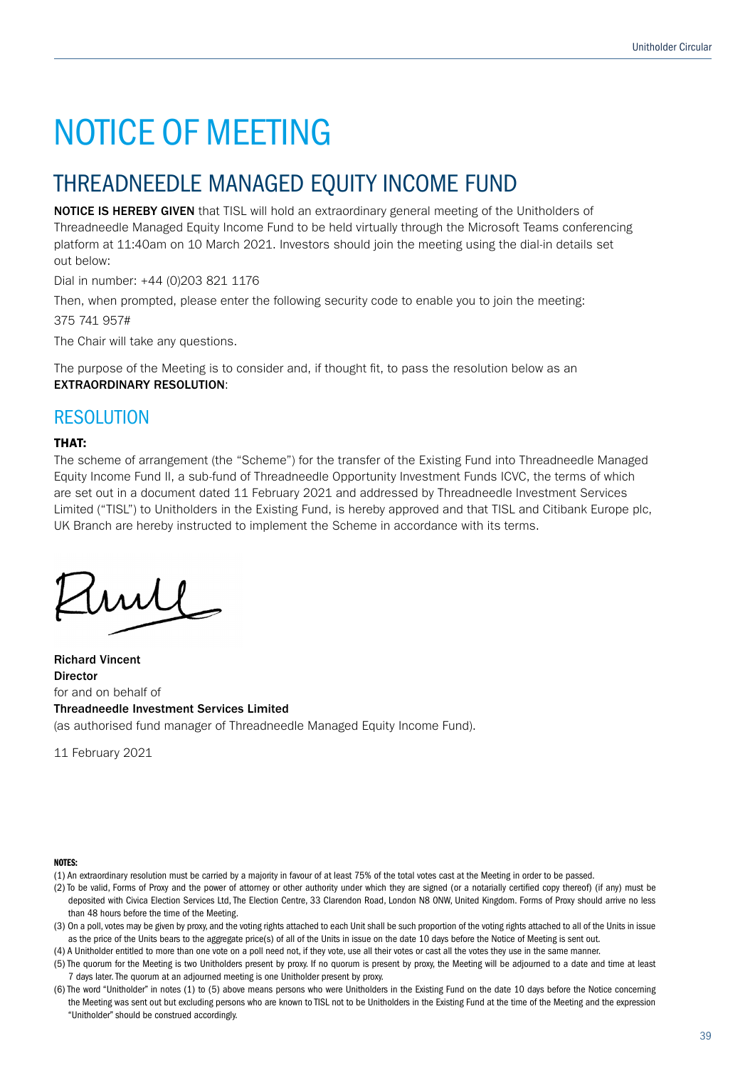# NOTICE OF MEETING

## THREADNEEDLE MANAGED EQUITY INCOME FUND

**NOTICE IS HEREBY GIVEN** that TISL will hold an extraordinary general meeting of the Unitholders of Threadneedle Managed Equity Income Fund to be held virtually through the Microsoft Teams conferencing platform at 11:40am on 10 March 2021. Investors should join the meeting using the dial-in details set out below:

Dial in number: +44 (0)203 821 1176

Then, when prompted, please enter the following security code to enable you to join the meeting:

375 741 957#

The Chair will take any questions.

The purpose of the Meeting is to consider and, if thought fit, to pass the resolution below as an **EXTRAORDINARY RESOLUTION**:

## RESOLUTION

**THAT:**

The scheme of arrangement (the "Scheme") for the transfer of the Existing Fund into Threadneedle Managed Equity Income Fund II, a sub-fund of Threadneedle Opportunity Investment Funds ICVC, the terms of which are set out in a document dated 11 February 2021 and addressed by Threadneedle Investment Services Limited ("TISL") to Unitholders in the Existing Fund, is hereby approved and that TISL and Citibank Europe plc, UK Branch are hereby instructed to implement the Scheme in accordance with its terms.

**Richard Vincent**
**Director**
for and on behalf of
**Threadneedle Investment Services Limited**
(as authorised fund manager of Threadneedle Managed Equity Income Fund).

11 February 2021

**NOTES:**

(1) An extraordinary resolution must be carried by a majority in favour of at least 75% of the total votes cast at the Meeting in order to be passed.

(2) To be valid, Forms of Proxy and the power of attorney or other authority under which they are signed (or a notarially certified copy thereof) (if any) must be deposited with Civica Election Services Ltd, The Election Centre, 33 Clarendon Road, London N8 0NW, United Kingdom. Forms of Proxy should arrive no less than 48 hours before the time of the Meeting.

(3) On a poll, votes may be given by proxy, and the voting rights attached to each Unit shall be such proportion of the voting rights attached to all of the Units in issue as the price of the Units bears to the aggregate price(s) of all of the Units in issue on the date 10 days before the Notice of Meeting is sent out.

(4) A Unitholder entitled to more than one vote on a poll need not, if they vote, use all their votes or cast all the votes they use in the same manner.

(5) The quorum for the Meeting is two Unitholders present by proxy. If no quorum is present by proxy, the Meeting will be adjourned to a date and time at least 7 days later. The quorum at an adjourned meeting is one Unitholder present by proxy.

(6) The word "Unitholder" in notes (1) to (5) above means persons who were Unitholders in the Existing Fund on the date 10 days before the Notice concerning the Meeting was sent out but excluding persons who are known to TISL not to be Unitholders in the Existing Fund at the time of the Meeting and the expression "Unitholder" should be construed accordingly.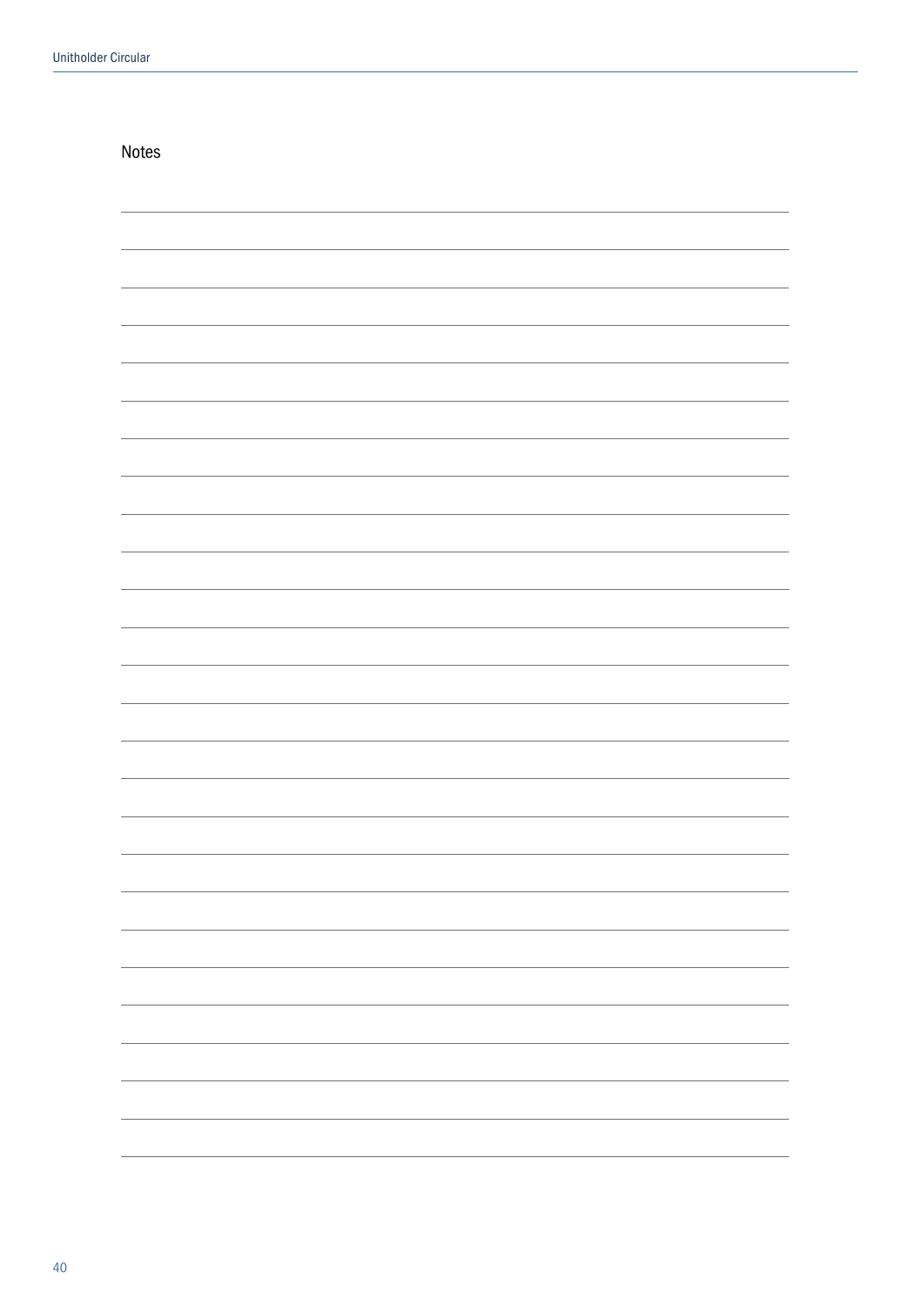Notes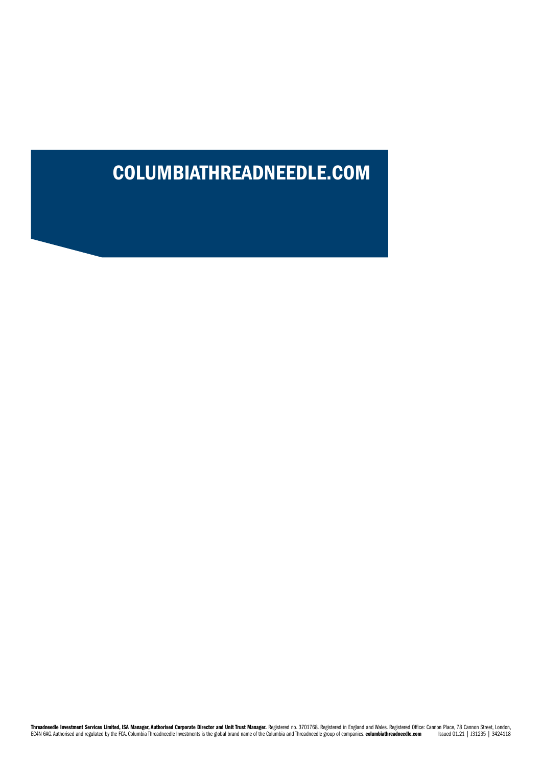# COLUMBIATHREADNEEDLE.COM

**Threadneedle Investment Services Limited, ISA Manager, Authorised Corporate Director and Unit Trust Manager.** Registered no. 3701768. Registered in England and Wales. Registered Office: Cannon Place, 78 Cannon Street, London, EC4N 6AG. Authorised and regulated by the FCA. Columbia Threadneedle Investments is the global brand name of the Columbia and Threadneedle group of companies. **columbiathreadneedle.com** Issued 01.21 | J31235 | 3424118